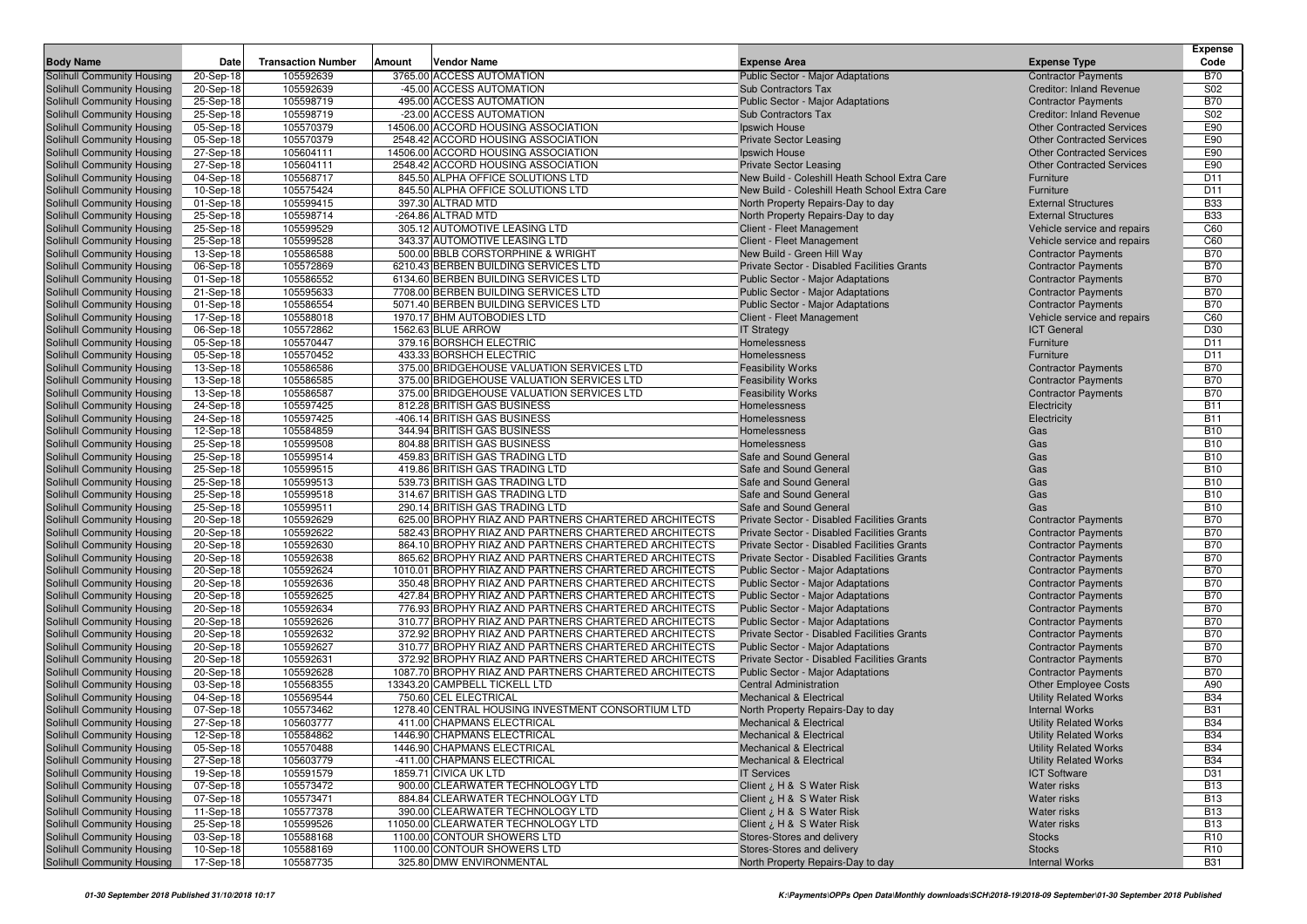| Body Name | Date | Transaction Number | Amount | Vendor Name | Expense Area | Expense Type | Expense Code |
|---|---|---|---|---|---|---|---|
| Solihull Community Housing | 20-Sep-18 | 105592639 | 3765.00 | ACCESS AUTOMATION | Public Sector - Major Adaptations | Contractor Payments | B70 |
| Solihull Community Housing | 20-Sep-18 | 105592639 | -45.00 | ACCESS AUTOMATION | Sub Contractors Tax | Creditor: Inland Revenue | S02 |
| Solihull Community Housing | 25-Sep-18 | 105598719 | 495.00 | ACCESS AUTOMATION | Public Sector - Major Adaptations | Contractor Payments | B70 |
| Solihull Community Housing | 25-Sep-18 | 105598719 | -23.00 | ACCESS AUTOMATION | Sub Contractors Tax | Creditor: Inland Revenue | S02 |
| Solihull Community Housing | 05-Sep-18 | 105570379 | 14506.00 | ACCORD HOUSING ASSOCIATION | Ipswich House | Other Contracted Services | E90 |
| Solihull Community Housing | 05-Sep-18 | 105570379 | 2548.42 | ACCORD HOUSING ASSOCIATION | Private Sector Leasing | Other Contracted Services | E90 |
| Solihull Community Housing | 27-Sep-18 | 105604111 | 14506.00 | ACCORD HOUSING ASSOCIATION | Ipswich House | Other Contracted Services | E90 |
| Solihull Community Housing | 27-Sep-18 | 105604111 | 2548.42 | ACCORD HOUSING ASSOCIATION | Private Sector Leasing | Other Contracted Services | E90 |
| Solihull Community Housing | 04-Sep-18 | 105568717 | 845.50 | ALPHA OFFICE SOLUTIONS LTD | New Build - Coleshill Heath School Extra Care | Furniture | D11 |
| Solihull Community Housing | 10-Sep-18 | 105575424 | 845.50 | ALPHA OFFICE SOLUTIONS LTD | New Build - Coleshill Heath School Extra Care | Furniture | D11 |
| Solihull Community Housing | 01-Sep-18 | 105599415 | 397.30 | ALTRAD MTD | North Property Repairs-Day to day | External Structures | B33 |
| Solihull Community Housing | 25-Sep-18 | 105598714 | -264.86 | ALTRAD MTD | North Property Repairs-Day to day | External Structures | B33 |
| Solihull Community Housing | 25-Sep-18 | 105599529 | 305.12 | AUTOMOTIVE LEASING LTD | Client - Fleet Management | Vehicle service and repairs | C60 |
| Solihull Community Housing | 25-Sep-18 | 105599528 | 343.37 | AUTOMOTIVE LEASING LTD | Client - Fleet Management | Vehicle service and repairs | C60 |
| Solihull Community Housing | 13-Sep-18 | 105586588 | 500.00 | BBLB CORSTORPHINE & WRIGHT | New Build - Green Hill Way | Contractor Payments | B70 |
| Solihull Community Housing | 06-Sep-18 | 105572869 | 6210.43 | BERBEN BUILDING SERVICES LTD | Private Sector - Disabled Facilities Grants | Contractor Payments | B70 |
| Solihull Community Housing | 01-Sep-18 | 105586552 | 6134.60 | BERBEN BUILDING SERVICES LTD | Public Sector - Major Adaptations | Contractor Payments | B70 |
| Solihull Community Housing | 21-Sep-18 | 105595633 | 7708.00 | BERBEN BUILDING SERVICES LTD | Public Sector - Major Adaptations | Contractor Payments | B70 |
| Solihull Community Housing | 01-Sep-18 | 105586554 | 5071.40 | BERBEN BUILDING SERVICES LTD | Public Sector - Major Adaptations | Contractor Payments | B70 |
| Solihull Community Housing | 17-Sep-18 | 105588018 | 1970.17 | BHM AUTOBODIES LTD | Client - Fleet Management | Vehicle service and repairs | C60 |
| Solihull Community Housing | 06-Sep-18 | 105572862 | 1562.63 | BLUE ARROW | IT Strategy | ICT General | D30 |
| Solihull Community Housing | 05-Sep-18 | 105570447 | 379.16 | BORSHCH ELECTRIC | Homelessness | Furniture | D11 |
| Solihull Community Housing | 05-Sep-18 | 105570452 | 433.33 | BORSHCH ELECTRIC | Homelessness | Furniture | D11 |
| Solihull Community Housing | 13-Sep-18 | 105586586 | 375.00 | BRIDGEHOUSE VALUATION SERVICES LTD | Feasibility Works | Contractor Payments | B70 |
| Solihull Community Housing | 13-Sep-18 | 105586585 | 375.00 | BRIDGEHOUSE VALUATION SERVICES LTD | Feasibility Works | Contractor Payments | B70 |
| Solihull Community Housing | 13-Sep-18 | 105586587 | 375.00 | BRIDGEHOUSE VALUATION SERVICES LTD | Feasibility Works | Contractor Payments | B70 |
| Solihull Community Housing | 24-Sep-18 | 105597425 | 812.28 | BRITISH GAS BUSINESS | Homelessness | Electricity | B11 |
| Solihull Community Housing | 24-Sep-18 | 105597425 | -406.14 | BRITISH GAS BUSINESS | Homelessness | Electricity | B11 |
| Solihull Community Housing | 12-Sep-18 | 105584859 | 344.94 | BRITISH GAS BUSINESS | Homelessness | Gas | B10 |
| Solihull Community Housing | 25-Sep-18 | 105599508 | 804.88 | BRITISH GAS BUSINESS | Homelessness | Gas | B10 |
| Solihull Community Housing | 25-Sep-18 | 105599514 | 459.83 | BRITISH GAS TRADING LTD | Safe and Sound General | Gas | B10 |
| Solihull Community Housing | 25-Sep-18 | 105599515 | 419.86 | BRITISH GAS TRADING LTD | Safe and Sound General | Gas | B10 |
| Solihull Community Housing | 25-Sep-18 | 105599513 | 539.73 | BRITISH GAS TRADING LTD | Safe and Sound General | Gas | B10 |
| Solihull Community Housing | 25-Sep-18 | 105599518 | 314.67 | BRITISH GAS TRADING LTD | Safe and Sound General | Gas | B10 |
| Solihull Community Housing | 25-Sep-18 | 105599511 | 290.14 | BRITISH GAS TRADING LTD | Safe and Sound General | Gas | B10 |
| Solihull Community Housing | 20-Sep-18 | 105592629 | 625.00 | BROPHY RIAZ AND PARTNERS CHARTERED ARCHITECTS | Private Sector - Disabled Facilities Grants | Contractor Payments | B70 |
| Solihull Community Housing | 20-Sep-18 | 105592622 | 582.43 | BROPHY RIAZ AND PARTNERS CHARTERED ARCHITECTS | Private Sector - Disabled Facilities Grants | Contractor Payments | B70 |
| Solihull Community Housing | 20-Sep-18 | 105592630 | 864.10 | BROPHY RIAZ AND PARTNERS CHARTERED ARCHITECTS | Private Sector - Disabled Facilities Grants | Contractor Payments | B70 |
| Solihull Community Housing | 20-Sep-18 | 105592638 | 865.62 | BROPHY RIAZ AND PARTNERS CHARTERED ARCHITECTS | Private Sector - Disabled Facilities Grants | Contractor Payments | B70 |
| Solihull Community Housing | 20-Sep-18 | 105592624 | 1010.01 | BROPHY RIAZ AND PARTNERS CHARTERED ARCHITECTS | Public Sector - Major Adaptations | Contractor Payments | B70 |
| Solihull Community Housing | 20-Sep-18 | 105592636 | 350.48 | BROPHY RIAZ AND PARTNERS CHARTERED ARCHITECTS | Public Sector - Major Adaptations | Contractor Payments | B70 |
| Solihull Community Housing | 20-Sep-18 | 105592625 | 427.84 | BROPHY RIAZ AND PARTNERS CHARTERED ARCHITECTS | Public Sector - Major Adaptations | Contractor Payments | B70 |
| Solihull Community Housing | 20-Sep-18 | 105592634 | 776.93 | BROPHY RIAZ AND PARTNERS CHARTERED ARCHITECTS | Public Sector - Major Adaptations | Contractor Payments | B70 |
| Solihull Community Housing | 20-Sep-18 | 105592626 | 310.77 | BROPHY RIAZ AND PARTNERS CHARTERED ARCHITECTS | Public Sector - Major Adaptations | Contractor Payments | B70 |
| Solihull Community Housing | 20-Sep-18 | 105592632 | 372.92 | BROPHY RIAZ AND PARTNERS CHARTERED ARCHITECTS | Private Sector - Disabled Facilities Grants | Contractor Payments | B70 |
| Solihull Community Housing | 20-Sep-18 | 105592627 | 310.77 | BROPHY RIAZ AND PARTNERS CHARTERED ARCHITECTS | Public Sector - Major Adaptations | Contractor Payments | B70 |
| Solihull Community Housing | 20-Sep-18 | 105592631 | 372.92 | BROPHY RIAZ AND PARTNERS CHARTERED ARCHITECTS | Private Sector - Disabled Facilities Grants | Contractor Payments | B70 |
| Solihull Community Housing | 20-Sep-18 | 105592628 | 1087.70 | BROPHY RIAZ AND PARTNERS CHARTERED ARCHITECTS | Public Sector - Major Adaptations | Contractor Payments | B70 |
| Solihull Community Housing | 03-Sep-18 | 105568355 | 13343.20 | CAMPBELL TICKELL LTD | Central Administration | Other Employee Costs | A90 |
| Solihull Community Housing | 04-Sep-18 | 105569544 | 750.60 | CEL ELECTRICAL | Mechanical & Electrical | Utility Related Works | B34 |
| Solihull Community Housing | 07-Sep-18 | 105573462 | 1278.40 | CENTRAL HOUSING INVESTMENT CONSORTIUM LTD | North Property Repairs-Day to day | Internal Works | B31 |
| Solihull Community Housing | 27-Sep-18 | 105603777 | 411.00 | CHAPMANS ELECTRICAL | Mechanical & Electrical | Utility Related Works | B34 |
| Solihull Community Housing | 12-Sep-18 | 105584862 | 1446.90 | CHAPMANS ELECTRICAL | Mechanical & Electrical | Utility Related Works | B34 |
| Solihull Community Housing | 05-Sep-18 | 105570488 | 1446.90 | CHAPMANS ELECTRICAL | Mechanical & Electrical | Utility Related Works | B34 |
| Solihull Community Housing | 27-Sep-18 | 105603779 | -411.00 | CHAPMANS ELECTRICAL | Mechanical & Electrical | Utility Related Works | B34 |
| Solihull Community Housing | 19-Sep-18 | 105591579 | 1859.71 | CIVICA UK LTD | IT Services | ICT Software | D31 |
| Solihull Community Housing | 07-Sep-18 | 105573472 | 900.00 | CLEARWATER TECHNOLOGY LTD | Client ¿ H & S Water Risk | Water risks | B13 |
| Solihull Community Housing | 07-Sep-18 | 105573471 | 884.84 | CLEARWATER TECHNOLOGY LTD | Client ¿ H & S Water Risk | Water risks | B13 |
| Solihull Community Housing | 11-Sep-18 | 105577378 | 390.00 | CLEARWATER TECHNOLOGY LTD | Client ¿ H & S Water Risk | Water risks | B13 |
| Solihull Community Housing | 25-Sep-18 | 105599526 | 11050.00 | CLEARWATER TECHNOLOGY LTD | Client ¿ H & S Water Risk | Water risks | B13 |
| Solihull Community Housing | 03-Sep-18 | 105588168 | 1100.00 | CONTOUR SHOWERS LTD | Stores-Stores and delivery | Stocks | R10 |
| Solihull Community Housing | 10-Sep-18 | 105588169 | 1100.00 | CONTOUR SHOWERS LTD | Stores-Stores and delivery | Stocks | R10 |
| Solihull Community Housing | 17-Sep-18 | 105587735 | 325.80 | DMW ENVIRONMENTAL | North Property Repairs-Day to day | Internal Works | B31 |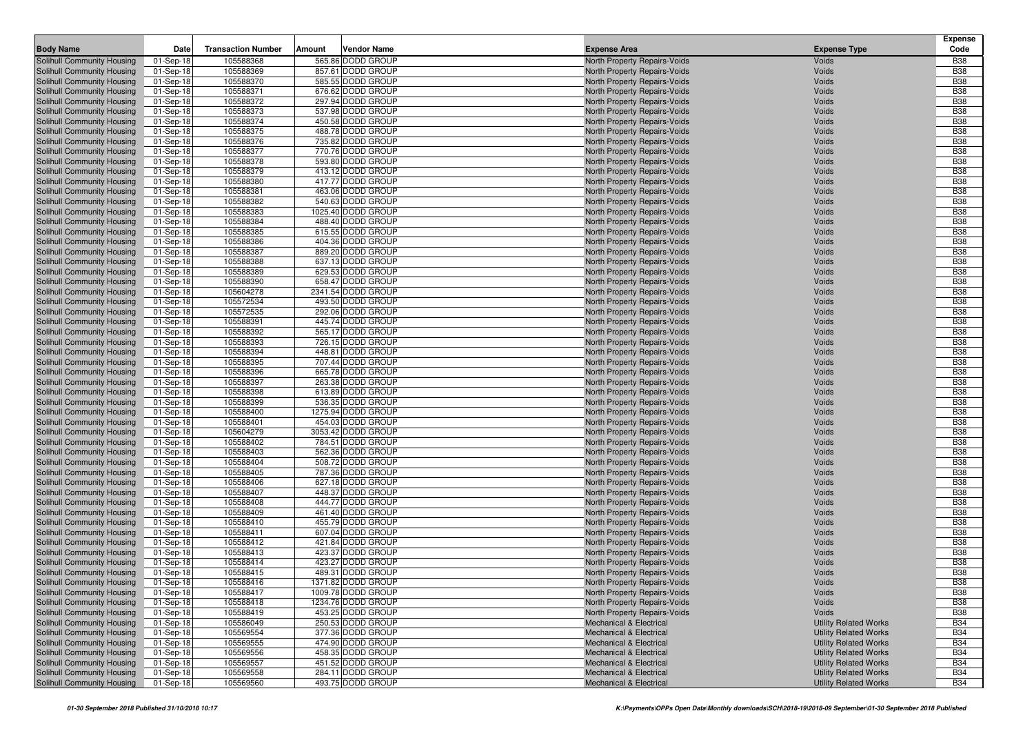| Body Name | Date | Transaction Number | Amount | Vendor Name | Expense Area | Expense Type | Expense Code |
|---|---|---|---|---|---|---|---|
| Solihull Community Housing | 01-Sep-18 | 105588368 | 565.86 | DODD GROUP | North Property Repairs-Voids | Voids | B38 |
| Solihull Community Housing | 01-Sep-18 | 105588369 | 857.61 | DODD GROUP | North Property Repairs-Voids | Voids | B38 |
| Solihull Community Housing | 01-Sep-18 | 105588370 | 585.55 | DODD GROUP | North Property Repairs-Voids | Voids | B38 |
| Solihull Community Housing | 01-Sep-18 | 105588371 | 676.62 | DODD GROUP | North Property Repairs-Voids | Voids | B38 |
| Solihull Community Housing | 01-Sep-18 | 105588372 | 297.94 | DODD GROUP | North Property Repairs-Voids | Voids | B38 |
| Solihull Community Housing | 01-Sep-18 | 105588373 | 537.98 | DODD GROUP | North Property Repairs-Voids | Voids | B38 |
| Solihull Community Housing | 01-Sep-18 | 105588374 | 450.58 | DODD GROUP | North Property Repairs-Voids | Voids | B38 |
| Solihull Community Housing | 01-Sep-18 | 105588375 | 488.78 | DODD GROUP | North Property Repairs-Voids | Voids | B38 |
| Solihull Community Housing | 01-Sep-18 | 105588376 | 735.82 | DODD GROUP | North Property Repairs-Voids | Voids | B38 |
| Solihull Community Housing | 01-Sep-18 | 105588377 | 770.76 | DODD GROUP | North Property Repairs-Voids | Voids | B38 |
| Solihull Community Housing | 01-Sep-18 | 105588378 | 593.80 | DODD GROUP | North Property Repairs-Voids | Voids | B38 |
| Solihull Community Housing | 01-Sep-18 | 105588379 | 413.12 | DODD GROUP | North Property Repairs-Voids | Voids | B38 |
| Solihull Community Housing | 01-Sep-18 | 105588380 | 417.77 | DODD GROUP | North Property Repairs-Voids | Voids | B38 |
| Solihull Community Housing | 01-Sep-18 | 105588381 | 463.06 | DODD GROUP | North Property Repairs-Voids | Voids | B38 |
| Solihull Community Housing | 01-Sep-18 | 105588382 | 540.63 | DODD GROUP | North Property Repairs-Voids | Voids | B38 |
| Solihull Community Housing | 01-Sep-18 | 105588383 | 1025.40 | DODD GROUP | North Property Repairs-Voids | Voids | B38 |
| Solihull Community Housing | 01-Sep-18 | 105588384 | 488.40 | DODD GROUP | North Property Repairs-Voids | Voids | B38 |
| Solihull Community Housing | 01-Sep-18 | 105588385 | 615.55 | DODD GROUP | North Property Repairs-Voids | Voids | B38 |
| Solihull Community Housing | 01-Sep-18 | 105588386 | 404.36 | DODD GROUP | North Property Repairs-Voids | Voids | B38 |
| Solihull Community Housing | 01-Sep-18 | 105588387 | 889.20 | DODD GROUP | North Property Repairs-Voids | Voids | B38 |
| Solihull Community Housing | 01-Sep-18 | 105588388 | 637.13 | DODD GROUP | North Property Repairs-Voids | Voids | B38 |
| Solihull Community Housing | 01-Sep-18 | 105588389 | 629.53 | DODD GROUP | North Property Repairs-Voids | Voids | B38 |
| Solihull Community Housing | 01-Sep-18 | 105588390 | 658.47 | DODD GROUP | North Property Repairs-Voids | Voids | B38 |
| Solihull Community Housing | 01-Sep-18 | 105604278 | 2341.54 | DODD GROUP | North Property Repairs-Voids | Voids | B38 |
| Solihull Community Housing | 01-Sep-18 | 105572534 | 493.50 | DODD GROUP | North Property Repairs-Voids | Voids | B38 |
| Solihull Community Housing | 01-Sep-18 | 105572535 | 292.06 | DODD GROUP | North Property Repairs-Voids | Voids | B38 |
| Solihull Community Housing | 01-Sep-18 | 105588391 | 445.74 | DODD GROUP | North Property Repairs-Voids | Voids | B38 |
| Solihull Community Housing | 01-Sep-18 | 105588392 | 565.17 | DODD GROUP | North Property Repairs-Voids | Voids | B38 |
| Solihull Community Housing | 01-Sep-18 | 105588393 | 726.15 | DODD GROUP | North Property Repairs-Voids | Voids | B38 |
| Solihull Community Housing | 01-Sep-18 | 105588394 | 448.81 | DODD GROUP | North Property Repairs-Voids | Voids | B38 |
| Solihull Community Housing | 01-Sep-18 | 105588395 | 707.44 | DODD GROUP | North Property Repairs-Voids | Voids | B38 |
| Solihull Community Housing | 01-Sep-18 | 105588396 | 665.78 | DODD GROUP | North Property Repairs-Voids | Voids | B38 |
| Solihull Community Housing | 01-Sep-18 | 105588397 | 263.38 | DODD GROUP | North Property Repairs-Voids | Voids | B38 |
| Solihull Community Housing | 01-Sep-18 | 105588398 | 613.89 | DODD GROUP | North Property Repairs-Voids | Voids | B38 |
| Solihull Community Housing | 01-Sep-18 | 105588399 | 536.35 | DODD GROUP | North Property Repairs-Voids | Voids | B38 |
| Solihull Community Housing | 01-Sep-18 | 105588400 | 1275.94 | DODD GROUP | North Property Repairs-Voids | Voids | B38 |
| Solihull Community Housing | 01-Sep-18 | 105588401 | 454.03 | DODD GROUP | North Property Repairs-Voids | Voids | B38 |
| Solihull Community Housing | 01-Sep-18 | 105604279 | 3053.42 | DODD GROUP | North Property Repairs-Voids | Voids | B38 |
| Solihull Community Housing | 01-Sep-18 | 105588402 | 784.51 | DODD GROUP | North Property Repairs-Voids | Voids | B38 |
| Solihull Community Housing | 01-Sep-18 | 105588403 | 562.36 | DODD GROUP | North Property Repairs-Voids | Voids | B38 |
| Solihull Community Housing | 01-Sep-18 | 105588404 | 508.72 | DODD GROUP | North Property Repairs-Voids | Voids | B38 |
| Solihull Community Housing | 01-Sep-18 | 105588405 | 787.36 | DODD GROUP | North Property Repairs-Voids | Voids | B38 |
| Solihull Community Housing | 01-Sep-18 | 105588406 | 627.18 | DODD GROUP | North Property Repairs-Voids | Voids | B38 |
| Solihull Community Housing | 01-Sep-18 | 105588407 | 448.37 | DODD GROUP | North Property Repairs-Voids | Voids | B38 |
| Solihull Community Housing | 01-Sep-18 | 105588408 | 444.77 | DODD GROUP | North Property Repairs-Voids | Voids | B38 |
| Solihull Community Housing | 01-Sep-18 | 105588409 | 461.40 | DODD GROUP | North Property Repairs-Voids | Voids | B38 |
| Solihull Community Housing | 01-Sep-18 | 105588410 | 455.79 | DODD GROUP | North Property Repairs-Voids | Voids | B38 |
| Solihull Community Housing | 01-Sep-18 | 105588411 | 607.04 | DODD GROUP | North Property Repairs-Voids | Voids | B38 |
| Solihull Community Housing | 01-Sep-18 | 105588412 | 421.84 | DODD GROUP | North Property Repairs-Voids | Voids | B38 |
| Solihull Community Housing | 01-Sep-18 | 105588413 | 423.37 | DODD GROUP | North Property Repairs-Voids | Voids | B38 |
| Solihull Community Housing | 01-Sep-18 | 105588414 | 423.27 | DODD GROUP | North Property Repairs-Voids | Voids | B38 |
| Solihull Community Housing | 01-Sep-18 | 105588415 | 489.31 | DODD GROUP | North Property Repairs-Voids | Voids | B38 |
| Solihull Community Housing | 01-Sep-18 | 105588416 | 1371.82 | DODD GROUP | North Property Repairs-Voids | Voids | B38 |
| Solihull Community Housing | 01-Sep-18 | 105588417 | 1009.78 | DODD GROUP | North Property Repairs-Voids | Voids | B38 |
| Solihull Community Housing | 01-Sep-18 | 105588418 | 1234.76 | DODD GROUP | North Property Repairs-Voids | Voids | B38 |
| Solihull Community Housing | 01-Sep-18 | 105588419 | 453.25 | DODD GROUP | North Property Repairs-Voids | Voids | B38 |
| Solihull Community Housing | 01-Sep-18 | 105586049 | 250.53 | DODD GROUP | Mechanical & Electrical | Utility Related Works | B34 |
| Solihull Community Housing | 01-Sep-18 | 105569554 | 377.36 | DODD GROUP | Mechanical & Electrical | Utility Related Works | B34 |
| Solihull Community Housing | 01-Sep-18 | 105569555 | 474.90 | DODD GROUP | Mechanical & Electrical | Utility Related Works | B34 |
| Solihull Community Housing | 01-Sep-18 | 105569556 | 458.35 | DODD GROUP | Mechanical & Electrical | Utility Related Works | B34 |
| Solihull Community Housing | 01-Sep-18 | 105569557 | 451.52 | DODD GROUP | Mechanical & Electrical | Utility Related Works | B34 |
| Solihull Community Housing | 01-Sep-18 | 105569558 | 284.11 | DODD GROUP | Mechanical & Electrical | Utility Related Works | B34 |
| Solihull Community Housing | 01-Sep-18 | 105569560 | 493.75 | DODD GROUP | Mechanical & Electrical | Utility Related Works | B34 |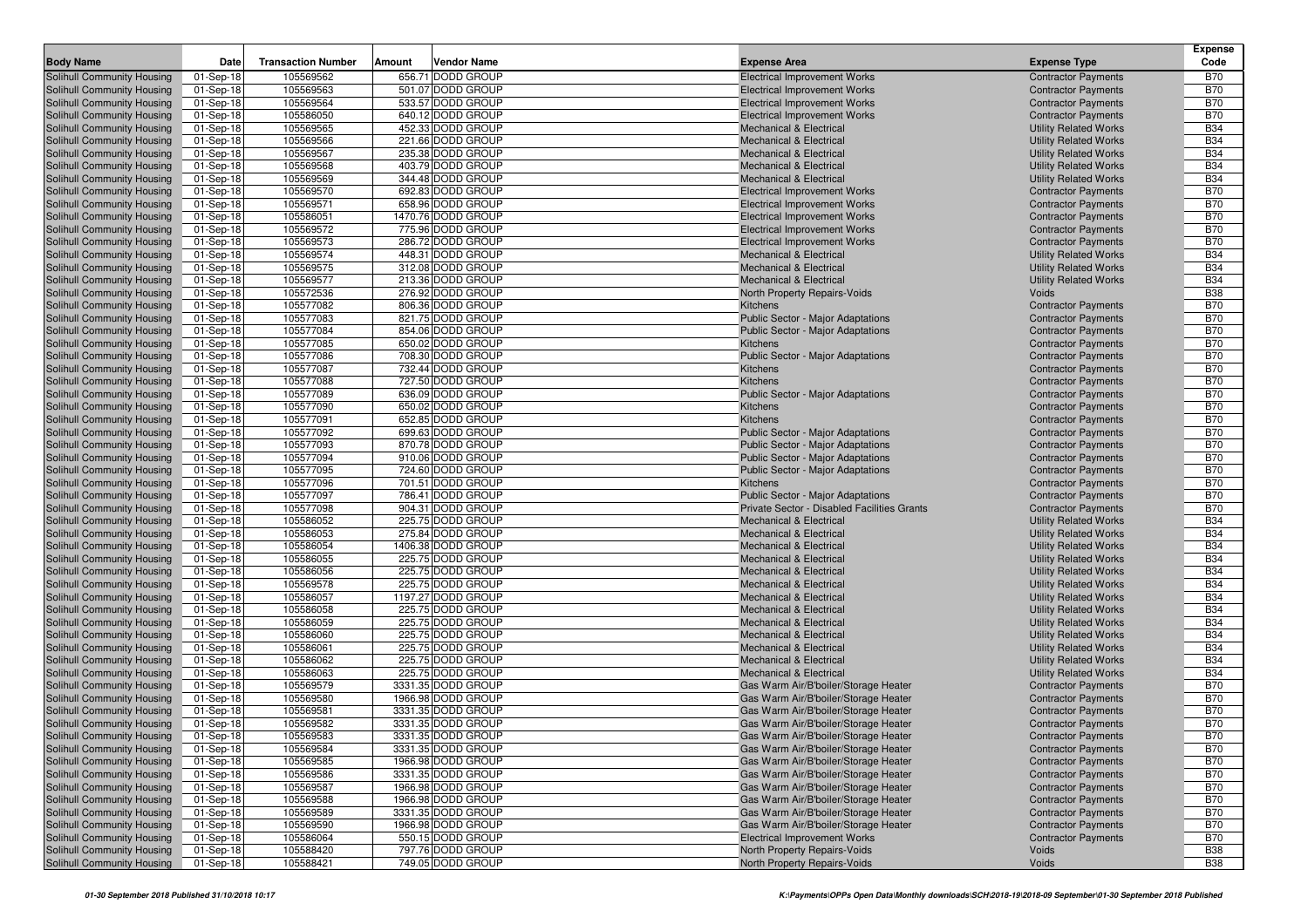| Body Name | Date | Transaction Number | Amount | Vendor Name | Expense Area | Expense Type | Expense Code |
|---|---|---|---|---|---|---|---|
| Solihull Community Housing | 01-Sep-18 | 105569562 | 656.71 | DODD GROUP | Electrical Improvement Works | Contractor Payments | B70 |
| Solihull Community Housing | 01-Sep-18 | 105569563 | 501.07 | DODD GROUP | Electrical Improvement Works | Contractor Payments | B70 |
| Solihull Community Housing | 01-Sep-18 | 105569564 | 533.57 | DODD GROUP | Electrical Improvement Works | Contractor Payments | B70 |
| Solihull Community Housing | 01-Sep-18 | 105586050 | 640.12 | DODD GROUP | Electrical Improvement Works | Contractor Payments | B70 |
| Solihull Community Housing | 01-Sep-18 | 105569565 | 452.33 | DODD GROUP | Mechanical & Electrical | Utility Related Works | B34 |
| Solihull Community Housing | 01-Sep-18 | 105569566 | 221.66 | DODD GROUP | Mechanical & Electrical | Utility Related Works | B34 |
| Solihull Community Housing | 01-Sep-18 | 105569567 | 235.38 | DODD GROUP | Mechanical & Electrical | Utility Related Works | B34 |
| Solihull Community Housing | 01-Sep-18 | 105569568 | 403.79 | DODD GROUP | Mechanical & Electrical | Utility Related Works | B34 |
| Solihull Community Housing | 01-Sep-18 | 105569569 | 344.48 | DODD GROUP | Mechanical & Electrical | Utility Related Works | B34 |
| Solihull Community Housing | 01-Sep-18 | 105569570 | 692.83 | DODD GROUP | Electrical Improvement Works | Contractor Payments | B70 |
| Solihull Community Housing | 01-Sep-18 | 105569571 | 658.96 | DODD GROUP | Electrical Improvement Works | Contractor Payments | B70 |
| Solihull Community Housing | 01-Sep-18 | 105586051 | 1470.76 | DODD GROUP | Electrical Improvement Works | Contractor Payments | B70 |
| Solihull Community Housing | 01-Sep-18 | 105569572 | 775.96 | DODD GROUP | Electrical Improvement Works | Contractor Payments | B70 |
| Solihull Community Housing | 01-Sep-18 | 105569573 | 286.72 | DODD GROUP | Electrical Improvement Works | Contractor Payments | B70 |
| Solihull Community Housing | 01-Sep-18 | 105569574 | 448.31 | DODD GROUP | Mechanical & Electrical | Utility Related Works | B34 |
| Solihull Community Housing | 01-Sep-18 | 105569575 | 312.08 | DODD GROUP | Mechanical & Electrical | Utility Related Works | B34 |
| Solihull Community Housing | 01-Sep-18 | 105569577 | 213.36 | DODD GROUP | Mechanical & Electrical | Utility Related Works | B34 |
| Solihull Community Housing | 01-Sep-18 | 105572536 | 276.92 | DODD GROUP | North Property Repairs-Voids | Voids | B38 |
| Solihull Community Housing | 01-Sep-18 | 105577082 | 806.36 | DODD GROUP | Kitchens | Contractor Payments | B70 |
| Solihull Community Housing | 01-Sep-18 | 105577083 | 821.75 | DODD GROUP | Public Sector - Major Adaptations | Contractor Payments | B70 |
| Solihull Community Housing | 01-Sep-18 | 105577084 | 854.06 | DODD GROUP | Public Sector - Major Adaptations | Contractor Payments | B70 |
| Solihull Community Housing | 01-Sep-18 | 105577085 | 650.02 | DODD GROUP | Kitchens | Contractor Payments | B70 |
| Solihull Community Housing | 01-Sep-18 | 105577086 | 708.30 | DODD GROUP | Public Sector - Major Adaptations | Contractor Payments | B70 |
| Solihull Community Housing | 01-Sep-18 | 105577087 | 732.44 | DODD GROUP | Kitchens | Contractor Payments | B70 |
| Solihull Community Housing | 01-Sep-18 | 105577088 | 727.50 | DODD GROUP | Kitchens | Contractor Payments | B70 |
| Solihull Community Housing | 01-Sep-18 | 105577089 | 636.09 | DODD GROUP | Public Sector - Major Adaptations | Contractor Payments | B70 |
| Solihull Community Housing | 01-Sep-18 | 105577090 | 650.02 | DODD GROUP | Kitchens | Contractor Payments | B70 |
| Solihull Community Housing | 01-Sep-18 | 105577091 | 652.85 | DODD GROUP | Kitchens | Contractor Payments | B70 |
| Solihull Community Housing | 01-Sep-18 | 105577092 | 699.63 | DODD GROUP | Public Sector - Major Adaptations | Contractor Payments | B70 |
| Solihull Community Housing | 01-Sep-18 | 105577093 | 870.78 | DODD GROUP | Public Sector - Major Adaptations | Contractor Payments | B70 |
| Solihull Community Housing | 01-Sep-18 | 105577094 | 910.06 | DODD GROUP | Public Sector - Major Adaptations | Contractor Payments | B70 |
| Solihull Community Housing | 01-Sep-18 | 105577095 | 724.60 | DODD GROUP | Public Sector - Major Adaptations | Contractor Payments | B70 |
| Solihull Community Housing | 01-Sep-18 | 105577096 | 701.51 | DODD GROUP | Kitchens | Contractor Payments | B70 |
| Solihull Community Housing | 01-Sep-18 | 105577097 | 786.41 | DODD GROUP | Public Sector - Major Adaptations | Contractor Payments | B70 |
| Solihull Community Housing | 01-Sep-18 | 105577098 | 904.31 | DODD GROUP | Private Sector - Disabled Facilities Grants | Contractor Payments | B70 |
| Solihull Community Housing | 01-Sep-18 | 105586052 | 225.75 | DODD GROUP | Mechanical & Electrical | Utility Related Works | B34 |
| Solihull Community Housing | 01-Sep-18 | 105586053 | 275.84 | DODD GROUP | Mechanical & Electrical | Utility Related Works | B34 |
| Solihull Community Housing | 01-Sep-18 | 105586054 | 1406.38 | DODD GROUP | Mechanical & Electrical | Utility Related Works | B34 |
| Solihull Community Housing | 01-Sep-18 | 105586055 | 225.75 | DODD GROUP | Mechanical & Electrical | Utility Related Works | B34 |
| Solihull Community Housing | 01-Sep-18 | 105586056 | 225.75 | DODD GROUP | Mechanical & Electrical | Utility Related Works | B34 |
| Solihull Community Housing | 01-Sep-18 | 105569578 | 225.75 | DODD GROUP | Mechanical & Electrical | Utility Related Works | B34 |
| Solihull Community Housing | 01-Sep-18 | 105586057 | 1197.27 | DODD GROUP | Mechanical & Electrical | Utility Related Works | B34 |
| Solihull Community Housing | 01-Sep-18 | 105586058 | 225.75 | DODD GROUP | Mechanical & Electrical | Utility Related Works | B34 |
| Solihull Community Housing | 01-Sep-18 | 105586059 | 225.75 | DODD GROUP | Mechanical & Electrical | Utility Related Works | B34 |
| Solihull Community Housing | 01-Sep-18 | 105586060 | 225.75 | DODD GROUP | Mechanical & Electrical | Utility Related Works | B34 |
| Solihull Community Housing | 01-Sep-18 | 105586061 | 225.75 | DODD GROUP | Mechanical & Electrical | Utility Related Works | B34 |
| Solihull Community Housing | 01-Sep-18 | 105586062 | 225.75 | DODD GROUP | Mechanical & Electrical | Utility Related Works | B34 |
| Solihull Community Housing | 01-Sep-18 | 105586063 | 225.75 | DODD GROUP | Mechanical & Electrical | Utility Related Works | B34 |
| Solihull Community Housing | 01-Sep-18 | 105569579 | 3331.35 | DODD GROUP | Gas Warm Air/B'boiler/Storage Heater | Contractor Payments | B70 |
| Solihull Community Housing | 01-Sep-18 | 105569580 | 1966.98 | DODD GROUP | Gas Warm Air/B'boiler/Storage Heater | Contractor Payments | B70 |
| Solihull Community Housing | 01-Sep-18 | 105569581 | 3331.35 | DODD GROUP | Gas Warm Air/B'boiler/Storage Heater | Contractor Payments | B70 |
| Solihull Community Housing | 01-Sep-18 | 105569582 | 3331.35 | DODD GROUP | Gas Warm Air/B'boiler/Storage Heater | Contractor Payments | B70 |
| Solihull Community Housing | 01-Sep-18 | 105569583 | 3331.35 | DODD GROUP | Gas Warm Air/B'boiler/Storage Heater | Contractor Payments | B70 |
| Solihull Community Housing | 01-Sep-18 | 105569584 | 3331.35 | DODD GROUP | Gas Warm Air/B'boiler/Storage Heater | Contractor Payments | B70 |
| Solihull Community Housing | 01-Sep-18 | 105569585 | 1966.98 | DODD GROUP | Gas Warm Air/B'boiler/Storage Heater | Contractor Payments | B70 |
| Solihull Community Housing | 01-Sep-18 | 105569586 | 3331.35 | DODD GROUP | Gas Warm Air/B'boiler/Storage Heater | Contractor Payments | B70 |
| Solihull Community Housing | 01-Sep-18 | 105569587 | 1966.98 | DODD GROUP | Gas Warm Air/B'boiler/Storage Heater | Contractor Payments | B70 |
| Solihull Community Housing | 01-Sep-18 | 105569588 | 1966.98 | DODD GROUP | Gas Warm Air/B'boiler/Storage Heater | Contractor Payments | B70 |
| Solihull Community Housing | 01-Sep-18 | 105569589 | 3331.35 | DODD GROUP | Gas Warm Air/B'boiler/Storage Heater | Contractor Payments | B70 |
| Solihull Community Housing | 01-Sep-18 | 105569590 | 1966.98 | DODD GROUP | Gas Warm Air/B'boiler/Storage Heater | Contractor Payments | B70 |
| Solihull Community Housing | 01-Sep-18 | 105586064 | 550.15 | DODD GROUP | Electrical Improvement Works | Contractor Payments | B70 |
| Solihull Community Housing | 01-Sep-18 | 105588420 | 797.76 | DODD GROUP | North Property Repairs-Voids | Voids | B38 |
| Solihull Community Housing | 01-Sep-18 | 105588421 | 749.05 | DODD GROUP | North Property Repairs-Voids | Voids | B38 |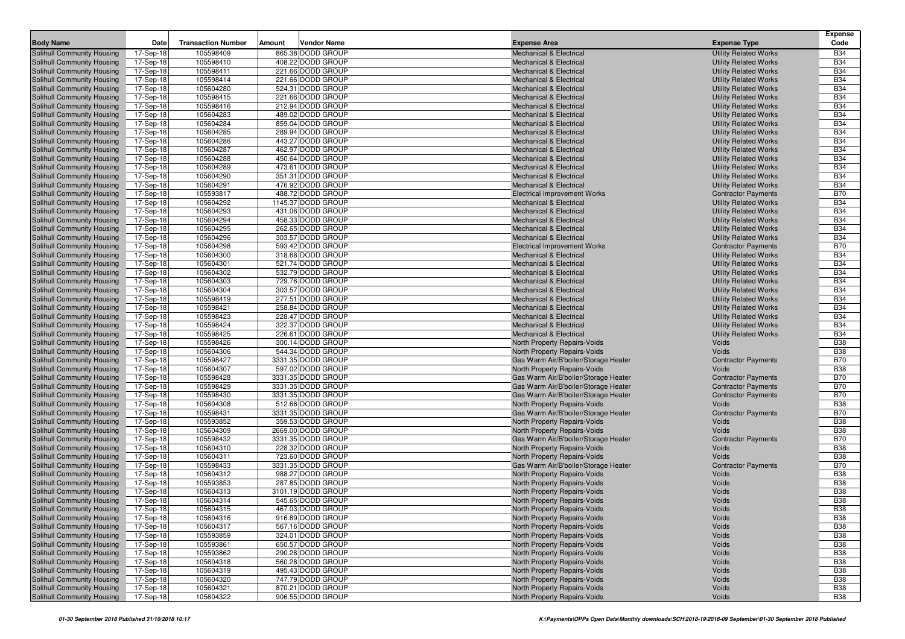| Body Name | Date | Transaction Number | Amount | Vendor Name | Expense Area | Expense Type | Expense Code |
|---|---|---|---|---|---|---|---|
| Solihull Community Housing | 17-Sep-18 | 105598409 | 865.38 | DODD GROUP | Mechanical & Electrical | Utility Related Works | B34 |
| Solihull Community Housing | 17-Sep-18 | 105598410 | 408.22 | DODD GROUP | Mechanical & Electrical | Utility Related Works | B34 |
| Solihull Community Housing | 17-Sep-18 | 105598411 | 221.66 | DODD GROUP | Mechanical & Electrical | Utility Related Works | B34 |
| Solihull Community Housing | 17-Sep-18 | 105598414 | 221.66 | DODD GROUP | Mechanical & Electrical | Utility Related Works | B34 |
| Solihull Community Housing | 17-Sep-18 | 105604280 | 524.31 | DODD GROUP | Mechanical & Electrical | Utility Related Works | B34 |
| Solihull Community Housing | 17-Sep-18 | 105598415 | 221.66 | DODD GROUP | Mechanical & Electrical | Utility Related Works | B34 |
| Solihull Community Housing | 17-Sep-18 | 105598416 | 212.94 | DODD GROUP | Mechanical & Electrical | Utility Related Works | B34 |
| Solihull Community Housing | 17-Sep-18 | 105604283 | 489.02 | DODD GROUP | Mechanical & Electrical | Utility Related Works | B34 |
| Solihull Community Housing | 17-Sep-18 | 105604284 | 859.04 | DODD GROUP | Mechanical & Electrical | Utility Related Works | B34 |
| Solihull Community Housing | 17-Sep-18 | 105604285 | 289.94 | DODD GROUP | Mechanical & Electrical | Utility Related Works | B34 |
| Solihull Community Housing | 17-Sep-18 | 105604286 | 443.27 | DODD GROUP | Mechanical & Electrical | Utility Related Works | B34 |
| Solihull Community Housing | 17-Sep-18 | 105604287 | 462.97 | DODD GROUP | Mechanical & Electrical | Utility Related Works | B34 |
| Solihull Community Housing | 17-Sep-18 | 105604288 | 450.64 | DODD GROUP | Mechanical & Electrical | Utility Related Works | B34 |
| Solihull Community Housing | 17-Sep-18 | 105604289 | 473.61 | DODD GROUP | Mechanical & Electrical | Utility Related Works | B34 |
| Solihull Community Housing | 17-Sep-18 | 105604290 | 351.31 | DODD GROUP | Mechanical & Electrical | Utility Related Works | B34 |
| Solihull Community Housing | 17-Sep-18 | 105604291 | 476.92 | DODD GROUP | Mechanical & Electrical | Utility Related Works | B34 |
| Solihull Community Housing | 17-Sep-18 | 105593817 | 488.72 | DODD GROUP | Electrical Improvement Works | Contractor Payments | B70 |
| Solihull Community Housing | 17-Sep-18 | 105604292 | 1145.37 | DODD GROUP | Mechanical & Electrical | Utility Related Works | B34 |
| Solihull Community Housing | 17-Sep-18 | 105604293 | 431.06 | DODD GROUP | Mechanical & Electrical | Utility Related Works | B34 |
| Solihull Community Housing | 17-Sep-18 | 105604294 | 458.33 | DODD GROUP | Mechanical & Electrical | Utility Related Works | B34 |
| Solihull Community Housing | 17-Sep-18 | 105604295 | 262.65 | DODD GROUP | Mechanical & Electrical | Utility Related Works | B34 |
| Solihull Community Housing | 17-Sep-18 | 105604296 | 303.57 | DODD GROUP | Mechanical & Electrical | Utility Related Works | B34 |
| Solihull Community Housing | 17-Sep-18 | 105604298 | 593.42 | DODD GROUP | Electrical Improvement Works | Contractor Payments | B70 |
| Solihull Community Housing | 17-Sep-18 | 105604300 | 318.68 | DODD GROUP | Mechanical & Electrical | Utility Related Works | B34 |
| Solihull Community Housing | 17-Sep-18 | 105604301 | 521.74 | DODD GROUP | Mechanical & Electrical | Utility Related Works | B34 |
| Solihull Community Housing | 17-Sep-18 | 105604302 | 532.79 | DODD GROUP | Mechanical & Electrical | Utility Related Works | B34 |
| Solihull Community Housing | 17-Sep-18 | 105604303 | 729.76 | DODD GROUP | Mechanical & Electrical | Utility Related Works | B34 |
| Solihull Community Housing | 17-Sep-18 | 105604304 | 303.57 | DODD GROUP | Mechanical & Electrical | Utility Related Works | B34 |
| Solihull Community Housing | 17-Sep-18 | 105598419 | 277.51 | DODD GROUP | Mechanical & Electrical | Utility Related Works | B34 |
| Solihull Community Housing | 17-Sep-18 | 105598421 | 258.84 | DODD GROUP | Mechanical & Electrical | Utility Related Works | B34 |
| Solihull Community Housing | 17-Sep-18 | 105598423 | 228.47 | DODD GROUP | Mechanical & Electrical | Utility Related Works | B34 |
| Solihull Community Housing | 17-Sep-18 | 105598424 | 322.37 | DODD GROUP | Mechanical & Electrical | Utility Related Works | B34 |
| Solihull Community Housing | 17-Sep-18 | 105598425 | 226.61 | DODD GROUP | Mechanical & Electrical | Utility Related Works | B34 |
| Solihull Community Housing | 17-Sep-18 | 105598426 | 300.14 | DODD GROUP | North Property Repairs-Voids | Voids | B38 |
| Solihull Community Housing | 17-Sep-18 | 105604306 | 544.34 | DODD GROUP | North Property Repairs-Voids | Voids | B38 |
| Solihull Community Housing | 17-Sep-18 | 105598427 | 3331.35 | DODD GROUP | Gas Warm Air/B'boiler/Storage Heater | Contractor Payments | B70 |
| Solihull Community Housing | 17-Sep-18 | 105604307 | 597.02 | DODD GROUP | North Property Repairs-Voids | Voids | B38 |
| Solihull Community Housing | 17-Sep-18 | 105598428 | 3331.35 | DODD GROUP | Gas Warm Air/B'boiler/Storage Heater | Contractor Payments | B70 |
| Solihull Community Housing | 17-Sep-18 | 105598429 | 3331.35 | DODD GROUP | Gas Warm Air/B'boiler/Storage Heater | Contractor Payments | B70 |
| Solihull Community Housing | 17-Sep-18 | 105598430 | 3331.35 | DODD GROUP | Gas Warm Air/B'boiler/Storage Heater | Contractor Payments | B70 |
| Solihull Community Housing | 17-Sep-18 | 105604308 | 512.66 | DODD GROUP | North Property Repairs-Voids | Voids | B38 |
| Solihull Community Housing | 17-Sep-18 | 105598431 | 3331.35 | DODD GROUP | Gas Warm Air/B'boiler/Storage Heater | Contractor Payments | B70 |
| Solihull Community Housing | 17-Sep-18 | 105593852 | 359.53 | DODD GROUP | North Property Repairs-Voids | Voids | B38 |
| Solihull Community Housing | 17-Sep-18 | 105604309 | 2669.00 | DODD GROUP | North Property Repairs-Voids | Voids | B38 |
| Solihull Community Housing | 17-Sep-18 | 105598432 | 3331.35 | DODD GROUP | Gas Warm Air/B'boiler/Storage Heater | Contractor Payments | B70 |
| Solihull Community Housing | 17-Sep-18 | 105604310 | 228.32 | DODD GROUP | North Property Repairs-Voids | Voids | B38 |
| Solihull Community Housing | 17-Sep-18 | 105604311 | 723.60 | DODD GROUP | North Property Repairs-Voids | Voids | B38 |
| Solihull Community Housing | 17-Sep-18 | 105598433 | 3331.35 | DODD GROUP | Gas Warm Air/B'boiler/Storage Heater | Contractor Payments | B70 |
| Solihull Community Housing | 17-Sep-18 | 105604312 | 988.27 | DODD GROUP | North Property Repairs-Voids | Voids | B38 |
| Solihull Community Housing | 17-Sep-18 | 105593853 | 287.85 | DODD GROUP | North Property Repairs-Voids | Voids | B38 |
| Solihull Community Housing | 17-Sep-18 | 105604313 | 3101.19 | DODD GROUP | North Property Repairs-Voids | Voids | B38 |
| Solihull Community Housing | 17-Sep-18 | 105604314 | 545.65 | DODD GROUP | North Property Repairs-Voids | Voids | B38 |
| Solihull Community Housing | 17-Sep-18 | 105604315 | 467.03 | DODD GROUP | North Property Repairs-Voids | Voids | B38 |
| Solihull Community Housing | 17-Sep-18 | 105604316 | 916.89 | DODD GROUP | North Property Repairs-Voids | Voids | B38 |
| Solihull Community Housing | 17-Sep-18 | 105604317 | 567.16 | DODD GROUP | North Property Repairs-Voids | Voids | B38 |
| Solihull Community Housing | 17-Sep-18 | 105593859 | 324.01 | DODD GROUP | North Property Repairs-Voids | Voids | B38 |
| Solihull Community Housing | 17-Sep-18 | 105593861 | 650.57 | DODD GROUP | North Property Repairs-Voids | Voids | B38 |
| Solihull Community Housing | 17-Sep-18 | 105593862 | 290.28 | DODD GROUP | North Property Repairs-Voids | Voids | B38 |
| Solihull Community Housing | 17-Sep-18 | 105604318 | 560.28 | DODD GROUP | North Property Repairs-Voids | Voids | B38 |
| Solihull Community Housing | 17-Sep-18 | 105604319 | 495.43 | DODD GROUP | North Property Repairs-Voids | Voids | B38 |
| Solihull Community Housing | 17-Sep-18 | 105604320 | 747.79 | DODD GROUP | North Property Repairs-Voids | Voids | B38 |
| Solihull Community Housing | 17-Sep-18 | 105604321 | 870.21 | DODD GROUP | North Property Repairs-Voids | Voids | B38 |
| Solihull Community Housing | 17-Sep-18 | 105604322 | 906.55 | DODD GROUP | North Property Repairs-Voids | Voids | B38 |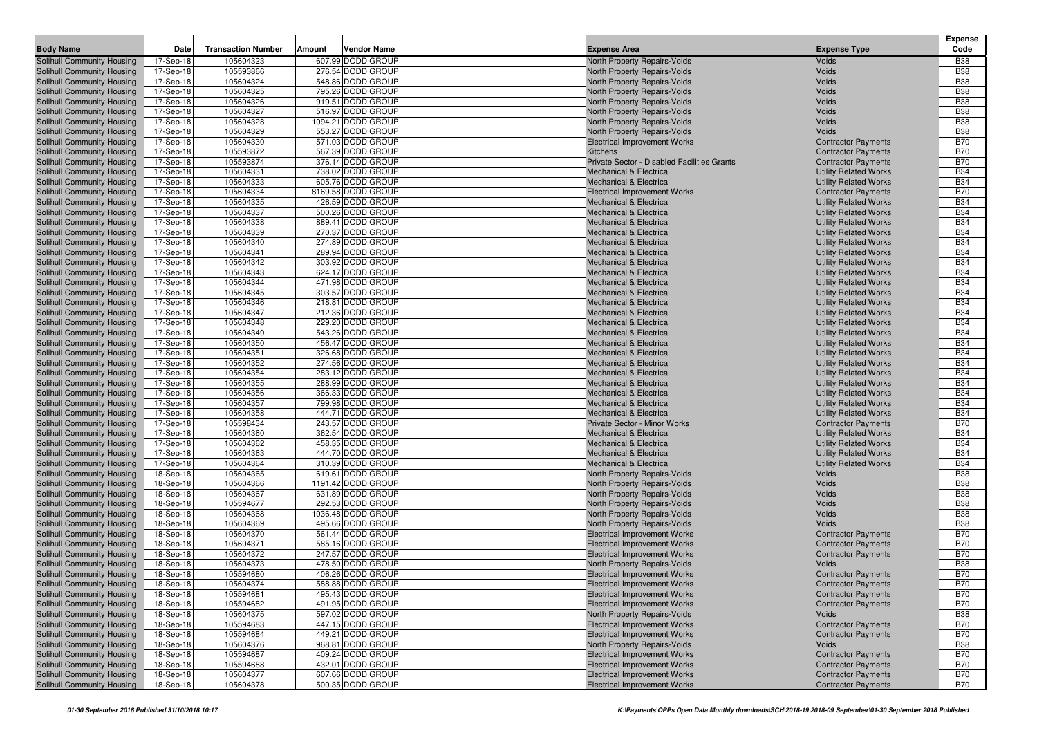| Body Name | Date | Transaction Number | Amount | Vendor Name | Expense Area | Expense Type | Expense Code |
|---|---|---|---|---|---|---|---|
| Solihull Community Housing | 17-Sep-18 | 105604323 | 607.99 | DODD GROUP | North Property Repairs-Voids | Voids | B38 |
| Solihull Community Housing | 17-Sep-18 | 105593866 | 276.54 | DODD GROUP | North Property Repairs-Voids | Voids | B38 |
| Solihull Community Housing | 17-Sep-18 | 105604324 | 548.86 | DODD GROUP | North Property Repairs-Voids | Voids | B38 |
| Solihull Community Housing | 17-Sep-18 | 105604325 | 795.26 | DODD GROUP | North Property Repairs-Voids | Voids | B38 |
| Solihull Community Housing | 17-Sep-18 | 105604326 | 919.51 | DODD GROUP | North Property Repairs-Voids | Voids | B38 |
| Solihull Community Housing | 17-Sep-18 | 105604327 | 516.97 | DODD GROUP | North Property Repairs-Voids | Voids | B38 |
| Solihull Community Housing | 17-Sep-18 | 105604328 | 1094.21 | DODD GROUP | North Property Repairs-Voids | Voids | B38 |
| Solihull Community Housing | 17-Sep-18 | 105604329 | 553.27 | DODD GROUP | North Property Repairs-Voids | Voids | B38 |
| Solihull Community Housing | 17-Sep-18 | 105604330 | 571.03 | DODD GROUP | Electrical Improvement Works | Contractor Payments | B70 |
| Solihull Community Housing | 17-Sep-18 | 105593872 | 567.39 | DODD GROUP | Kitchens | Contractor Payments | B70 |
| Solihull Community Housing | 17-Sep-18 | 105593874 | 376.14 | DODD GROUP | Private Sector - Disabled Facilities Grants | Contractor Payments | B70 |
| Solihull Community Housing | 17-Sep-18 | 105604331 | 738.02 | DODD GROUP | Mechanical & Electrical | Utility Related Works | B34 |
| Solihull Community Housing | 17-Sep-18 | 105604333 | 605.76 | DODD GROUP | Mechanical & Electrical | Utility Related Works | B34 |
| Solihull Community Housing | 17-Sep-18 | 105604334 | 8169.58 | DODD GROUP | Electrical Improvement Works | Contractor Payments | B70 |
| Solihull Community Housing | 17-Sep-18 | 105604335 | 426.59 | DODD GROUP | Mechanical & Electrical | Utility Related Works | B34 |
| Solihull Community Housing | 17-Sep-18 | 105604337 | 500.26 | DODD GROUP | Mechanical & Electrical | Utility Related Works | B34 |
| Solihull Community Housing | 17-Sep-18 | 105604338 | 889.41 | DODD GROUP | Mechanical & Electrical | Utility Related Works | B34 |
| Solihull Community Housing | 17-Sep-18 | 105604339 | 270.37 | DODD GROUP | Mechanical & Electrical | Utility Related Works | B34 |
| Solihull Community Housing | 17-Sep-18 | 105604340 | 274.89 | DODD GROUP | Mechanical & Electrical | Utility Related Works | B34 |
| Solihull Community Housing | 17-Sep-18 | 105604341 | 289.94 | DODD GROUP | Mechanical & Electrical | Utility Related Works | B34 |
| Solihull Community Housing | 17-Sep-18 | 105604342 | 303.92 | DODD GROUP | Mechanical & Electrical | Utility Related Works | B34 |
| Solihull Community Housing | 17-Sep-18 | 105604343 | 624.17 | DODD GROUP | Mechanical & Electrical | Utility Related Works | B34 |
| Solihull Community Housing | 17-Sep-18 | 105604344 | 471.98 | DODD GROUP | Mechanical & Electrical | Utility Related Works | B34 |
| Solihull Community Housing | 17-Sep-18 | 105604345 | 303.57 | DODD GROUP | Mechanical & Electrical | Utility Related Works | B34 |
| Solihull Community Housing | 17-Sep-18 | 105604346 | 218.81 | DODD GROUP | Mechanical & Electrical | Utility Related Works | B34 |
| Solihull Community Housing | 17-Sep-18 | 105604347 | 212.36 | DODD GROUP | Mechanical & Electrical | Utility Related Works | B34 |
| Solihull Community Housing | 17-Sep-18 | 105604348 | 229.20 | DODD GROUP | Mechanical & Electrical | Utility Related Works | B34 |
| Solihull Community Housing | 17-Sep-18 | 105604349 | 543.26 | DODD GROUP | Mechanical & Electrical | Utility Related Works | B34 |
| Solihull Community Housing | 17-Sep-18 | 105604350 | 456.47 | DODD GROUP | Mechanical & Electrical | Utility Related Works | B34 |
| Solihull Community Housing | 17-Sep-18 | 105604351 | 326.68 | DODD GROUP | Mechanical & Electrical | Utility Related Works | B34 |
| Solihull Community Housing | 17-Sep-18 | 105604352 | 274.56 | DODD GROUP | Mechanical & Electrical | Utility Related Works | B34 |
| Solihull Community Housing | 17-Sep-18 | 105604354 | 283.12 | DODD GROUP | Mechanical & Electrical | Utility Related Works | B34 |
| Solihull Community Housing | 17-Sep-18 | 105604355 | 288.99 | DODD GROUP | Mechanical & Electrical | Utility Related Works | B34 |
| Solihull Community Housing | 17-Sep-18 | 105604356 | 366.33 | DODD GROUP | Mechanical & Electrical | Utility Related Works | B34 |
| Solihull Community Housing | 17-Sep-18 | 105604357 | 799.98 | DODD GROUP | Mechanical & Electrical | Utility Related Works | B34 |
| Solihull Community Housing | 17-Sep-18 | 105604358 | 444.71 | DODD GROUP | Mechanical & Electrical | Utility Related Works | B34 |
| Solihull Community Housing | 17-Sep-18 | 105598434 | 243.57 | DODD GROUP | Private Sector - Minor Works | Contractor Payments | B70 |
| Solihull Community Housing | 17-Sep-18 | 105604360 | 362.54 | DODD GROUP | Mechanical & Electrical | Utility Related Works | B34 |
| Solihull Community Housing | 17-Sep-18 | 105604362 | 458.35 | DODD GROUP | Mechanical & Electrical | Utility Related Works | B34 |
| Solihull Community Housing | 17-Sep-18 | 105604363 | 444.70 | DODD GROUP | Mechanical & Electrical | Utility Related Works | B34 |
| Solihull Community Housing | 17-Sep-18 | 105604364 | 310.39 | DODD GROUP | Mechanical & Electrical | Utility Related Works | B34 |
| Solihull Community Housing | 18-Sep-18 | 105604365 | 619.61 | DODD GROUP | North Property Repairs-Voids | Voids | B38 |
| Solihull Community Housing | 18-Sep-18 | 105604366 | 1191.42 | DODD GROUP | North Property Repairs-Voids | Voids | B38 |
| Solihull Community Housing | 18-Sep-18 | 105604367 | 631.89 | DODD GROUP | North Property Repairs-Voids | Voids | B38 |
| Solihull Community Housing | 18-Sep-18 | 105594677 | 292.53 | DODD GROUP | North Property Repairs-Voids | Voids | B38 |
| Solihull Community Housing | 18-Sep-18 | 105604368 | 1036.48 | DODD GROUP | North Property Repairs-Voids | Voids | B38 |
| Solihull Community Housing | 18-Sep-18 | 105604369 | 495.66 | DODD GROUP | North Property Repairs-Voids | Voids | B38 |
| Solihull Community Housing | 18-Sep-18 | 105604370 | 561.44 | DODD GROUP | Electrical Improvement Works | Contractor Payments | B70 |
| Solihull Community Housing | 18-Sep-18 | 105604371 | 585.16 | DODD GROUP | Electrical Improvement Works | Contractor Payments | B70 |
| Solihull Community Housing | 18-Sep-18 | 105604372 | 247.57 | DODD GROUP | Electrical Improvement Works | Contractor Payments | B70 |
| Solihull Community Housing | 18-Sep-18 | 105604373 | 478.50 | DODD GROUP | North Property Repairs-Voids | Voids | B38 |
| Solihull Community Housing | 18-Sep-18 | 105594680 | 406.26 | DODD GROUP | Electrical Improvement Works | Contractor Payments | B70 |
| Solihull Community Housing | 18-Sep-18 | 105604374 | 588.88 | DODD GROUP | Electrical Improvement Works | Contractor Payments | B70 |
| Solihull Community Housing | 18-Sep-18 | 105594681 | 495.43 | DODD GROUP | Electrical Improvement Works | Contractor Payments | B70 |
| Solihull Community Housing | 18-Sep-18 | 105594682 | 491.95 | DODD GROUP | Electrical Improvement Works | Contractor Payments | B70 |
| Solihull Community Housing | 18-Sep-18 | 105604375 | 597.02 | DODD GROUP | North Property Repairs-Voids | Voids | B38 |
| Solihull Community Housing | 18-Sep-18 | 105594683 | 447.15 | DODD GROUP | Electrical Improvement Works | Contractor Payments | B70 |
| Solihull Community Housing | 18-Sep-18 | 105594684 | 449.21 | DODD GROUP | Electrical Improvement Works | Contractor Payments | B70 |
| Solihull Community Housing | 18-Sep-18 | 105604376 | 968.81 | DODD GROUP | North Property Repairs-Voids | Voids | B38 |
| Solihull Community Housing | 18-Sep-18 | 105594687 | 409.24 | DODD GROUP | Electrical Improvement Works | Contractor Payments | B70 |
| Solihull Community Housing | 18-Sep-18 | 105594688 | 432.01 | DODD GROUP | Electrical Improvement Works | Contractor Payments | B70 |
| Solihull Community Housing | 18-Sep-18 | 105604377 | 607.66 | DODD GROUP | Electrical Improvement Works | Contractor Payments | B70 |
| Solihull Community Housing | 18-Sep-18 | 105604378 | 500.35 | DODD GROUP | Electrical Improvement Works | Contractor Payments | B70 |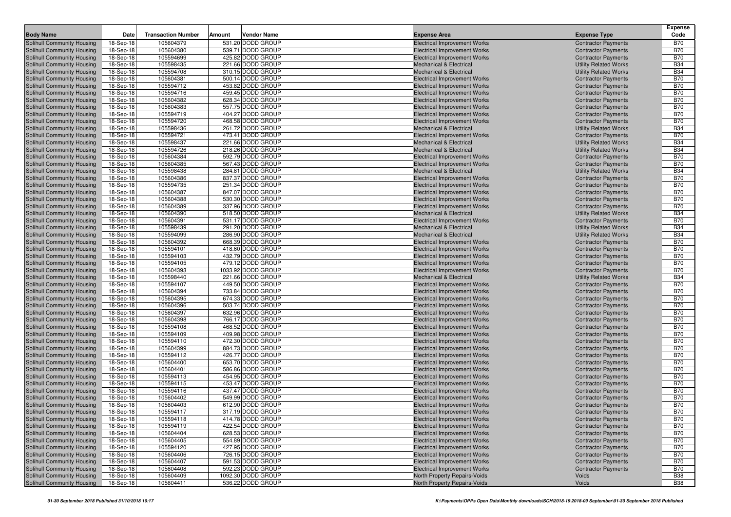| Body Name | Date | Transaction Number | Amount | Vendor Name | Expense Area | Expense Type | Expense Code |
|---|---|---|---|---|---|---|---|
| Solihull Community Housing | 18-Sep-18 | 105604379 | 531.20 | DODD GROUP | Electrical Improvement Works | Contractor Payments | B70 |
| Solihull Community Housing | 18-Sep-18 | 105604380 | 539.71 | DODD GROUP | Electrical Improvement Works | Contractor Payments | B70 |
| Solihull Community Housing | 18-Sep-18 | 105594699 | 425.82 | DODD GROUP | Electrical Improvement Works | Contractor Payments | B70 |
| Solihull Community Housing | 18-Sep-18 | 105598435 | 221.66 | DODD GROUP | Mechanical & Electrical | Utility Related Works | B34 |
| Solihull Community Housing | 18-Sep-18 | 105594708 | 310.15 | DODD GROUP | Mechanical & Electrical | Utility Related Works | B34 |
| Solihull Community Housing | 18-Sep-18 | 105604381 | 500.14 | DODD GROUP | Electrical Improvement Works | Contractor Payments | B70 |
| Solihull Community Housing | 18-Sep-18 | 105594712 | 453.82 | DODD GROUP | Electrical Improvement Works | Contractor Payments | B70 |
| Solihull Community Housing | 18-Sep-18 | 105594716 | 459.45 | DODD GROUP | Electrical Improvement Works | Contractor Payments | B70 |
| Solihull Community Housing | 18-Sep-18 | 105604382 | 628.34 | DODD GROUP | Electrical Improvement Works | Contractor Payments | B70 |
| Solihull Community Housing | 18-Sep-18 | 105604383 | 557.75 | DODD GROUP | Electrical Improvement Works | Contractor Payments | B70 |
| Solihull Community Housing | 18-Sep-18 | 105594719 | 404.27 | DODD GROUP | Electrical Improvement Works | Contractor Payments | B70 |
| Solihull Community Housing | 18-Sep-18 | 105594720 | 468.58 | DODD GROUP | Electrical Improvement Works | Contractor Payments | B70 |
| Solihull Community Housing | 18-Sep-18 | 105598436 | 261.72 | DODD GROUP | Mechanical & Electrical | Utility Related Works | B34 |
| Solihull Community Housing | 18-Sep-18 | 105594721 | 473.41 | DODD GROUP | Electrical Improvement Works | Contractor Payments | B70 |
| Solihull Community Housing | 18-Sep-18 | 105598437 | 221.66 | DODD GROUP | Mechanical & Electrical | Utility Related Works | B34 |
| Solihull Community Housing | 18-Sep-18 | 105594726 | 218.26 | DODD GROUP | Mechanical & Electrical | Utility Related Works | B34 |
| Solihull Community Housing | 18-Sep-18 | 105604384 | 592.79 | DODD GROUP | Electrical Improvement Works | Contractor Payments | B70 |
| Solihull Community Housing | 18-Sep-18 | 105604385 | 567.43 | DODD GROUP | Electrical Improvement Works | Contractor Payments | B70 |
| Solihull Community Housing | 18-Sep-18 | 105598438 | 284.81 | DODD GROUP | Mechanical & Electrical | Utility Related Works | B34 |
| Solihull Community Housing | 18-Sep-18 | 105604386 | 837.37 | DODD GROUP | Electrical Improvement Works | Contractor Payments | B70 |
| Solihull Community Housing | 18-Sep-18 | 105594735 | 251.34 | DODD GROUP | Electrical Improvement Works | Contractor Payments | B70 |
| Solihull Community Housing | 18-Sep-18 | 105604387 | 847.07 | DODD GROUP | Electrical Improvement Works | Contractor Payments | B70 |
| Solihull Community Housing | 18-Sep-18 | 105604388 | 530.30 | DODD GROUP | Electrical Improvement Works | Contractor Payments | B70 |
| Solihull Community Housing | 18-Sep-18 | 105604389 | 337.96 | DODD GROUP | Electrical Improvement Works | Contractor Payments | B70 |
| Solihull Community Housing | 18-Sep-18 | 105604390 | 518.50 | DODD GROUP | Mechanical & Electrical | Utility Related Works | B34 |
| Solihull Community Housing | 18-Sep-18 | 105604391 | 531.17 | DODD GROUP | Electrical Improvement Works | Contractor Payments | B70 |
| Solihull Community Housing | 18-Sep-18 | 105598439 | 291.20 | DODD GROUP | Mechanical & Electrical | Utility Related Works | B34 |
| Solihull Community Housing | 18-Sep-18 | 105594099 | 286.90 | DODD GROUP | Mechanical & Electrical | Utility Related Works | B34 |
| Solihull Community Housing | 18-Sep-18 | 105604392 | 668.39 | DODD GROUP | Electrical Improvement Works | Contractor Payments | B70 |
| Solihull Community Housing | 18-Sep-18 | 105594101 | 418.60 | DODD GROUP | Electrical Improvement Works | Contractor Payments | B70 |
| Solihull Community Housing | 18-Sep-18 | 105594103 | 432.79 | DODD GROUP | Electrical Improvement Works | Contractor Payments | B70 |
| Solihull Community Housing | 18-Sep-18 | 105594105 | 479.12 | DODD GROUP | Electrical Improvement Works | Contractor Payments | B70 |
| Solihull Community Housing | 18-Sep-18 | 105604393 | 1033.92 | DODD GROUP | Electrical Improvement Works | Contractor Payments | B70 |
| Solihull Community Housing | 18-Sep-18 | 105598440 | 221.66 | DODD GROUP | Mechanical & Electrical | Utility Related Works | B34 |
| Solihull Community Housing | 18-Sep-18 | 105594107 | 449.50 | DODD GROUP | Electrical Improvement Works | Contractor Payments | B70 |
| Solihull Community Housing | 18-Sep-18 | 105604394 | 733.84 | DODD GROUP | Electrical Improvement Works | Contractor Payments | B70 |
| Solihull Community Housing | 18-Sep-18 | 105604395 | 674.33 | DODD GROUP | Electrical Improvement Works | Contractor Payments | B70 |
| Solihull Community Housing | 18-Sep-18 | 105604396 | 503.74 | DODD GROUP | Electrical Improvement Works | Contractor Payments | B70 |
| Solihull Community Housing | 18-Sep-18 | 105604397 | 632.96 | DODD GROUP | Electrical Improvement Works | Contractor Payments | B70 |
| Solihull Community Housing | 18-Sep-18 | 105604398 | 766.17 | DODD GROUP | Electrical Improvement Works | Contractor Payments | B70 |
| Solihull Community Housing | 18-Sep-18 | 105594108 | 468.52 | DODD GROUP | Electrical Improvement Works | Contractor Payments | B70 |
| Solihull Community Housing | 18-Sep-18 | 105594109 | 409.98 | DODD GROUP | Electrical Improvement Works | Contractor Payments | B70 |
| Solihull Community Housing | 18-Sep-18 | 105594110 | 472.30 | DODD GROUP | Electrical Improvement Works | Contractor Payments | B70 |
| Solihull Community Housing | 18-Sep-18 | 105604399 | 884.73 | DODD GROUP | Electrical Improvement Works | Contractor Payments | B70 |
| Solihull Community Housing | 18-Sep-18 | 105594112 | 426.77 | DODD GROUP | Electrical Improvement Works | Contractor Payments | B70 |
| Solihull Community Housing | 18-Sep-18 | 105604400 | 653.70 | DODD GROUP | Electrical Improvement Works | Contractor Payments | B70 |
| Solihull Community Housing | 18-Sep-18 | 105604401 | 586.86 | DODD GROUP | Electrical Improvement Works | Contractor Payments | B70 |
| Solihull Community Housing | 18-Sep-18 | 105594113 | 454.95 | DODD GROUP | Electrical Improvement Works | Contractor Payments | B70 |
| Solihull Community Housing | 18-Sep-18 | 105594115 | 453.47 | DODD GROUP | Electrical Improvement Works | Contractor Payments | B70 |
| Solihull Community Housing | 18-Sep-18 | 105594116 | 437.47 | DODD GROUP | Electrical Improvement Works | Contractor Payments | B70 |
| Solihull Community Housing | 18-Sep-18 | 105604402 | 549.99 | DODD GROUP | Electrical Improvement Works | Contractor Payments | B70 |
| Solihull Community Housing | 18-Sep-18 | 105604403 | 612.90 | DODD GROUP | Electrical Improvement Works | Contractor Payments | B70 |
| Solihull Community Housing | 18-Sep-18 | 105594117 | 317.19 | DODD GROUP | Electrical Improvement Works | Contractor Payments | B70 |
| Solihull Community Housing | 18-Sep-18 | 105594118 | 414.78 | DODD GROUP | Electrical Improvement Works | Contractor Payments | B70 |
| Solihull Community Housing | 18-Sep-18 | 105594119 | 422.54 | DODD GROUP | Electrical Improvement Works | Contractor Payments | B70 |
| Solihull Community Housing | 18-Sep-18 | 105604404 | 628.53 | DODD GROUP | Electrical Improvement Works | Contractor Payments | B70 |
| Solihull Community Housing | 18-Sep-18 | 105604405 | 554.89 | DODD GROUP | Electrical Improvement Works | Contractor Payments | B70 |
| Solihull Community Housing | 18-Sep-18 | 105594120 | 427.95 | DODD GROUP | Electrical Improvement Works | Contractor Payments | B70 |
| Solihull Community Housing | 18-Sep-18 | 105604406 | 726.15 | DODD GROUP | Electrical Improvement Works | Contractor Payments | B70 |
| Solihull Community Housing | 18-Sep-18 | 105604407 | 591.53 | DODD GROUP | Electrical Improvement Works | Contractor Payments | B70 |
| Solihull Community Housing | 18-Sep-18 | 105604408 | 592.23 | DODD GROUP | Electrical Improvement Works | Contractor Payments | B70 |
| Solihull Community Housing | 18-Sep-18 | 105604409 | 1092.30 | DODD GROUP | North Property Repairs-Voids | Voids | B38 |
| Solihull Community Housing | 18-Sep-18 | 105604411 | 536.22 | DODD GROUP | North Property Repairs-Voids | Voids | B38 |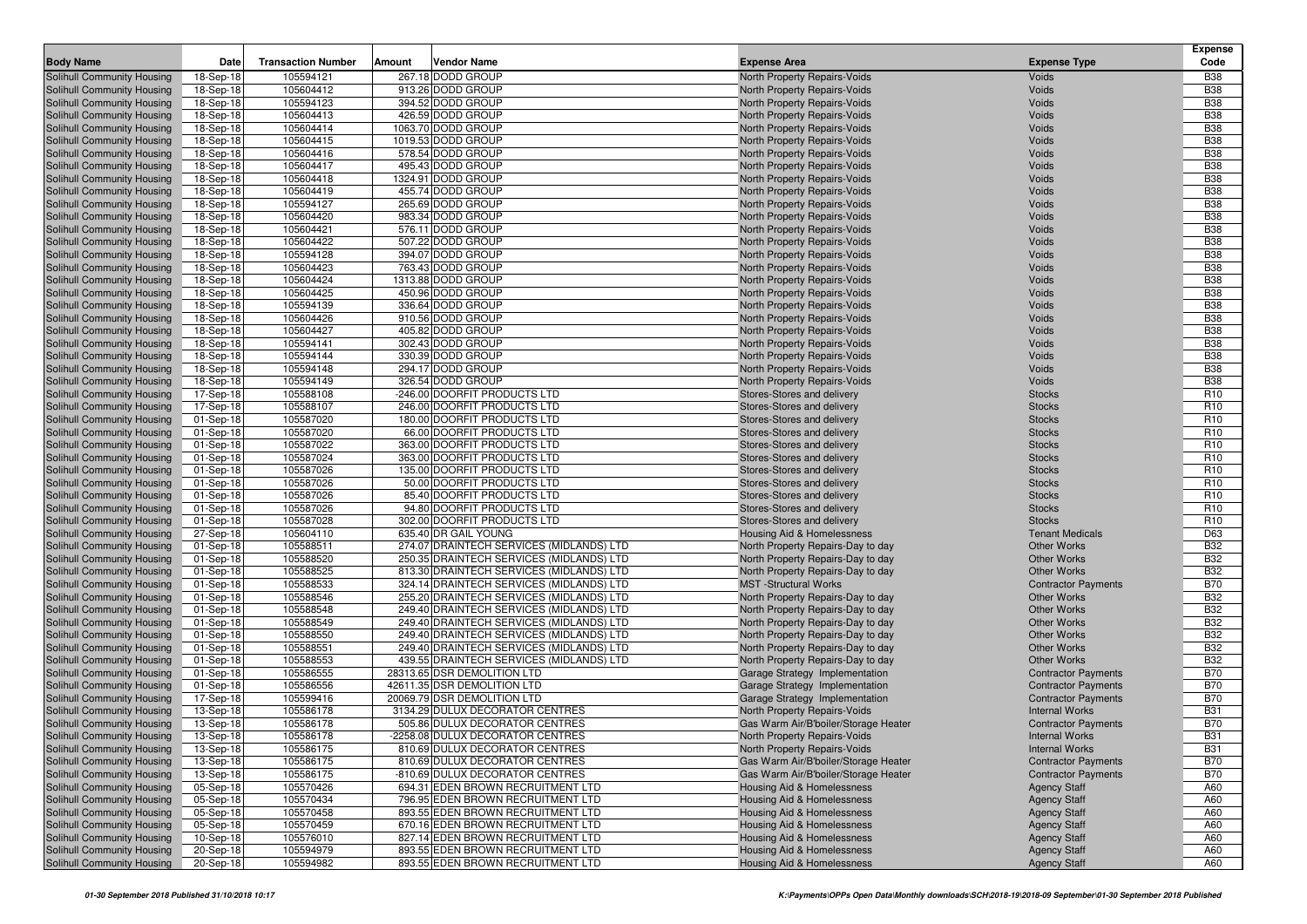| Body Name | Date | Transaction Number | Amount | Vendor Name | Expense Area | Expense Type | Expense Code |
|---|---|---|---|---|---|---|---|
| Solihull Community Housing | 18-Sep-18 | 105594121 | 267.18 | DODD GROUP | North Property Repairs-Voids | Voids | B38 |
| Solihull Community Housing | 18-Sep-18 | 105604412 | 913.26 | DODD GROUP | North Property Repairs-Voids | Voids | B38 |
| Solihull Community Housing | 18-Sep-18 | 105594123 | 394.52 | DODD GROUP | North Property Repairs-Voids | Voids | B38 |
| Solihull Community Housing | 18-Sep-18 | 105604413 | 426.59 | DODD GROUP | North Property Repairs-Voids | Voids | B38 |
| Solihull Community Housing | 18-Sep-18 | 105604414 | 1063.70 | DODD GROUP | North Property Repairs-Voids | Voids | B38 |
| Solihull Community Housing | 18-Sep-18 | 105604415 | 1019.53 | DODD GROUP | North Property Repairs-Voids | Voids | B38 |
| Solihull Community Housing | 18-Sep-18 | 105604416 | 578.54 | DODD GROUP | North Property Repairs-Voids | Voids | B38 |
| Solihull Community Housing | 18-Sep-18 | 105604417 | 495.43 | DODD GROUP | North Property Repairs-Voids | Voids | B38 |
| Solihull Community Housing | 18-Sep-18 | 105604418 | 1324.91 | DODD GROUP | North Property Repairs-Voids | Voids | B38 |
| Solihull Community Housing | 18-Sep-18 | 105604419 | 455.74 | DODD GROUP | North Property Repairs-Voids | Voids | B38 |
| Solihull Community Housing | 18-Sep-18 | 105594127 | 265.69 | DODD GROUP | North Property Repairs-Voids | Voids | B38 |
| Solihull Community Housing | 18-Sep-18 | 105604420 | 983.34 | DODD GROUP | North Property Repairs-Voids | Voids | B38 |
| Solihull Community Housing | 18-Sep-18 | 105604421 | 576.11 | DODD GROUP | North Property Repairs-Voids | Voids | B38 |
| Solihull Community Housing | 18-Sep-18 | 105604422 | 507.22 | DODD GROUP | North Property Repairs-Voids | Voids | B38 |
| Solihull Community Housing | 18-Sep-18 | 105594128 | 394.07 | DODD GROUP | North Property Repairs-Voids | Voids | B38 |
| Solihull Community Housing | 18-Sep-18 | 105604423 | 763.43 | DODD GROUP | North Property Repairs-Voids | Voids | B38 |
| Solihull Community Housing | 18-Sep-18 | 105604424 | 1313.88 | DODD GROUP | North Property Repairs-Voids | Voids | B38 |
| Solihull Community Housing | 18-Sep-18 | 105604425 | 450.96 | DODD GROUP | North Property Repairs-Voids | Voids | B38 |
| Solihull Community Housing | 18-Sep-18 | 105594139 | 336.64 | DODD GROUP | North Property Repairs-Voids | Voids | B38 |
| Solihull Community Housing | 18-Sep-18 | 105604426 | 910.56 | DODD GROUP | North Property Repairs-Voids | Voids | B38 |
| Solihull Community Housing | 18-Sep-18 | 105604427 | 405.82 | DODD GROUP | North Property Repairs-Voids | Voids | B38 |
| Solihull Community Housing | 18-Sep-18 | 105594141 | 302.43 | DODD GROUP | North Property Repairs-Voids | Voids | B38 |
| Solihull Community Housing | 18-Sep-18 | 105594144 | 330.39 | DODD GROUP | North Property Repairs-Voids | Voids | B38 |
| Solihull Community Housing | 18-Sep-18 | 105594148 | 294.17 | DODD GROUP | North Property Repairs-Voids | Voids | B38 |
| Solihull Community Housing | 18-Sep-18 | 105594149 | 326.54 | DODD GROUP | North Property Repairs-Voids | Voids | B38 |
| Solihull Community Housing | 17-Sep-18 | 105588108 | -246.00 | DOORFIT PRODUCTS LTD | Stores-Stores and delivery | Stocks | R10 |
| Solihull Community Housing | 17-Sep-18 | 105588107 | 246.00 | DOORFIT PRODUCTS LTD | Stores-Stores and delivery | Stocks | R10 |
| Solihull Community Housing | 01-Sep-18 | 105587020 | 180.00 | DOORFIT PRODUCTS LTD | Stores-Stores and delivery | Stocks | R10 |
| Solihull Community Housing | 01-Sep-18 | 105587020 | 66.00 | DOORFIT PRODUCTS LTD | Stores-Stores and delivery | Stocks | R10 |
| Solihull Community Housing | 01-Sep-18 | 105587022 | 363.00 | DOORFIT PRODUCTS LTD | Stores-Stores and delivery | Stocks | R10 |
| Solihull Community Housing | 01-Sep-18 | 105587024 | 363.00 | DOORFIT PRODUCTS LTD | Stores-Stores and delivery | Stocks | R10 |
| Solihull Community Housing | 01-Sep-18 | 105587026 | 135.00 | DOORFIT PRODUCTS LTD | Stores-Stores and delivery | Stocks | R10 |
| Solihull Community Housing | 01-Sep-18 | 105587026 | 50.00 | DOORFIT PRODUCTS LTD | Stores-Stores and delivery | Stocks | R10 |
| Solihull Community Housing | 01-Sep-18 | 105587026 | 85.40 | DOORFIT PRODUCTS LTD | Stores-Stores and delivery | Stocks | R10 |
| Solihull Community Housing | 01-Sep-18 | 105587026 | 94.80 | DOORFIT PRODUCTS LTD | Stores-Stores and delivery | Stocks | R10 |
| Solihull Community Housing | 01-Sep-18 | 105587028 | 302.00 | DOORFIT PRODUCTS LTD | Stores-Stores and delivery | Stocks | R10 |
| Solihull Community Housing | 27-Sep-18 | 105604110 | 635.40 | DR GAIL YOUNG | Housing Aid & Homelessness | Tenant Medicals | D63 |
| Solihull Community Housing | 01-Sep-18 | 105588511 | 274.07 | DRAINTECH SERVICES (MIDLANDS) LTD | North Property Repairs-Day to day | Other Works | B32 |
| Solihull Community Housing | 01-Sep-18 | 105588520 | 250.35 | DRAINTECH SERVICES (MIDLANDS) LTD | North Property Repairs-Day to day | Other Works | B32 |
| Solihull Community Housing | 01-Sep-18 | 105588525 | 813.30 | DRAINTECH SERVICES (MIDLANDS) LTD | North Property Repairs-Day to day | Other Works | B32 |
| Solihull Community Housing | 01-Sep-18 | 105588533 | 324.14 | DRAINTECH SERVICES (MIDLANDS) LTD | MST -Structural Works | Contractor Payments | B70 |
| Solihull Community Housing | 01-Sep-18 | 105588546 | 255.20 | DRAINTECH SERVICES (MIDLANDS) LTD | North Property Repairs-Day to day | Other Works | B32 |
| Solihull Community Housing | 01-Sep-18 | 105588548 | 249.40 | DRAINTECH SERVICES (MIDLANDS) LTD | North Property Repairs-Day to day | Other Works | B32 |
| Solihull Community Housing | 01-Sep-18 | 105588549 | 249.40 | DRAINTECH SERVICES (MIDLANDS) LTD | North Property Repairs-Day to day | Other Works | B32 |
| Solihull Community Housing | 01-Sep-18 | 105588550 | 249.40 | DRAINTECH SERVICES (MIDLANDS) LTD | North Property Repairs-Day to day | Other Works | B32 |
| Solihull Community Housing | 01-Sep-18 | 105588551 | 249.40 | DRAINTECH SERVICES (MIDLANDS) LTD | North Property Repairs-Day to day | Other Works | B32 |
| Solihull Community Housing | 01-Sep-18 | 105588553 | 439.55 | DRAINTECH SERVICES (MIDLANDS) LTD | North Property Repairs-Day to day | Other Works | B32 |
| Solihull Community Housing | 01-Sep-18 | 105586555 | 28313.65 | DSR DEMOLITION LTD | Garage Strategy Implementation | Contractor Payments | B70 |
| Solihull Community Housing | 01-Sep-18 | 105586556 | 42611.35 | DSR DEMOLITION LTD | Garage Strategy Implementation | Contractor Payments | B70 |
| Solihull Community Housing | 17-Sep-18 | 105599416 | 20069.79 | DSR DEMOLITION LTD | Garage Strategy Implementation | Contractor Payments | B70 |
| Solihull Community Housing | 13-Sep-18 | 105586178 | 3134.29 | DULUX DECORATOR CENTRES | North Property Repairs-Voids | Internal Works | B31 |
| Solihull Community Housing | 13-Sep-18 | 105586178 | 505.86 | DULUX DECORATOR CENTRES | Gas Warm Air/B'boiler/Storage Heater | Contractor Payments | B70 |
| Solihull Community Housing | 13-Sep-18 | 105586178 | -2258.08 | DULUX DECORATOR CENTRES | North Property Repairs-Voids | Internal Works | B31 |
| Solihull Community Housing | 13-Sep-18 | 105586175 | 810.69 | DULUX DECORATOR CENTRES | North Property Repairs-Voids | Internal Works | B31 |
| Solihull Community Housing | 13-Sep-18 | 105586175 | 810.69 | DULUX DECORATOR CENTRES | Gas Warm Air/B'boiler/Storage Heater | Contractor Payments | B70 |
| Solihull Community Housing | 13-Sep-18 | 105586175 | -810.69 | DULUX DECORATOR CENTRES | Gas Warm Air/B'boiler/Storage Heater | Contractor Payments | B70 |
| Solihull Community Housing | 05-Sep-18 | 105570426 | 694.31 | EDEN BROWN RECRUITMENT LTD | Housing Aid & Homelessness | Agency Staff | A60 |
| Solihull Community Housing | 05-Sep-18 | 105570434 | 796.95 | EDEN BROWN RECRUITMENT LTD | Housing Aid & Homelessness | Agency Staff | A60 |
| Solihull Community Housing | 05-Sep-18 | 105570458 | 893.55 | EDEN BROWN RECRUITMENT LTD | Housing Aid & Homelessness | Agency Staff | A60 |
| Solihull Community Housing | 05-Sep-18 | 105570459 | 670.16 | EDEN BROWN RECRUITMENT LTD | Housing Aid & Homelessness | Agency Staff | A60 |
| Solihull Community Housing | 10-Sep-18 | 105576010 | 827.14 | EDEN BROWN RECRUITMENT LTD | Housing Aid & Homelessness | Agency Staff | A60 |
| Solihull Community Housing | 20-Sep-18 | 105594979 | 893.55 | EDEN BROWN RECRUITMENT LTD | Housing Aid & Homelessness | Agency Staff | A60 |
| Solihull Community Housing | 20-Sep-18 | 105594982 | 893.55 | EDEN BROWN RECRUITMENT LTD | Housing Aid & Homelessness | Agency Staff | A60 |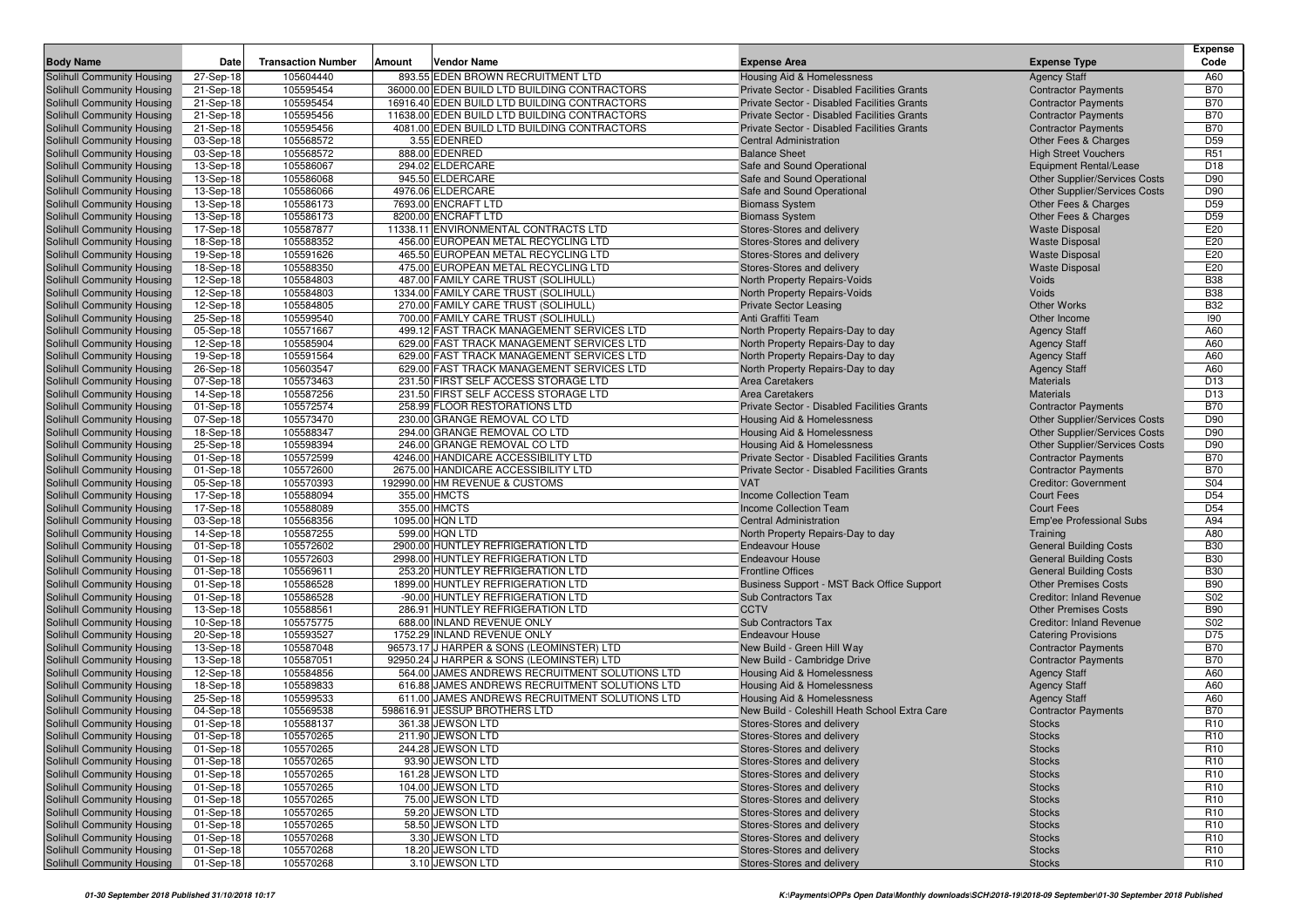| Body Name | Date | Transaction Number | Amount | Vendor Name | Expense Area | Expense Type | Expense Code |
|---|---|---|---|---|---|---|---|
| Solihull Community Housing | 27-Sep-18 | 105604440 | 893.55 | EDEN BROWN RECRUITMENT LTD | Housing Aid & Homelessness | Agency Staff | A60 |
| Solihull Community Housing | 21-Sep-18 | 105595454 | 36000.00 | EDEN BUILD LTD BUILDING CONTRACTORS | Private Sector - Disabled Facilities Grants | Contractor Payments | B70 |
| Solihull Community Housing | 21-Sep-18 | 105595454 | 16916.40 | EDEN BUILD LTD BUILDING CONTRACTORS | Private Sector - Disabled Facilities Grants | Contractor Payments | B70 |
| Solihull Community Housing | 21-Sep-18 | 105595456 | 11638.00 | EDEN BUILD LTD BUILDING CONTRACTORS | Private Sector - Disabled Facilities Grants | Contractor Payments | B70 |
| Solihull Community Housing | 21-Sep-18 | 105595456 | 4081.00 | EDEN BUILD LTD BUILDING CONTRACTORS | Private Sector - Disabled Facilities Grants | Contractor Payments | B70 |
| Solihull Community Housing | 03-Sep-18 | 105568572 | 3.55 | EDENRED | Central Administration | Other Fees & Charges | D59 |
| Solihull Community Housing | 03-Sep-18 | 105568572 | 888.00 | EDENRED | Balance Sheet | High Street Vouchers | R51 |
| Solihull Community Housing | 13-Sep-18 | 105586067 | 294.02 | ELDERCARE | Safe and Sound Operational | Equipment Rental/Lease | D18 |
| Solihull Community Housing | 13-Sep-18 | 105586068 | 945.50 | ELDERCARE | Safe and Sound Operational | Other Supplier/Services Costs | D90 |
| Solihull Community Housing | 13-Sep-18 | 105586066 | 4976.06 | ELDERCARE | Safe and Sound Operational | Other Supplier/Services Costs | D90 |
| Solihull Community Housing | 13-Sep-18 | 105586173 | 7693.00 | ENCRAFT LTD | Biomass System | Other Fees & Charges | D59 |
| Solihull Community Housing | 13-Sep-18 | 105586173 | 8200.00 | ENCRAFT LTD | Biomass System | Other Fees & Charges | D59 |
| Solihull Community Housing | 17-Sep-18 | 105587877 | 11338.11 | ENVIRONMENTAL CONTRACTS LTD | Stores-Stores and delivery | Waste Disposal | E20 |
| Solihull Community Housing | 18-Sep-18 | 105588352 | 456.00 | EUROPEAN METAL RECYCLING LTD | Stores-Stores and delivery | Waste Disposal | E20 |
| Solihull Community Housing | 19-Sep-18 | 105591626 | 465.50 | EUROPEAN METAL RECYCLING LTD | Stores-Stores and delivery | Waste Disposal | E20 |
| Solihull Community Housing | 18-Sep-18 | 105588350 | 475.00 | EUROPEAN METAL RECYCLING LTD | Stores-Stores and delivery | Waste Disposal | E20 |
| Solihull Community Housing | 12-Sep-18 | 105584803 | 487.00 | FAMILY CARE TRUST (SOLIHULL) | North Property Repairs-Voids | Voids | B38 |
| Solihull Community Housing | 12-Sep-18 | 105584803 | 1334.00 | FAMILY CARE TRUST (SOLIHULL) | North Property Repairs-Voids | Voids | B38 |
| Solihull Community Housing | 12-Sep-18 | 105584805 | 270.00 | FAMILY CARE TRUST (SOLIHULL) | Private Sector Leasing | Other Works | B32 |
| Solihull Community Housing | 25-Sep-18 | 105599540 | 700.00 | FAMILY CARE TRUST (SOLIHULL) | Anti Graffiti Team | Other Income | I90 |
| Solihull Community Housing | 05-Sep-18 | 105571667 | 499.12 | FAST TRACK MANAGEMENT SERVICES LTD | North Property Repairs-Day to day | Agency Staff | A60 |
| Solihull Community Housing | 12-Sep-18 | 105585904 | 629.00 | FAST TRACK MANAGEMENT SERVICES LTD | North Property Repairs-Day to day | Agency Staff | A60 |
| Solihull Community Housing | 19-Sep-18 | 105591564 | 629.00 | FAST TRACK MANAGEMENT SERVICES LTD | North Property Repairs-Day to day | Agency Staff | A60 |
| Solihull Community Housing | 26-Sep-18 | 105603547 | 629.00 | FAST TRACK MANAGEMENT SERVICES LTD | North Property Repairs-Day to day | Agency Staff | A60 |
| Solihull Community Housing | 07-Sep-18 | 105573463 | 231.50 | FIRST SELF ACCESS STORAGE LTD | Area Caretakers | Materials | D13 |
| Solihull Community Housing | 14-Sep-18 | 105587256 | 231.50 | FIRST SELF ACCESS STORAGE LTD | Area Caretakers | Materials | D13 |
| Solihull Community Housing | 01-Sep-18 | 105572574 | 258.99 | FLOOR RESTORATIONS LTD | Private Sector - Disabled Facilities Grants | Contractor Payments | B70 |
| Solihull Community Housing | 07-Sep-18 | 105573470 | 230.00 | GRANGE REMOVAL CO LTD | Housing Aid & Homelessness | Other Supplier/Services Costs | D90 |
| Solihull Community Housing | 18-Sep-18 | 105588347 | 294.00 | GRANGE REMOVAL CO LTD | Housing Aid & Homelessness | Other Supplier/Services Costs | D90 |
| Solihull Community Housing | 25-Sep-18 | 105598394 | 246.00 | GRANGE REMOVAL CO LTD | Housing Aid & Homelessness | Other Supplier/Services Costs | D90 |
| Solihull Community Housing | 01-Sep-18 | 105572599 | 4246.00 | HANDICARE ACCESSIBILITY LTD | Private Sector - Disabled Facilities Grants | Contractor Payments | B70 |
| Solihull Community Housing | 01-Sep-18 | 105572600 | 2675.00 | HANDICARE ACCESSIBILITY LTD | Private Sector - Disabled Facilities Grants | Contractor Payments | B70 |
| Solihull Community Housing | 05-Sep-18 | 105570393 | 192990.00 | HM REVENUE & CUSTOMS | VAT | Creditor: Government | S04 |
| Solihull Community Housing | 17-Sep-18 | 105588094 | 355.00 | HMCTS | Income Collection Team | Court Fees | D54 |
| Solihull Community Housing | 17-Sep-18 | 105588089 | 355.00 | HMCTS | Income Collection Team | Court Fees | D54 |
| Solihull Community Housing | 03-Sep-18 | 105568356 | 1095.00 | HQN LTD | Central Administration | Emp'ee Professional Subs | A94 |
| Solihull Community Housing | 14-Sep-18 | 105587255 | 599.00 | HQN LTD | North Property Repairs-Day to day | Training | A80 |
| Solihull Community Housing | 01-Sep-18 | 105572602 | 2900.00 | HUNTLEY REFRIGERATION LTD | Endeavour House | General Building Costs | B30 |
| Solihull Community Housing | 01-Sep-18 | 105572603 | 2998.00 | HUNTLEY REFRIGERATION LTD | Endeavour House | General Building Costs | B30 |
| Solihull Community Housing | 01-Sep-18 | 105569611 | 253.20 | HUNTLEY REFRIGERATION LTD | Frontline Offices | General Building Costs | B30 |
| Solihull Community Housing | 01-Sep-18 | 105586528 | 1899.00 | HUNTLEY REFRIGERATION LTD | Business Support - MST Back Office Support | Other Premises Costs | B90 |
| Solihull Community Housing | 01-Sep-18 | 105586528 | -90.00 | HUNTLEY REFRIGERATION LTD | Sub Contractors Tax | Creditor: Inland Revenue | S02 |
| Solihull Community Housing | 13-Sep-18 | 105588561 | 286.91 | HUNTLEY REFRIGERATION LTD | CCTV | Other Premises Costs | B90 |
| Solihull Community Housing | 10-Sep-18 | 105575775 | 688.00 | INLAND REVENUE ONLY | Sub Contractors Tax | Creditor: Inland Revenue | S02 |
| Solihull Community Housing | 20-Sep-18 | 105593527 | 1752.29 | INLAND REVENUE ONLY | Endeavour House | Catering Provisions | D75 |
| Solihull Community Housing | 13-Sep-18 | 105587048 | 96573.17 | J HARPER & SONS (LEOMINSTER) LTD | New Build - Green Hill Way | Contractor Payments | B70 |
| Solihull Community Housing | 13-Sep-18 | 105587051 | 92950.24 | J HARPER & SONS (LEOMINSTER) LTD | New Build - Cambridge Drive | Contractor Payments | B70 |
| Solihull Community Housing | 12-Sep-18 | 105584856 | 564.00 | JAMES ANDREWS RECRUITMENT SOLUTIONS LTD | Housing Aid & Homelessness | Agency Staff | A60 |
| Solihull Community Housing | 18-Sep-18 | 105589833 | 616.88 | JAMES ANDREWS RECRUITMENT SOLUTIONS LTD | Housing Aid & Homelessness | Agency Staff | A60 |
| Solihull Community Housing | 25-Sep-18 | 105599533 | 611.00 | JAMES ANDREWS RECRUITMENT SOLUTIONS LTD | Housing Aid & Homelessness | Agency Staff | A60 |
| Solihull Community Housing | 04-Sep-18 | 105569538 | 598616.91 | JESSUP BROTHERS LTD | New Build - Coleshill Heath School Extra Care | Contractor Payments | B70 |
| Solihull Community Housing | 01-Sep-18 | 105588137 | 361.38 | JEWSON LTD | Stores-Stores and delivery | Stocks | R10 |
| Solihull Community Housing | 01-Sep-18 | 105570265 | 211.90 | JEWSON LTD | Stores-Stores and delivery | Stocks | R10 |
| Solihull Community Housing | 01-Sep-18 | 105570265 | 244.28 | JEWSON LTD | Stores-Stores and delivery | Stocks | R10 |
| Solihull Community Housing | 01-Sep-18 | 105570265 | 93.90 | JEWSON LTD | Stores-Stores and delivery | Stocks | R10 |
| Solihull Community Housing | 01-Sep-18 | 105570265 | 161.28 | JEWSON LTD | Stores-Stores and delivery | Stocks | R10 |
| Solihull Community Housing | 01-Sep-18 | 105570265 | 104.00 | JEWSON LTD | Stores-Stores and delivery | Stocks | R10 |
| Solihull Community Housing | 01-Sep-18 | 105570265 | 75.00 | JEWSON LTD | Stores-Stores and delivery | Stocks | R10 |
| Solihull Community Housing | 01-Sep-18 | 105570265 | 59.20 | JEWSON LTD | Stores-Stores and delivery | Stocks | R10 |
| Solihull Community Housing | 01-Sep-18 | 105570265 | 58.50 | JEWSON LTD | Stores-Stores and delivery | Stocks | R10 |
| Solihull Community Housing | 01-Sep-18 | 105570268 | 3.30 | JEWSON LTD | Stores-Stores and delivery | Stocks | R10 |
| Solihull Community Housing | 01-Sep-18 | 105570268 | 18.20 | JEWSON LTD | Stores-Stores and delivery | Stocks | R10 |
| Solihull Community Housing | 01-Sep-18 | 105570268 | 3.10 | JEWSON LTD | Stores-Stores and delivery | Stocks | R10 |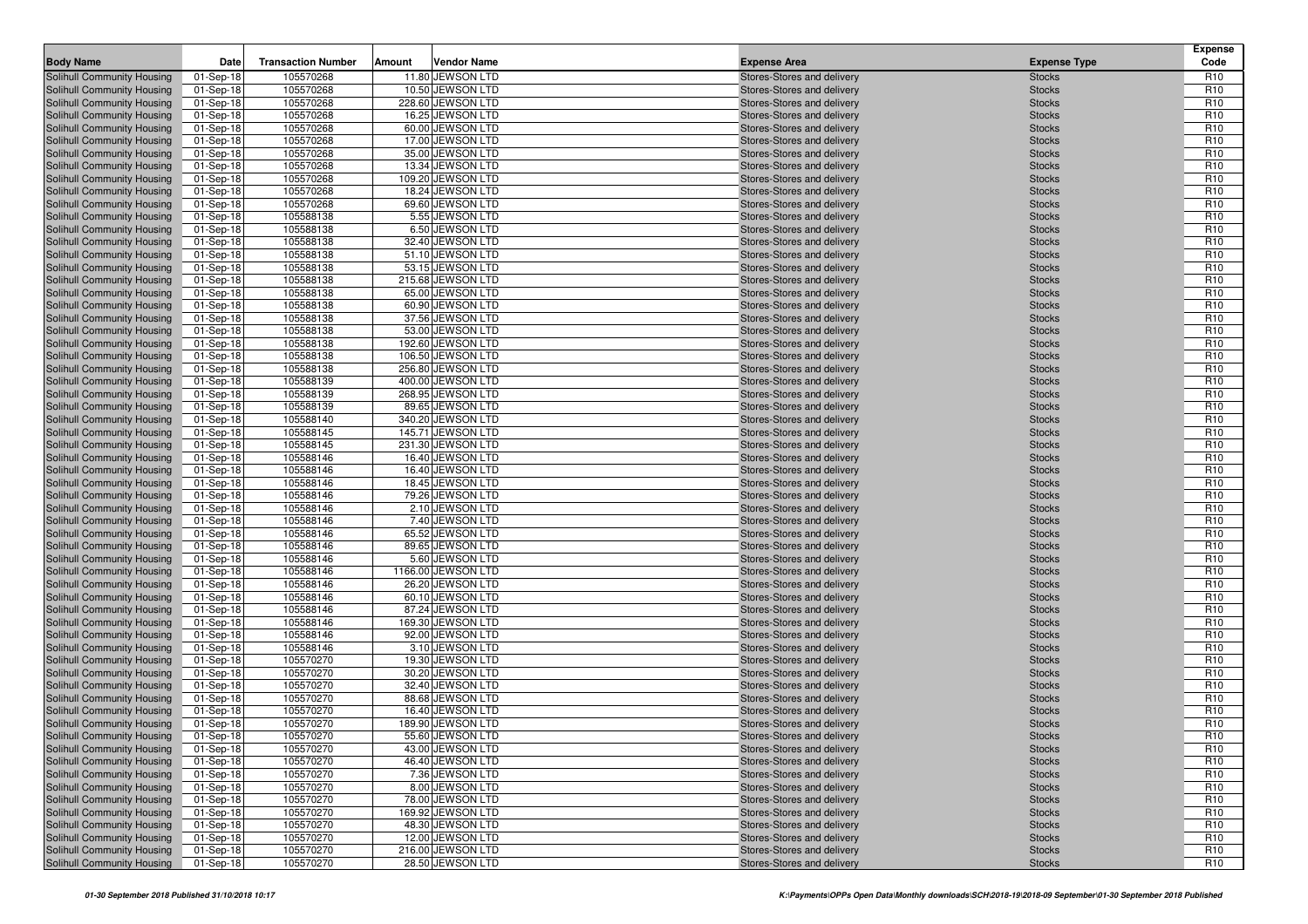| Body Name | Date | Transaction Number | Amount | Vendor Name | Expense Area | Expense Type | Expense Code |
|---|---|---|---|---|---|---|---|
| Solihull Community Housing | 01-Sep-18 | 105570268 | 11.80 | JEWSON LTD | Stores-Stores and delivery | Stocks | R10 |
| Solihull Community Housing | 01-Sep-18 | 105570268 | 10.50 | JEWSON LTD | Stores-Stores and delivery | Stocks | R10 |
| Solihull Community Housing | 01-Sep-18 | 105570268 | 228.60 | JEWSON LTD | Stores-Stores and delivery | Stocks | R10 |
| Solihull Community Housing | 01-Sep-18 | 105570268 | 16.25 | JEWSON LTD | Stores-Stores and delivery | Stocks | R10 |
| Solihull Community Housing | 01-Sep-18 | 105570268 | 60.00 | JEWSON LTD | Stores-Stores and delivery | Stocks | R10 |
| Solihull Community Housing | 01-Sep-18 | 105570268 | 17.00 | JEWSON LTD | Stores-Stores and delivery | Stocks | R10 |
| Solihull Community Housing | 01-Sep-18 | 105570268 | 35.00 | JEWSON LTD | Stores-Stores and delivery | Stocks | R10 |
| Solihull Community Housing | 01-Sep-18 | 105570268 | 13.34 | JEWSON LTD | Stores-Stores and delivery | Stocks | R10 |
| Solihull Community Housing | 01-Sep-18 | 105570268 | 109.20 | JEWSON LTD | Stores-Stores and delivery | Stocks | R10 |
| Solihull Community Housing | 01-Sep-18 | 105570268 | 18.24 | JEWSON LTD | Stores-Stores and delivery | Stocks | R10 |
| Solihull Community Housing | 01-Sep-18 | 105570268 | 69.60 | JEWSON LTD | Stores-Stores and delivery | Stocks | R10 |
| Solihull Community Housing | 01-Sep-18 | 105588138 | 5.55 | JEWSON LTD | Stores-Stores and delivery | Stocks | R10 |
| Solihull Community Housing | 01-Sep-18 | 105588138 | 6.50 | JEWSON LTD | Stores-Stores and delivery | Stocks | R10 |
| Solihull Community Housing | 01-Sep-18 | 105588138 | 32.40 | JEWSON LTD | Stores-Stores and delivery | Stocks | R10 |
| Solihull Community Housing | 01-Sep-18 | 105588138 | 51.10 | JEWSON LTD | Stores-Stores and delivery | Stocks | R10 |
| Solihull Community Housing | 01-Sep-18 | 105588138 | 53.15 | JEWSON LTD | Stores-Stores and delivery | Stocks | R10 |
| Solihull Community Housing | 01-Sep-18 | 105588138 | 215.68 | JEWSON LTD | Stores-Stores and delivery | Stocks | R10 |
| Solihull Community Housing | 01-Sep-18 | 105588138 | 65.00 | JEWSON LTD | Stores-Stores and delivery | Stocks | R10 |
| Solihull Community Housing | 01-Sep-18 | 105588138 | 60.90 | JEWSON LTD | Stores-Stores and delivery | Stocks | R10 |
| Solihull Community Housing | 01-Sep-18 | 105588138 | 37.56 | JEWSON LTD | Stores-Stores and delivery | Stocks | R10 |
| Solihull Community Housing | 01-Sep-18 | 105588138 | 53.00 | JEWSON LTD | Stores-Stores and delivery | Stocks | R10 |
| Solihull Community Housing | 01-Sep-18 | 105588138 | 192.60 | JEWSON LTD | Stores-Stores and delivery | Stocks | R10 |
| Solihull Community Housing | 01-Sep-18 | 105588138 | 106.50 | JEWSON LTD | Stores-Stores and delivery | Stocks | R10 |
| Solihull Community Housing | 01-Sep-18 | 105588138 | 256.80 | JEWSON LTD | Stores-Stores and delivery | Stocks | R10 |
| Solihull Community Housing | 01-Sep-18 | 105588139 | 400.00 | JEWSON LTD | Stores-Stores and delivery | Stocks | R10 |
| Solihull Community Housing | 01-Sep-18 | 105588139 | 268.95 | JEWSON LTD | Stores-Stores and delivery | Stocks | R10 |
| Solihull Community Housing | 01-Sep-18 | 105588139 | 89.65 | JEWSON LTD | Stores-Stores and delivery | Stocks | R10 |
| Solihull Community Housing | 01-Sep-18 | 105588140 | 340.20 | JEWSON LTD | Stores-Stores and delivery | Stocks | R10 |
| Solihull Community Housing | 01-Sep-18 | 105588145 | 145.71 | JEWSON LTD | Stores-Stores and delivery | Stocks | R10 |
| Solihull Community Housing | 01-Sep-18 | 105588145 | 231.30 | JEWSON LTD | Stores-Stores and delivery | Stocks | R10 |
| Solihull Community Housing | 01-Sep-18 | 105588146 | 16.40 | JEWSON LTD | Stores-Stores and delivery | Stocks | R10 |
| Solihull Community Housing | 01-Sep-18 | 105588146 | 16.40 | JEWSON LTD | Stores-Stores and delivery | Stocks | R10 |
| Solihull Community Housing | 01-Sep-18 | 105588146 | 18.45 | JEWSON LTD | Stores-Stores and delivery | Stocks | R10 |
| Solihull Community Housing | 01-Sep-18 | 105588146 | 79.26 | JEWSON LTD | Stores-Stores and delivery | Stocks | R10 |
| Solihull Community Housing | 01-Sep-18 | 105588146 | 2.10 | JEWSON LTD | Stores-Stores and delivery | Stocks | R10 |
| Solihull Community Housing | 01-Sep-18 | 105588146 | 7.40 | JEWSON LTD | Stores-Stores and delivery | Stocks | R10 |
| Solihull Community Housing | 01-Sep-18 | 105588146 | 65.52 | JEWSON LTD | Stores-Stores and delivery | Stocks | R10 |
| Solihull Community Housing | 01-Sep-18 | 105588146 | 89.65 | JEWSON LTD | Stores-Stores and delivery | Stocks | R10 |
| Solihull Community Housing | 01-Sep-18 | 105588146 | 5.60 | JEWSON LTD | Stores-Stores and delivery | Stocks | R10 |
| Solihull Community Housing | 01-Sep-18 | 105588146 | 1166.00 | JEWSON LTD | Stores-Stores and delivery | Stocks | R10 |
| Solihull Community Housing | 01-Sep-18 | 105588146 | 26.20 | JEWSON LTD | Stores-Stores and delivery | Stocks | R10 |
| Solihull Community Housing | 01-Sep-18 | 105588146 | 60.10 | JEWSON LTD | Stores-Stores and delivery | Stocks | R10 |
| Solihull Community Housing | 01-Sep-18 | 105588146 | 87.24 | JEWSON LTD | Stores-Stores and delivery | Stocks | R10 |
| Solihull Community Housing | 01-Sep-18 | 105588146 | 169.30 | JEWSON LTD | Stores-Stores and delivery | Stocks | R10 |
| Solihull Community Housing | 01-Sep-18 | 105588146 | 92.00 | JEWSON LTD | Stores-Stores and delivery | Stocks | R10 |
| Solihull Community Housing | 01-Sep-18 | 105588146 | 3.10 | JEWSON LTD | Stores-Stores and delivery | Stocks | R10 |
| Solihull Community Housing | 01-Sep-18 | 105570270 | 19.30 | JEWSON LTD | Stores-Stores and delivery | Stocks | R10 |
| Solihull Community Housing | 01-Sep-18 | 105570270 | 30.20 | JEWSON LTD | Stores-Stores and delivery | Stocks | R10 |
| Solihull Community Housing | 01-Sep-18 | 105570270 | 32.40 | JEWSON LTD | Stores-Stores and delivery | Stocks | R10 |
| Solihull Community Housing | 01-Sep-18 | 105570270 | 88.68 | JEWSON LTD | Stores-Stores and delivery | Stocks | R10 |
| Solihull Community Housing | 01-Sep-18 | 105570270 | 16.40 | JEWSON LTD | Stores-Stores and delivery | Stocks | R10 |
| Solihull Community Housing | 01-Sep-18 | 105570270 | 189.90 | JEWSON LTD | Stores-Stores and delivery | Stocks | R10 |
| Solihull Community Housing | 01-Sep-18 | 105570270 | 55.60 | JEWSON LTD | Stores-Stores and delivery | Stocks | R10 |
| Solihull Community Housing | 01-Sep-18 | 105570270 | 43.00 | JEWSON LTD | Stores-Stores and delivery | Stocks | R10 |
| Solihull Community Housing | 01-Sep-18 | 105570270 | 46.40 | JEWSON LTD | Stores-Stores and delivery | Stocks | R10 |
| Solihull Community Housing | 01-Sep-18 | 105570270 | 7.36 | JEWSON LTD | Stores-Stores and delivery | Stocks | R10 |
| Solihull Community Housing | 01-Sep-18 | 105570270 | 8.00 | JEWSON LTD | Stores-Stores and delivery | Stocks | R10 |
| Solihull Community Housing | 01-Sep-18 | 105570270 | 78.00 | JEWSON LTD | Stores-Stores and delivery | Stocks | R10 |
| Solihull Community Housing | 01-Sep-18 | 105570270 | 169.92 | JEWSON LTD | Stores-Stores and delivery | Stocks | R10 |
| Solihull Community Housing | 01-Sep-18 | 105570270 | 48.30 | JEWSON LTD | Stores-Stores and delivery | Stocks | R10 |
| Solihull Community Housing | 01-Sep-18 | 105570270 | 12.00 | JEWSON LTD | Stores-Stores and delivery | Stocks | R10 |
| Solihull Community Housing | 01-Sep-18 | 105570270 | 216.00 | JEWSON LTD | Stores-Stores and delivery | Stocks | R10 |
| Solihull Community Housing | 01-Sep-18 | 105570270 | 28.50 | JEWSON LTD | Stores-Stores and delivery | Stocks | R10 |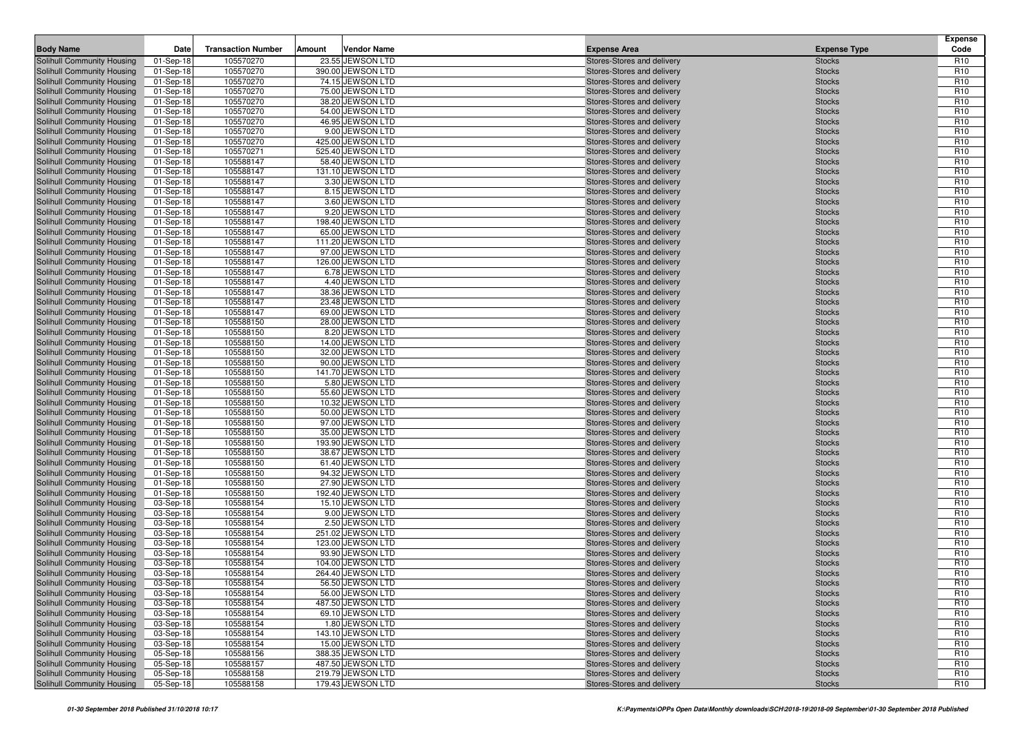| Body Name | Date | Transaction Number | Amount | Vendor Name | Expense Area | Expense Type | Expense Code |
|---|---|---|---|---|---|---|---|
| Solihull Community Housing | 01-Sep-18 | 105570270 | 23.55 | JEWSON LTD | Stores-Stores and delivery | Stocks | R10 |
| Solihull Community Housing | 01-Sep-18 | 105570270 | 390.00 | JEWSON LTD | Stores-Stores and delivery | Stocks | R10 |
| Solihull Community Housing | 01-Sep-18 | 105570270 | 74.15 | JEWSON LTD | Stores-Stores and delivery | Stocks | R10 |
| Solihull Community Housing | 01-Sep-18 | 105570270 | 75.00 | JEWSON LTD | Stores-Stores and delivery | Stocks | R10 |
| Solihull Community Housing | 01-Sep-18 | 105570270 | 38.20 | JEWSON LTD | Stores-Stores and delivery | Stocks | R10 |
| Solihull Community Housing | 01-Sep-18 | 105570270 | 54.00 | JEWSON LTD | Stores-Stores and delivery | Stocks | R10 |
| Solihull Community Housing | 01-Sep-18 | 105570270 | 46.95 | JEWSON LTD | Stores-Stores and delivery | Stocks | R10 |
| Solihull Community Housing | 01-Sep-18 | 105570270 | 9.00 | JEWSON LTD | Stores-Stores and delivery | Stocks | R10 |
| Solihull Community Housing | 01-Sep-18 | 105570270 | 425.00 | JEWSON LTD | Stores-Stores and delivery | Stocks | R10 |
| Solihull Community Housing | 01-Sep-18 | 105570271 | 525.40 | JEWSON LTD | Stores-Stores and delivery | Stocks | R10 |
| Solihull Community Housing | 01-Sep-18 | 105588147 | 58.40 | JEWSON LTD | Stores-Stores and delivery | Stocks | R10 |
| Solihull Community Housing | 01-Sep-18 | 105588147 | 131.10 | JEWSON LTD | Stores-Stores and delivery | Stocks | R10 |
| Solihull Community Housing | 01-Sep-18 | 105588147 | 3.30 | JEWSON LTD | Stores-Stores and delivery | Stocks | R10 |
| Solihull Community Housing | 01-Sep-18 | 105588147 | 8.15 | JEWSON LTD | Stores-Stores and delivery | Stocks | R10 |
| Solihull Community Housing | 01-Sep-18 | 105588147 | 3.60 | JEWSON LTD | Stores-Stores and delivery | Stocks | R10 |
| Solihull Community Housing | 01-Sep-18 | 105588147 | 9.20 | JEWSON LTD | Stores-Stores and delivery | Stocks | R10 |
| Solihull Community Housing | 01-Sep-18 | 105588147 | 198.40 | JEWSON LTD | Stores-Stores and delivery | Stocks | R10 |
| Solihull Community Housing | 01-Sep-18 | 105588147 | 65.00 | JEWSON LTD | Stores-Stores and delivery | Stocks | R10 |
| Solihull Community Housing | 01-Sep-18 | 105588147 | 111.20 | JEWSON LTD | Stores-Stores and delivery | Stocks | R10 |
| Solihull Community Housing | 01-Sep-18 | 105588147 | 97.00 | JEWSON LTD | Stores-Stores and delivery | Stocks | R10 |
| Solihull Community Housing | 01-Sep-18 | 105588147 | 126.00 | JEWSON LTD | Stores-Stores and delivery | Stocks | R10 |
| Solihull Community Housing | 01-Sep-18 | 105588147 | 6.78 | JEWSON LTD | Stores-Stores and delivery | Stocks | R10 |
| Solihull Community Housing | 01-Sep-18 | 105588147 | 4.40 | JEWSON LTD | Stores-Stores and delivery | Stocks | R10 |
| Solihull Community Housing | 01-Sep-18 | 105588147 | 38.36 | JEWSON LTD | Stores-Stores and delivery | Stocks | R10 |
| Solihull Community Housing | 01-Sep-18 | 105588147 | 23.48 | JEWSON LTD | Stores-Stores and delivery | Stocks | R10 |
| Solihull Community Housing | 01-Sep-18 | 105588147 | 69.00 | JEWSON LTD | Stores-Stores and delivery | Stocks | R10 |
| Solihull Community Housing | 01-Sep-18 | 105588150 | 28.00 | JEWSON LTD | Stores-Stores and delivery | Stocks | R10 |
| Solihull Community Housing | 01-Sep-18 | 105588150 | 8.20 | JEWSON LTD | Stores-Stores and delivery | Stocks | R10 |
| Solihull Community Housing | 01-Sep-18 | 105588150 | 14.00 | JEWSON LTD | Stores-Stores and delivery | Stocks | R10 |
| Solihull Community Housing | 01-Sep-18 | 105588150 | 32.00 | JEWSON LTD | Stores-Stores and delivery | Stocks | R10 |
| Solihull Community Housing | 01-Sep-18 | 105588150 | 90.00 | JEWSON LTD | Stores-Stores and delivery | Stocks | R10 |
| Solihull Community Housing | 01-Sep-18 | 105588150 | 141.70 | JEWSON LTD | Stores-Stores and delivery | Stocks | R10 |
| Solihull Community Housing | 01-Sep-18 | 105588150 | 5.80 | JEWSON LTD | Stores-Stores and delivery | Stocks | R10 |
| Solihull Community Housing | 01-Sep-18 | 105588150 | 55.60 | JEWSON LTD | Stores-Stores and delivery | Stocks | R10 |
| Solihull Community Housing | 01-Sep-18 | 105588150 | 10.32 | JEWSON LTD | Stores-Stores and delivery | Stocks | R10 |
| Solihull Community Housing | 01-Sep-18 | 105588150 | 50.00 | JEWSON LTD | Stores-Stores and delivery | Stocks | R10 |
| Solihull Community Housing | 01-Sep-18 | 105588150 | 97.00 | JEWSON LTD | Stores-Stores and delivery | Stocks | R10 |
| Solihull Community Housing | 01-Sep-18 | 105588150 | 35.00 | JEWSON LTD | Stores-Stores and delivery | Stocks | R10 |
| Solihull Community Housing | 01-Sep-18 | 105588150 | 193.90 | JEWSON LTD | Stores-Stores and delivery | Stocks | R10 |
| Solihull Community Housing | 01-Sep-18 | 105588150 | 38.67 | JEWSON LTD | Stores-Stores and delivery | Stocks | R10 |
| Solihull Community Housing | 01-Sep-18 | 105588150 | 61.40 | JEWSON LTD | Stores-Stores and delivery | Stocks | R10 |
| Solihull Community Housing | 01-Sep-18 | 105588150 | 94.32 | JEWSON LTD | Stores-Stores and delivery | Stocks | R10 |
| Solihull Community Housing | 01-Sep-18 | 105588150 | 27.90 | JEWSON LTD | Stores-Stores and delivery | Stocks | R10 |
| Solihull Community Housing | 01-Sep-18 | 105588150 | 192.40 | JEWSON LTD | Stores-Stores and delivery | Stocks | R10 |
| Solihull Community Housing | 03-Sep-18 | 105588154 | 15.10 | JEWSON LTD | Stores-Stores and delivery | Stocks | R10 |
| Solihull Community Housing | 03-Sep-18 | 105588154 | 9.00 | JEWSON LTD | Stores-Stores and delivery | Stocks | R10 |
| Solihull Community Housing | 03-Sep-18 | 105588154 | 2.50 | JEWSON LTD | Stores-Stores and delivery | Stocks | R10 |
| Solihull Community Housing | 03-Sep-18 | 105588154 | 251.02 | JEWSON LTD | Stores-Stores and delivery | Stocks | R10 |
| Solihull Community Housing | 03-Sep-18 | 105588154 | 123.00 | JEWSON LTD | Stores-Stores and delivery | Stocks | R10 |
| Solihull Community Housing | 03-Sep-18 | 105588154 | 93.90 | JEWSON LTD | Stores-Stores and delivery | Stocks | R10 |
| Solihull Community Housing | 03-Sep-18 | 105588154 | 104.00 | JEWSON LTD | Stores-Stores and delivery | Stocks | R10 |
| Solihull Community Housing | 03-Sep-18 | 105588154 | 264.40 | JEWSON LTD | Stores-Stores and delivery | Stocks | R10 |
| Solihull Community Housing | 03-Sep-18 | 105588154 | 56.50 | JEWSON LTD | Stores-Stores and delivery | Stocks | R10 |
| Solihull Community Housing | 03-Sep-18 | 105588154 | 56.00 | JEWSON LTD | Stores-Stores and delivery | Stocks | R10 |
| Solihull Community Housing | 03-Sep-18 | 105588154 | 487.50 | JEWSON LTD | Stores-Stores and delivery | Stocks | R10 |
| Solihull Community Housing | 03-Sep-18 | 105588154 | 69.10 | JEWSON LTD | Stores-Stores and delivery | Stocks | R10 |
| Solihull Community Housing | 03-Sep-18 | 105588154 | 1.80 | JEWSON LTD | Stores-Stores and delivery | Stocks | R10 |
| Solihull Community Housing | 03-Sep-18 | 105588154 | 143.10 | JEWSON LTD | Stores-Stores and delivery | Stocks | R10 |
| Solihull Community Housing | 03-Sep-18 | 105588154 | 15.00 | JEWSON LTD | Stores-Stores and delivery | Stocks | R10 |
| Solihull Community Housing | 05-Sep-18 | 105588156 | 388.35 | JEWSON LTD | Stores-Stores and delivery | Stocks | R10 |
| Solihull Community Housing | 05-Sep-18 | 105588157 | 487.50 | JEWSON LTD | Stores-Stores and delivery | Stocks | R10 |
| Solihull Community Housing | 05-Sep-18 | 105588158 | 219.79 | JEWSON LTD | Stores-Stores and delivery | Stocks | R10 |
| Solihull Community Housing | 05-Sep-18 | 105588158 | 179.43 | JEWSON LTD | Stores-Stores and delivery | Stocks | R10 |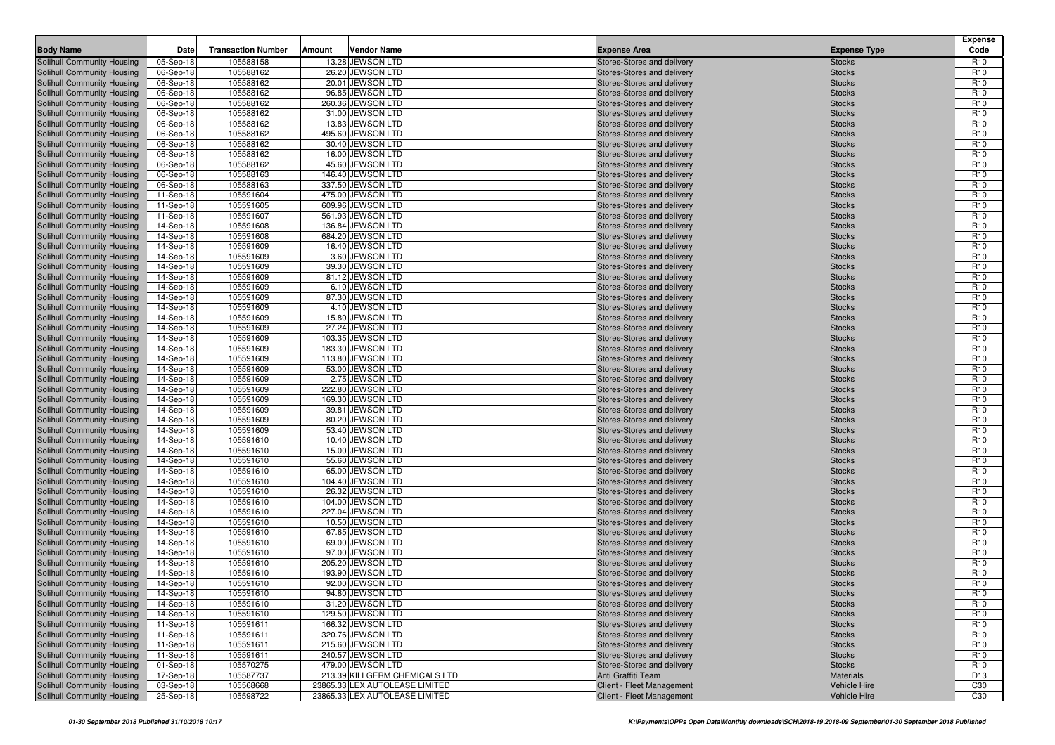| Body Name | Date | Transaction Number | Amount | Vendor Name | Expense Area | Expense Type | Expense Code |
|---|---|---|---|---|---|---|---|
| Solihull Community Housing | 05-Sep-18 | 105588158 | 13.28 | JEWSON LTD | Stores-Stores and delivery | Stocks | R10 |
| Solihull Community Housing | 06-Sep-18 | 105588162 | 26.20 | JEWSON LTD | Stores-Stores and delivery | Stocks | R10 |
| Solihull Community Housing | 06-Sep-18 | 105588162 | 20.01 | JEWSON LTD | Stores-Stores and delivery | Stocks | R10 |
| Solihull Community Housing | 06-Sep-18 | 105588162 | 96.85 | JEWSON LTD | Stores-Stores and delivery | Stocks | R10 |
| Solihull Community Housing | 06-Sep-18 | 105588162 | 260.36 | JEWSON LTD | Stores-Stores and delivery | Stocks | R10 |
| Solihull Community Housing | 06-Sep-18 | 105588162 | 31.00 | JEWSON LTD | Stores-Stores and delivery | Stocks | R10 |
| Solihull Community Housing | 06-Sep-18 | 105588162 | 13.83 | JEWSON LTD | Stores-Stores and delivery | Stocks | R10 |
| Solihull Community Housing | 06-Sep-18 | 105588162 | 495.60 | JEWSON LTD | Stores-Stores and delivery | Stocks | R10 |
| Solihull Community Housing | 06-Sep-18 | 105588162 | 30.40 | JEWSON LTD | Stores-Stores and delivery | Stocks | R10 |
| Solihull Community Housing | 06-Sep-18 | 105588162 | 16.00 | JEWSON LTD | Stores-Stores and delivery | Stocks | R10 |
| Solihull Community Housing | 06-Sep-18 | 105588162 | 45.60 | JEWSON LTD | Stores-Stores and delivery | Stocks | R10 |
| Solihull Community Housing | 06-Sep-18 | 105588163 | 146.40 | JEWSON LTD | Stores-Stores and delivery | Stocks | R10 |
| Solihull Community Housing | 06-Sep-18 | 105588163 | 337.50 | JEWSON LTD | Stores-Stores and delivery | Stocks | R10 |
| Solihull Community Housing | 11-Sep-18 | 105591604 | 475.00 | JEWSON LTD | Stores-Stores and delivery | Stocks | R10 |
| Solihull Community Housing | 11-Sep-18 | 105591605 | 609.96 | JEWSON LTD | Stores-Stores and delivery | Stocks | R10 |
| Solihull Community Housing | 11-Sep-18 | 105591607 | 561.93 | JEWSON LTD | Stores-Stores and delivery | Stocks | R10 |
| Solihull Community Housing | 14-Sep-18 | 105591608 | 136.84 | JEWSON LTD | Stores-Stores and delivery | Stocks | R10 |
| Solihull Community Housing | 14-Sep-18 | 105591608 | 684.20 | JEWSON LTD | Stores-Stores and delivery | Stocks | R10 |
| Solihull Community Housing | 14-Sep-18 | 105591609 | 16.40 | JEWSON LTD | Stores-Stores and delivery | Stocks | R10 |
| Solihull Community Housing | 14-Sep-18 | 105591609 | 3.60 | JEWSON LTD | Stores-Stores and delivery | Stocks | R10 |
| Solihull Community Housing | 14-Sep-18 | 105591609 | 39.30 | JEWSON LTD | Stores-Stores and delivery | Stocks | R10 |
| Solihull Community Housing | 14-Sep-18 | 105591609 | 81.12 | JEWSON LTD | Stores-Stores and delivery | Stocks | R10 |
| Solihull Community Housing | 14-Sep-18 | 105591609 | 6.10 | JEWSON LTD | Stores-Stores and delivery | Stocks | R10 |
| Solihull Community Housing | 14-Sep-18 | 105591609 | 87.30 | JEWSON LTD | Stores-Stores and delivery | Stocks | R10 |
| Solihull Community Housing | 14-Sep-18 | 105591609 | 4.10 | JEWSON LTD | Stores-Stores and delivery | Stocks | R10 |
| Solihull Community Housing | 14-Sep-18 | 105591609 | 15.80 | JEWSON LTD | Stores-Stores and delivery | Stocks | R10 |
| Solihull Community Housing | 14-Sep-18 | 105591609 | 27.24 | JEWSON LTD | Stores-Stores and delivery | Stocks | R10 |
| Solihull Community Housing | 14-Sep-18 | 105591609 | 103.35 | JEWSON LTD | Stores-Stores and delivery | Stocks | R10 |
| Solihull Community Housing | 14-Sep-18 | 105591609 | 183.30 | JEWSON LTD | Stores-Stores and delivery | Stocks | R10 |
| Solihull Community Housing | 14-Sep-18 | 105591609 | 113.80 | JEWSON LTD | Stores-Stores and delivery | Stocks | R10 |
| Solihull Community Housing | 14-Sep-18 | 105591609 | 53.00 | JEWSON LTD | Stores-Stores and delivery | Stocks | R10 |
| Solihull Community Housing | 14-Sep-18 | 105591609 | 2.75 | JEWSON LTD | Stores-Stores and delivery | Stocks | R10 |
| Solihull Community Housing | 14-Sep-18 | 105591609 | 222.80 | JEWSON LTD | Stores-Stores and delivery | Stocks | R10 |
| Solihull Community Housing | 14-Sep-18 | 105591609 | 169.30 | JEWSON LTD | Stores-Stores and delivery | Stocks | R10 |
| Solihull Community Housing | 14-Sep-18 | 105591609 | 39.81 | JEWSON LTD | Stores-Stores and delivery | Stocks | R10 |
| Solihull Community Housing | 14-Sep-18 | 105591609 | 80.20 | JEWSON LTD | Stores-Stores and delivery | Stocks | R10 |
| Solihull Community Housing | 14-Sep-18 | 105591609 | 53.40 | JEWSON LTD | Stores-Stores and delivery | Stocks | R10 |
| Solihull Community Housing | 14-Sep-18 | 105591610 | 10.40 | JEWSON LTD | Stores-Stores and delivery | Stocks | R10 |
| Solihull Community Housing | 14-Sep-18 | 105591610 | 15.00 | JEWSON LTD | Stores-Stores and delivery | Stocks | R10 |
| Solihull Community Housing | 14-Sep-18 | 105591610 | 55.60 | JEWSON LTD | Stores-Stores and delivery | Stocks | R10 |
| Solihull Community Housing | 14-Sep-18 | 105591610 | 65.00 | JEWSON LTD | Stores-Stores and delivery | Stocks | R10 |
| Solihull Community Housing | 14-Sep-18 | 105591610 | 104.40 | JEWSON LTD | Stores-Stores and delivery | Stocks | R10 |
| Solihull Community Housing | 14-Sep-18 | 105591610 | 26.32 | JEWSON LTD | Stores-Stores and delivery | Stocks | R10 |
| Solihull Community Housing | 14-Sep-18 | 105591610 | 104.00 | JEWSON LTD | Stores-Stores and delivery | Stocks | R10 |
| Solihull Community Housing | 14-Sep-18 | 105591610 | 227.04 | JEWSON LTD | Stores-Stores and delivery | Stocks | R10 |
| Solihull Community Housing | 14-Sep-18 | 105591610 | 10.50 | JEWSON LTD | Stores-Stores and delivery | Stocks | R10 |
| Solihull Community Housing | 14-Sep-18 | 105591610 | 67.65 | JEWSON LTD | Stores-Stores and delivery | Stocks | R10 |
| Solihull Community Housing | 14-Sep-18 | 105591610 | 69.00 | JEWSON LTD | Stores-Stores and delivery | Stocks | R10 |
| Solihull Community Housing | 14-Sep-18 | 105591610 | 97.00 | JEWSON LTD | Stores-Stores and delivery | Stocks | R10 |
| Solihull Community Housing | 14-Sep-18 | 105591610 | 205.20 | JEWSON LTD | Stores-Stores and delivery | Stocks | R10 |
| Solihull Community Housing | 14-Sep-18 | 105591610 | 193.90 | JEWSON LTD | Stores-Stores and delivery | Stocks | R10 |
| Solihull Community Housing | 14-Sep-18 | 105591610 | 92.00 | JEWSON LTD | Stores-Stores and delivery | Stocks | R10 |
| Solihull Community Housing | 14-Sep-18 | 105591610 | 94.80 | JEWSON LTD | Stores-Stores and delivery | Stocks | R10 |
| Solihull Community Housing | 14-Sep-18 | 105591610 | 31.20 | JEWSON LTD | Stores-Stores and delivery | Stocks | R10 |
| Solihull Community Housing | 14-Sep-18 | 105591610 | 129.50 | JEWSON LTD | Stores-Stores and delivery | Stocks | R10 |
| Solihull Community Housing | 11-Sep-18 | 105591611 | 166.32 | JEWSON LTD | Stores-Stores and delivery | Stocks | R10 |
| Solihull Community Housing | 11-Sep-18 | 105591611 | 320.76 | JEWSON LTD | Stores-Stores and delivery | Stocks | R10 |
| Solihull Community Housing | 11-Sep-18 | 105591611 | 215.60 | JEWSON LTD | Stores-Stores and delivery | Stocks | R10 |
| Solihull Community Housing | 11-Sep-18 | 105591611 | 240.57 | JEWSON LTD | Stores-Stores and delivery | Stocks | R10 |
| Solihull Community Housing | 01-Sep-18 | 105570275 | 479.00 | JEWSON LTD | Stores-Stores and delivery | Stocks | R10 |
| Solihull Community Housing | 17-Sep-18 | 105587737 | 213.39 | KILLGERM CHEMICALS LTD | Anti Graffiti Team | Materials | D13 |
| Solihull Community Housing | 03-Sep-18 | 105568668 | 23865.33 | LEX AUTOLEASE LIMITED | Client - Fleet Management | Vehicle Hire | C30 |
| Solihull Community Housing | 25-Sep-18 | 105598722 | 23865.33 | LEX AUTOLEASE LIMITED | Client - Fleet Management | Vehicle Hire | C30 |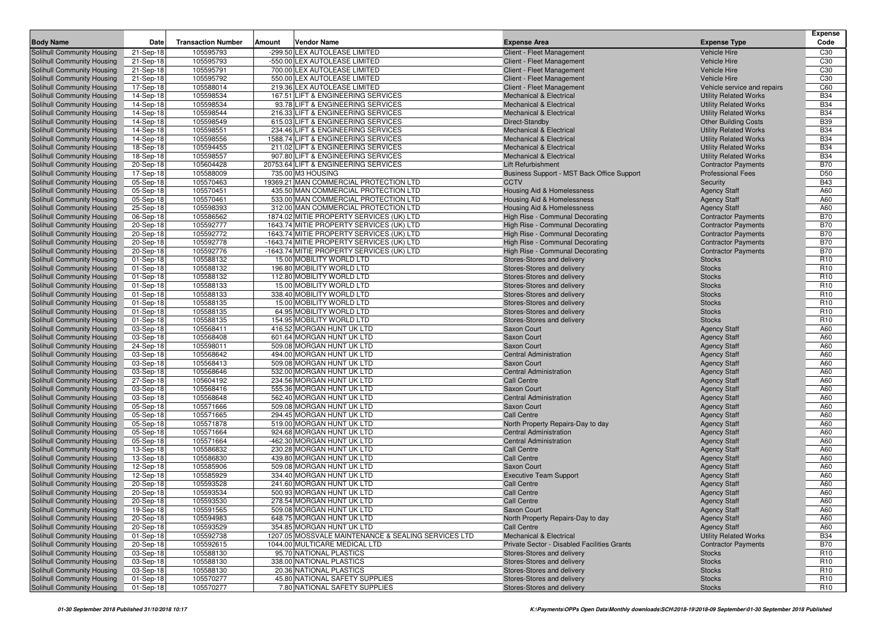| Body Name | Date | Transaction Number | Amount | Vendor Name | Expense Area | Expense Type | Expense Code |
|---|---|---|---|---|---|---|---|
| Solihull Community Housing | 21-Sep-18 | 105595793 | -299.50 | LEX AUTOLEASE LIMITED | Client - Fleet Management | Vehicle Hire | C30 |
| Solihull Community Housing | 21-Sep-18 | 105595793 | -550.00 | LEX AUTOLEASE LIMITED | Client - Fleet Management | Vehicle Hire | C30 |
| Solihull Community Housing | 21-Sep-18 | 105595791 | 700.00 | LEX AUTOLEASE LIMITED | Client - Fleet Management | Vehicle Hire | C30 |
| Solihull Community Housing | 21-Sep-18 | 105595792 | 550.00 | LEX AUTOLEASE LIMITED | Client - Fleet Management | Vehicle Hire | C30 |
| Solihull Community Housing | 17-Sep-18 | 105588014 | 219.36 | LEX AUTOLEASE LIMITED | Client - Fleet Management | Vehicle service and repairs | C60 |
| Solihull Community Housing | 14-Sep-18 | 105598534 | 167.51 | LIFT & ENGINEERING SERVICES | Mechanical & Electrical | Utility Related Works | B34 |
| Solihull Community Housing | 14-Sep-18 | 105598534 | 93.78 | LIFT & ENGINEERING SERVICES | Mechanical & Electrical | Utility Related Works | B34 |
| Solihull Community Housing | 14-Sep-18 | 105598544 | 216.33 | LIFT & ENGINEERING SERVICES | Mechanical & Electrical | Utility Related Works | B34 |
| Solihull Community Housing | 14-Sep-18 | 105598549 | 615.03 | LIFT & ENGINEERING SERVICES | Direct-Standby | Other Building Costs | B39 |
| Solihull Community Housing | 14-Sep-18 | 105598551 | 234.46 | LIFT & ENGINEERING SERVICES | Mechanical & Electrical | Utility Related Works | B34 |
| Solihull Community Housing | 14-Sep-18 | 105598556 | 1588.74 | LIFT & ENGINEERING SERVICES | Mechanical & Electrical | Utility Related Works | B34 |
| Solihull Community Housing | 18-Sep-18 | 105594455 | 211.02 | LIFT & ENGINEERING SERVICES | Mechanical & Electrical | Utility Related Works | B34 |
| Solihull Community Housing | 18-Sep-18 | 105598557 | 907.80 | LIFT & ENGINEERING SERVICES | Mechanical & Electrical | Utility Related Works | B34 |
| Solihull Community Housing | 20-Sep-18 | 105604428 | 20753.64 | LIFT & ENGINEERING SERVICES | Lift Refurbishment | Contractor Payments | B70 |
| Solihull Community Housing | 17-Sep-18 | 105588009 | 735.00 | M3 HOUSING | Business Support - MST Back Office Support | Professional Fees | D50 |
| Solihull Community Housing | 05-Sep-18 | 105570463 | 19369.21 | MAN COMMERCIAL PROTECTION LTD | CCTV | Security | B43 |
| Solihull Community Housing | 05-Sep-18 | 105570451 | 435.50 | MAN COMMERCIAL PROTECTION LTD | Housing Aid & Homelessness | Agency Staff | A60 |
| Solihull Community Housing | 05-Sep-18 | 105570461 | 533.00 | MAN COMMERCIAL PROTECTION LTD | Housing Aid & Homelessness | Agency Staff | A60 |
| Solihull Community Housing | 25-Sep-18 | 105598393 | 312.00 | MAN COMMERCIAL PROTECTION LTD | Housing Aid & Homelessness | Agency Staff | A60 |
| Solihull Community Housing | 06-Sep-18 | 105586562 | 1874.02 | MITIE PROPERTY SERVICES (UK) LTD | High Rise - Communal Decorating | Contractor Payments | B70 |
| Solihull Community Housing | 20-Sep-18 | 105592777 | 1643.74 | MITIE PROPERTY SERVICES (UK) LTD | High Rise - Communal Decorating | Contractor Payments | B70 |
| Solihull Community Housing | 20-Sep-18 | 105592772 | 1643.74 | MITIE PROPERTY SERVICES (UK) LTD | High Rise - Communal Decorating | Contractor Payments | B70 |
| Solihull Community Housing | 20-Sep-18 | 105592778 | -1643.74 | MITIE PROPERTY SERVICES (UK) LTD | High Rise - Communal Decorating | Contractor Payments | B70 |
| Solihull Community Housing | 20-Sep-18 | 105592776 | -1643.74 | MITIE PROPERTY SERVICES (UK) LTD | High Rise - Communal Decorating | Contractor Payments | B70 |
| Solihull Community Housing | 01-Sep-18 | 105588132 | 15.00 | MOBILITY WORLD LTD | Stores-Stores and delivery | Stocks | R10 |
| Solihull Community Housing | 01-Sep-18 | 105588132 | 196.80 | MOBILITY WORLD LTD | Stores-Stores and delivery | Stocks | R10 |
| Solihull Community Housing | 01-Sep-18 | 105588132 | 112.80 | MOBILITY WORLD LTD | Stores-Stores and delivery | Stocks | R10 |
| Solihull Community Housing | 01-Sep-18 | 105588133 | 15.00 | MOBILITY WORLD LTD | Stores-Stores and delivery | Stocks | R10 |
| Solihull Community Housing | 01-Sep-18 | 105588133 | 338.40 | MOBILITY WORLD LTD | Stores-Stores and delivery | Stocks | R10 |
| Solihull Community Housing | 01-Sep-18 | 105588135 | 15.00 | MOBILITY WORLD LTD | Stores-Stores and delivery | Stocks | R10 |
| Solihull Community Housing | 01-Sep-18 | 105588135 | 64.95 | MOBILITY WORLD LTD | Stores-Stores and delivery | Stocks | R10 |
| Solihull Community Housing | 01-Sep-18 | 105588135 | 154.95 | MOBILITY WORLD LTD | Stores-Stores and delivery | Stocks | R10 |
| Solihull Community Housing | 03-Sep-18 | 105568411 | 416.52 | MORGAN HUNT UK LTD | Saxon Court | Agency Staff | A60 |
| Solihull Community Housing | 03-Sep-18 | 105568408 | 601.64 | MORGAN HUNT UK LTD | Saxon Court | Agency Staff | A60 |
| Solihull Community Housing | 24-Sep-18 | 105598011 | 509.08 | MORGAN HUNT UK LTD | Saxon Court | Agency Staff | A60 |
| Solihull Community Housing | 03-Sep-18 | 105568642 | 494.00 | MORGAN HUNT UK LTD | Central Administration | Agency Staff | A60 |
| Solihull Community Housing | 03-Sep-18 | 105568413 | 509.08 | MORGAN HUNT UK LTD | Saxon Court | Agency Staff | A60 |
| Solihull Community Housing | 03-Sep-18 | 105568646 | 532.00 | MORGAN HUNT UK LTD | Central Administration | Agency Staff | A60 |
| Solihull Community Housing | 27-Sep-18 | 105604192 | 234.56 | MORGAN HUNT UK LTD | Call Centre | Agency Staff | A60 |
| Solihull Community Housing | 03-Sep-18 | 105568416 | 555.36 | MORGAN HUNT UK LTD | Saxon Court | Agency Staff | A60 |
| Solihull Community Housing | 03-Sep-18 | 105568648 | 562.40 | MORGAN HUNT UK LTD | Central Administration | Agency Staff | A60 |
| Solihull Community Housing | 05-Sep-18 | 105571666 | 509.08 | MORGAN HUNT UK LTD | Saxon Court | Agency Staff | A60 |
| Solihull Community Housing | 05-Sep-18 | 105571665 | 294.45 | MORGAN HUNT UK LTD | Call Centre | Agency Staff | A60 |
| Solihull Community Housing | 05-Sep-18 | 105571878 | 519.00 | MORGAN HUNT UK LTD | North Property Repairs-Day to day | Agency Staff | A60 |
| Solihull Community Housing | 05-Sep-18 | 105571664 | 924.68 | MORGAN HUNT UK LTD | Central Administration | Agency Staff | A60 |
| Solihull Community Housing | 05-Sep-18 | 105571664 | -462.30 | MORGAN HUNT UK LTD | Central Administration | Agency Staff | A60 |
| Solihull Community Housing | 13-Sep-18 | 105586832 | 230.28 | MORGAN HUNT UK LTD | Call Centre | Agency Staff | A60 |
| Solihull Community Housing | 13-Sep-18 | 105586830 | 439.80 | MORGAN HUNT UK LTD | Call Centre | Agency Staff | A60 |
| Solihull Community Housing | 12-Sep-18 | 105585906 | 509.08 | MORGAN HUNT UK LTD | Saxon Court | Agency Staff | A60 |
| Solihull Community Housing | 12-Sep-18 | 105585929 | 334.40 | MORGAN HUNT UK LTD | Executive Team Support | Agency Staff | A60 |
| Solihull Community Housing | 20-Sep-18 | 105593528 | 241.60 | MORGAN HUNT UK LTD | Call Centre | Agency Staff | A60 |
| Solihull Community Housing | 20-Sep-18 | 105593534 | 500.93 | MORGAN HUNT UK LTD | Call Centre | Agency Staff | A60 |
| Solihull Community Housing | 20-Sep-18 | 105593530 | 278.54 | MORGAN HUNT UK LTD | Call Centre | Agency Staff | A60 |
| Solihull Community Housing | 19-Sep-18 | 105591565 | 509.08 | MORGAN HUNT UK LTD | Saxon Court | Agency Staff | A60 |
| Solihull Community Housing | 20-Sep-18 | 105594983 | 648.75 | MORGAN HUNT UK LTD | North Property Repairs-Day to day | Agency Staff | A60 |
| Solihull Community Housing | 20-Sep-18 | 105593529 | 354.85 | MORGAN HUNT UK LTD | Call Centre | Agency Staff | A60 |
| Solihull Community Housing | 01-Sep-18 | 105592738 | 1207.05 | MOSSVALE MAINTENANCE & SEALING SERVICES LTD | Mechanical & Electrical | Utility Related Works | B34 |
| Solihull Community Housing | 20-Sep-18 | 105592615 | 1044.00 | MULTICARE MEDICAL LTD | Private Sector - Disabled Facilities Grants | Contractor Payments | B70 |
| Solihull Community Housing | 03-Sep-18 | 105588130 | 95.70 | NATIONAL PLASTICS | Stores-Stores and delivery | Stocks | R10 |
| Solihull Community Housing | 03-Sep-18 | 105588130 | 338.00 | NATIONAL PLASTICS | Stores-Stores and delivery | Stocks | R10 |
| Solihull Community Housing | 03-Sep-18 | 105588130 | 20.36 | NATIONAL PLASTICS | Stores-Stores and delivery | Stocks | R10 |
| Solihull Community Housing | 01-Sep-18 | 105570277 | 45.80 | NATIONAL SAFETY SUPPLIES | Stores-Stores and delivery | Stocks | R10 |
| Solihull Community Housing | 01-Sep-18 | 105570277 | 7.80 | NATIONAL SAFETY SUPPLIES | Stores-Stores and delivery | Stocks | R10 |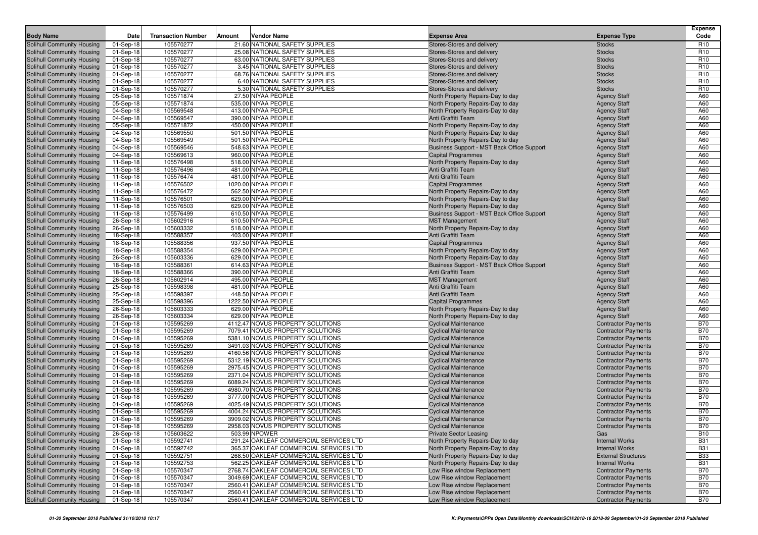| Body Name | Date | Transaction Number | Amount | Vendor Name | Expense Area | Expense Type | Expense Code |
|---|---|---|---|---|---|---|---|
| Solihull Community Housing | 01-Sep-18 | 105570277 | 21.60 | NATIONAL SAFETY SUPPLIES | Stores-Stores and delivery | Stocks | R10 |
| Solihull Community Housing | 01-Sep-18 | 105570277 | 25.08 | NATIONAL SAFETY SUPPLIES | Stores-Stores and delivery | Stocks | R10 |
| Solihull Community Housing | 01-Sep-18 | 105570277 | 63.00 | NATIONAL SAFETY SUPPLIES | Stores-Stores and delivery | Stocks | R10 |
| Solihull Community Housing | 01-Sep-18 | 105570277 | 3.45 | NATIONAL SAFETY SUPPLIES | Stores-Stores and delivery | Stocks | R10 |
| Solihull Community Housing | 01-Sep-18 | 105570277 | 68.76 | NATIONAL SAFETY SUPPLIES | Stores-Stores and delivery | Stocks | R10 |
| Solihull Community Housing | 01-Sep-18 | 105570277 | 6.40 | NATIONAL SAFETY SUPPLIES | Stores-Stores and delivery | Stocks | R10 |
| Solihull Community Housing | 01-Sep-18 | 105570277 | 5.30 | NATIONAL SAFETY SUPPLIES | Stores-Stores and delivery | Stocks | R10 |
| Solihull Community Housing | 05-Sep-18 | 105571874 | 27.50 | NIYAA PEOPLE | North Property Repairs-Day to day | Agency Staff | A60 |
| Solihull Community Housing | 05-Sep-18 | 105571874 | 535.00 | NIYAA PEOPLE | North Property Repairs-Day to day | Agency Staff | A60 |
| Solihull Community Housing | 04-Sep-18 | 105569548 | 413.00 | NIYAA PEOPLE | North Property Repairs-Day to day | Agency Staff | A60 |
| Solihull Community Housing | 04-Sep-18 | 105569547 | 390.00 | NIYAA PEOPLE | Anti Graffiti Team | Agency Staff | A60 |
| Solihull Community Housing | 05-Sep-18 | 105571872 | 450.00 | NIYAA PEOPLE | North Property Repairs-Day to day | Agency Staff | A60 |
| Solihull Community Housing | 04-Sep-18 | 105569550 | 501.50 | NIYAA PEOPLE | North Property Repairs-Day to day | Agency Staff | A60 |
| Solihull Community Housing | 04-Sep-18 | 105569549 | 501.50 | NIYAA PEOPLE | North Property Repairs-Day to day | Agency Staff | A60 |
| Solihull Community Housing | 04-Sep-18 | 105569546 | 548.63 | NIYAA PEOPLE | Business Support - MST Back Office Support | Agency Staff | A60 |
| Solihull Community Housing | 04-Sep-18 | 105569613 | 960.00 | NIYAA PEOPLE | Capital Programmes | Agency Staff | A60 |
| Solihull Community Housing | 11-Sep-18 | 105576498 | 518.00 | NIYAA PEOPLE | North Property Repairs-Day to day | Agency Staff | A60 |
| Solihull Community Housing | 11-Sep-18 | 105576496 | 481.00 | NIYAA PEOPLE | Anti Graffiti Team | Agency Staff | A60 |
| Solihull Community Housing | 11-Sep-18 | 105576474 | 481.00 | NIYAA PEOPLE | Anti Graffiti Team | Agency Staff | A60 |
| Solihull Community Housing | 11-Sep-18 | 105576502 | 1020.00 | NIYAA PEOPLE | Capital Programmes | Agency Staff | A60 |
| Solihull Community Housing | 11-Sep-18 | 105576472 | 562.50 | NIYAA PEOPLE | North Property Repairs-Day to day | Agency Staff | A60 |
| Solihull Community Housing | 11-Sep-18 | 105576501 | 629.00 | NIYAA PEOPLE | North Property Repairs-Day to day | Agency Staff | A60 |
| Solihull Community Housing | 11-Sep-18 | 105576503 | 629.00 | NIYAA PEOPLE | North Property Repairs-Day to day | Agency Staff | A60 |
| Solihull Community Housing | 11-Sep-18 | 105576499 | 610.50 | NIYAA PEOPLE | Business Support - MST Back Office Support | Agency Staff | A60 |
| Solihull Community Housing | 26-Sep-18 | 105602916 | 610.50 | NIYAA PEOPLE | MST Management | Agency Staff | A60 |
| Solihull Community Housing | 26-Sep-18 | 105603332 | 518.00 | NIYAA PEOPLE | North Property Repairs-Day to day | Agency Staff | A60 |
| Solihull Community Housing | 18-Sep-18 | 105588357 | 403.00 | NIYAA PEOPLE | Anti Graffiti Team | Agency Staff | A60 |
| Solihull Community Housing | 18-Sep-18 | 105588356 | 937.50 | NIYAA PEOPLE | Capital Programmes | Agency Staff | A60 |
| Solihull Community Housing | 18-Sep-18 | 105588354 | 629.00 | NIYAA PEOPLE | North Property Repairs-Day to day | Agency Staff | A60 |
| Solihull Community Housing | 26-Sep-18 | 105603336 | 629.00 | NIYAA PEOPLE | North Property Repairs-Day to day | Agency Staff | A60 |
| Solihull Community Housing | 18-Sep-18 | 105588361 | 614.63 | NIYAA PEOPLE | Business Support - MST Back Office Support | Agency Staff | A60 |
| Solihull Community Housing | 18-Sep-18 | 105588366 | 390.00 | NIYAA PEOPLE | Anti Graffiti Team | Agency Staff | A60 |
| Solihull Community Housing | 26-Sep-18 | 105602914 | 495.00 | NIYAA PEOPLE | MST Management | Agency Staff | A60 |
| Solihull Community Housing | 25-Sep-18 | 105598398 | 481.00 | NIYAA PEOPLE | Anti Graffiti Team | Agency Staff | A60 |
| Solihull Community Housing | 25-Sep-18 | 105598397 | 448.50 | NIYAA PEOPLE | Anti Graffiti Team | Agency Staff | A60 |
| Solihull Community Housing | 25-Sep-18 | 105598396 | 1222.50 | NIYAA PEOPLE | Capital Programmes | Agency Staff | A60 |
| Solihull Community Housing | 26-Sep-18 | 105603333 | 629.00 | NIYAA PEOPLE | North Property Repairs-Day to day | Agency Staff | A60 |
| Solihull Community Housing | 26-Sep-18 | 105603334 | 629.00 | NIYAA PEOPLE | North Property Repairs-Day to day | Agency Staff | A60 |
| Solihull Community Housing | 01-Sep-18 | 105595269 | 4112.47 | NOVUS PROPERTY SOLUTIONS | Cyclical Maintenance | Contractor Payments | B70 |
| Solihull Community Housing | 01-Sep-18 | 105595269 | 7079.41 | NOVUS PROPERTY SOLUTIONS | Cyclical Maintenance | Contractor Payments | B70 |
| Solihull Community Housing | 01-Sep-18 | 105595269 | 5381.10 | NOVUS PROPERTY SOLUTIONS | Cyclical Maintenance | Contractor Payments | B70 |
| Solihull Community Housing | 01-Sep-18 | 105595269 | 3491.03 | NOVUS PROPERTY SOLUTIONS | Cyclical Maintenance | Contractor Payments | B70 |
| Solihull Community Housing | 01-Sep-18 | 105595269 | 4160.56 | NOVUS PROPERTY SOLUTIONS | Cyclical Maintenance | Contractor Payments | B70 |
| Solihull Community Housing | 01-Sep-18 | 105595269 | 5312.19 | NOVUS PROPERTY SOLUTIONS | Cyclical Maintenance | Contractor Payments | B70 |
| Solihull Community Housing | 01-Sep-18 | 105595269 | 2975.45 | NOVUS PROPERTY SOLUTIONS | Cyclical Maintenance | Contractor Payments | B70 |
| Solihull Community Housing | 01-Sep-18 | 105595269 | 2371.04 | NOVUS PROPERTY SOLUTIONS | Cyclical Maintenance | Contractor Payments | B70 |
| Solihull Community Housing | 01-Sep-18 | 105595269 | 6089.24 | NOVUS PROPERTY SOLUTIONS | Cyclical Maintenance | Contractor Payments | B70 |
| Solihull Community Housing | 01-Sep-18 | 105595269 | 4980.70 | NOVUS PROPERTY SOLUTIONS | Cyclical Maintenance | Contractor Payments | B70 |
| Solihull Community Housing | 01-Sep-18 | 105595269 | 3777.00 | NOVUS PROPERTY SOLUTIONS | Cyclical Maintenance | Contractor Payments | B70 |
| Solihull Community Housing | 01-Sep-18 | 105595269 | 4025.49 | NOVUS PROPERTY SOLUTIONS | Cyclical Maintenance | Contractor Payments | B70 |
| Solihull Community Housing | 01-Sep-18 | 105595269 | 4004.24 | NOVUS PROPERTY SOLUTIONS | Cyclical Maintenance | Contractor Payments | B70 |
| Solihull Community Housing | 01-Sep-18 | 105595269 | 3909.02 | NOVUS PROPERTY SOLUTIONS | Cyclical Maintenance | Contractor Payments | B70 |
| Solihull Community Housing | 01-Sep-18 | 105595269 | 2958.03 | NOVUS PROPERTY SOLUTIONS | Cyclical Maintenance | Contractor Payments | B70 |
| Solihull Community Housing | 26-Sep-18 | 105603622 | 503.99 | NPOWER | Private Sector Leasing | Gas | B10 |
| Solihull Community Housing | 01-Sep-18 | 105592741 | 291.24 | OAKLEAF COMMERCIAL SERVICES LTD | North Property Repairs-Day to day | Internal Works | B31 |
| Solihull Community Housing | 01-Sep-18 | 105592742 | 365.37 | OAKLEAF COMMERCIAL SERVICES LTD | North Property Repairs-Day to day | Internal Works | B31 |
| Solihull Community Housing | 01-Sep-18 | 105592751 | 268.50 | OAKLEAF COMMERCIAL SERVICES LTD | North Property Repairs-Day to day | External Structures | B33 |
| Solihull Community Housing | 01-Sep-18 | 105592753 | 562.25 | OAKLEAF COMMERCIAL SERVICES LTD | North Property Repairs-Day to day | Internal Works | B31 |
| Solihull Community Housing | 01-Sep-18 | 105570347 | 2768.74 | OAKLEAF COMMERCIAL SERVICES LTD | Low Rise window Replacement | Contractor Payments | B70 |
| Solihull Community Housing | 01-Sep-18 | 105570347 | 3049.69 | OAKLEAF COMMERCIAL SERVICES LTD | Low Rise window Replacement | Contractor Payments | B70 |
| Solihull Community Housing | 01-Sep-18 | 105570347 | 2560.41 | OAKLEAF COMMERCIAL SERVICES LTD | Low Rise window Replacement | Contractor Payments | B70 |
| Solihull Community Housing | 01-Sep-18 | 105570347 | 2560.41 | OAKLEAF COMMERCIAL SERVICES LTD | Low Rise window Replacement | Contractor Payments | B70 |
| Solihull Community Housing | 01-Sep-18 | 105570347 | 2560.41 | OAKLEAF COMMERCIAL SERVICES LTD | Low Rise window Replacement | Contractor Payments | B70 |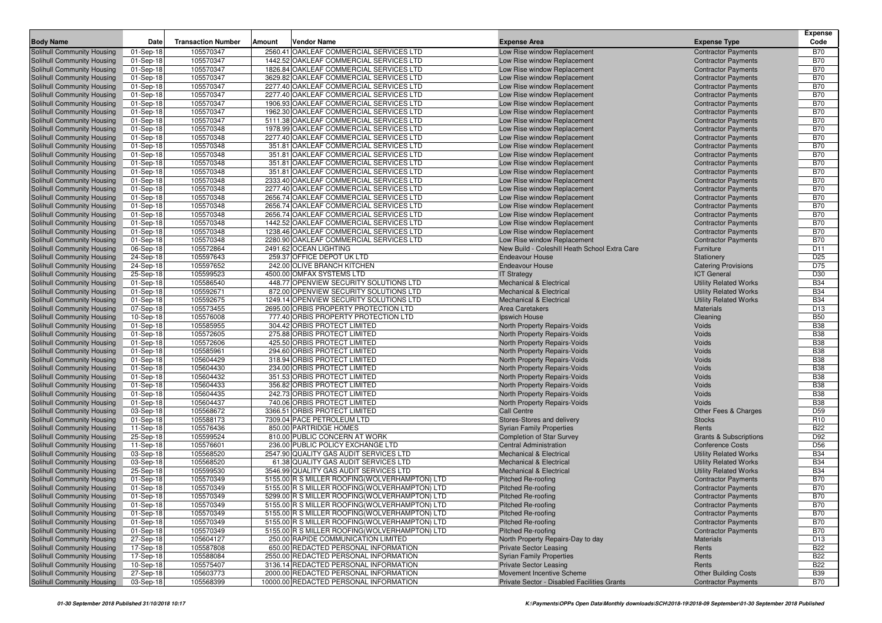| Body Name | Date | Transaction Number | Amount | Vendor Name | Expense Area | Expense Type | Expense Code |
|---|---|---|---|---|---|---|---|
| Solihull Community Housing | 01-Sep-18 | 105570347 | 2560.41 | OAKLEAF COMMERCIAL SERVICES LTD | Low Rise window Replacement | Contractor Payments | B70 |
| Solihull Community Housing | 01-Sep-18 | 105570347 | 1442.52 | OAKLEAF COMMERCIAL SERVICES LTD | Low Rise window Replacement | Contractor Payments | B70 |
| Solihull Community Housing | 01-Sep-18 | 105570347 | 1826.84 | OAKLEAF COMMERCIAL SERVICES LTD | Low Rise window Replacement | Contractor Payments | B70 |
| Solihull Community Housing | 01-Sep-18 | 105570347 | 3629.82 | OAKLEAF COMMERCIAL SERVICES LTD | Low Rise window Replacement | Contractor Payments | B70 |
| Solihull Community Housing | 01-Sep-18 | 105570347 | 2277.40 | OAKLEAF COMMERCIAL SERVICES LTD | Low Rise window Replacement | Contractor Payments | B70 |
| Solihull Community Housing | 01-Sep-18 | 105570347 | 2277.40 | OAKLEAF COMMERCIAL SERVICES LTD | Low Rise window Replacement | Contractor Payments | B70 |
| Solihull Community Housing | 01-Sep-18 | 105570347 | 1906.93 | OAKLEAF COMMERCIAL SERVICES LTD | Low Rise window Replacement | Contractor Payments | B70 |
| Solihull Community Housing | 01-Sep-18 | 105570347 | 1962.30 | OAKLEAF COMMERCIAL SERVICES LTD | Low Rise window Replacement | Contractor Payments | B70 |
| Solihull Community Housing | 01-Sep-18 | 105570347 | 5111.38 | OAKLEAF COMMERCIAL SERVICES LTD | Low Rise window Replacement | Contractor Payments | B70 |
| Solihull Community Housing | 01-Sep-18 | 105570348 | 1978.99 | OAKLEAF COMMERCIAL SERVICES LTD | Low Rise window Replacement | Contractor Payments | B70 |
| Solihull Community Housing | 01-Sep-18 | 105570348 | 2277.40 | OAKLEAF COMMERCIAL SERVICES LTD | Low Rise window Replacement | Contractor Payments | B70 |
| Solihull Community Housing | 01-Sep-18 | 105570348 | 351.81 | OAKLEAF COMMERCIAL SERVICES LTD | Low Rise window Replacement | Contractor Payments | B70 |
| Solihull Community Housing | 01-Sep-18 | 105570348 | 351.81 | OAKLEAF COMMERCIAL SERVICES LTD | Low Rise window Replacement | Contractor Payments | B70 |
| Solihull Community Housing | 01-Sep-18 | 105570348 | 351.81 | OAKLEAF COMMERCIAL SERVICES LTD | Low Rise window Replacement | Contractor Payments | B70 |
| Solihull Community Housing | 01-Sep-18 | 105570348 | 351.81 | OAKLEAF COMMERCIAL SERVICES LTD | Low Rise window Replacement | Contractor Payments | B70 |
| Solihull Community Housing | 01-Sep-18 | 105570348 | 2333.40 | OAKLEAF COMMERCIAL SERVICES LTD | Low Rise window Replacement | Contractor Payments | B70 |
| Solihull Community Housing | 01-Sep-18 | 105570348 | 2277.40 | OAKLEAF COMMERCIAL SERVICES LTD | Low Rise window Replacement | Contractor Payments | B70 |
| Solihull Community Housing | 01-Sep-18 | 105570348 | 2656.74 | OAKLEAF COMMERCIAL SERVICES LTD | Low Rise window Replacement | Contractor Payments | B70 |
| Solihull Community Housing | 01-Sep-18 | 105570348 | 2656.74 | OAKLEAF COMMERCIAL SERVICES LTD | Low Rise window Replacement | Contractor Payments | B70 |
| Solihull Community Housing | 01-Sep-18 | 105570348 | 2656.74 | OAKLEAF COMMERCIAL SERVICES LTD | Low Rise window Replacement | Contractor Payments | B70 |
| Solihull Community Housing | 01-Sep-18 | 105570348 | 1442.52 | OAKLEAF COMMERCIAL SERVICES LTD | Low Rise window Replacement | Contractor Payments | B70 |
| Solihull Community Housing | 01-Sep-18 | 105570348 | 1238.46 | OAKLEAF COMMERCIAL SERVICES LTD | Low Rise window Replacement | Contractor Payments | B70 |
| Solihull Community Housing | 01-Sep-18 | 105570348 | 2280.90 | OAKLEAF COMMERCIAL SERVICES LTD | Low Rise window Replacement | Contractor Payments | B70 |
| Solihull Community Housing | 06-Sep-18 | 105572864 | 2491.62 | OCEAN LIGHTING | New Build - Coleshill Heath School Extra Care | Furniture | D11 |
| Solihull Community Housing | 24-Sep-18 | 105597643 | 259.37 | OFFICE DEPOT UK LTD | Endeavour House | Stationery | D25 |
| Solihull Community Housing | 24-Sep-18 | 105597652 | 242.00 | OLIVE BRANCH KITCHEN | Endeavour House | Catering Provisions | D75 |
| Solihull Community Housing | 25-Sep-18 | 105599523 | 4500.00 | OMFAX SYSTEMS LTD | IT Strategy | ICT General | D30 |
| Solihull Community Housing | 01-Sep-18 | 105586540 | 448.77 | OPENVIEW SECURITY SOLUTIONS LTD | Mechanical & Electrical | Utility Related Works | B34 |
| Solihull Community Housing | 01-Sep-18 | 105592671 | 872.00 | OPENVIEW SECURITY SOLUTIONS LTD | Mechanical & Electrical | Utility Related Works | B34 |
| Solihull Community Housing | 01-Sep-18 | 105592675 | 1249.14 | OPENVIEW SECURITY SOLUTIONS LTD | Mechanical & Electrical | Utility Related Works | B34 |
| Solihull Community Housing | 07-Sep-18 | 105573455 | 2695.00 | ORBIS PROPERTY PROTECTION LTD | Area Caretakers | Materials | D13 |
| Solihull Community Housing | 10-Sep-18 | 105576008 | 777.40 | ORBIS PROPERTY PROTECTION LTD | Ipswich House | Cleaning | B50 |
| Solihull Community Housing | 01-Sep-18 | 105585955 | 304.42 | ORBIS PROTECT LIMITED | North Property Repairs-Voids | Voids | B38 |
| Solihull Community Housing | 01-Sep-18 | 105572605 | 275.88 | ORBIS PROTECT LIMITED | North Property Repairs-Voids | Voids | B38 |
| Solihull Community Housing | 01-Sep-18 | 105572606 | 425.50 | ORBIS PROTECT LIMITED | North Property Repairs-Voids | Voids | B38 |
| Solihull Community Housing | 01-Sep-18 | 105585961 | 294.60 | ORBIS PROTECT LIMITED | North Property Repairs-Voids | Voids | B38 |
| Solihull Community Housing | 01-Sep-18 | 105604429 | 318.94 | ORBIS PROTECT LIMITED | North Property Repairs-Voids | Voids | B38 |
| Solihull Community Housing | 01-Sep-18 | 105604430 | 234.00 | ORBIS PROTECT LIMITED | North Property Repairs-Voids | Voids | B38 |
| Solihull Community Housing | 01-Sep-18 | 105604432 | 351.53 | ORBIS PROTECT LIMITED | North Property Repairs-Voids | Voids | B38 |
| Solihull Community Housing | 01-Sep-18 | 105604433 | 356.82 | ORBIS PROTECT LIMITED | North Property Repairs-Voids | Voids | B38 |
| Solihull Community Housing | 01-Sep-18 | 105604435 | 242.73 | ORBIS PROTECT LIMITED | North Property Repairs-Voids | Voids | B38 |
| Solihull Community Housing | 01-Sep-18 | 105604437 | 740.06 | ORBIS PROTECT LIMITED | North Property Repairs-Voids | Voids | B38 |
| Solihull Community Housing | 03-Sep-18 | 105568672 | 3366.51 | ORBIS PROTECT LIMITED | Call Centre | Other Fees & Charges | D59 |
| Solihull Community Housing | 01-Sep-18 | 105588173 | 7309.04 | PACE PETROLEUM LTD | Stores-Stores and delivery | Stocks | R10 |
| Solihull Community Housing | 11-Sep-18 | 105576436 | 850.00 | PARTRIDGE HOMES | Syrian Family Properties | Rents | B22 |
| Solihull Community Housing | 25-Sep-18 | 105599524 | 810.00 | PUBLIC CONCERN AT WORK | Completion of Star Survey | Grants & Subscriptions | D92 |
| Solihull Community Housing | 11-Sep-18 | 105576601 | 236.00 | PUBLIC POLICY EXCHANGE LTD | Central Administration | Conference Costs | D56 |
| Solihull Community Housing | 03-Sep-18 | 105568520 | 2547.90 | QUALITY GAS AUDIT SERVICES LTD | Mechanical & Electrical | Utility Related Works | B34 |
| Solihull Community Housing | 03-Sep-18 | 105568520 | 61.38 | QUALITY GAS AUDIT SERVICES LTD | Mechanical & Electrical | Utility Related Works | B34 |
| Solihull Community Housing | 25-Sep-18 | 105599530 | 3546.99 | QUALITY GAS AUDIT SERVICES LTD | Mechanical & Electrical | Utility Related Works | B34 |
| Solihull Community Housing | 01-Sep-18 | 105570349 | 5155.00 | R S MILLER ROOFING(WOLVERHAMPTON) LTD | Pitched Re-roofing | Contractor Payments | B70 |
| Solihull Community Housing | 01-Sep-18 | 105570349 | 5155.00 | R S MILLER ROOFING(WOLVERHAMPTON) LTD | Pitched Re-roofing | Contractor Payments | B70 |
| Solihull Community Housing | 01-Sep-18 | 105570349 | 5299.00 | R S MILLER ROOFING(WOLVERHAMPTON) LTD | Pitched Re-roofing | Contractor Payments | B70 |
| Solihull Community Housing | 01-Sep-18 | 105570349 | 5155.00 | R S MILLER ROOFING(WOLVERHAMPTON) LTD | Pitched Re-roofing | Contractor Payments | B70 |
| Solihull Community Housing | 01-Sep-18 | 105570349 | 5155.00 | R S MILLER ROOFING(WOLVERHAMPTON) LTD | Pitched Re-roofing | Contractor Payments | B70 |
| Solihull Community Housing | 01-Sep-18 | 105570349 | 5155.00 | R S MILLER ROOFING(WOLVERHAMPTON) LTD | Pitched Re-roofing | Contractor Payments | B70 |
| Solihull Community Housing | 01-Sep-18 | 105570349 | 5155.00 | R S MILLER ROOFING(WOLVERHAMPTON) LTD | Pitched Re-roofing | Contractor Payments | B70 |
| Solihull Community Housing | 27-Sep-18 | 105604127 | 250.00 | RAPIDE COMMUNICATION LIMITED | North Property Repairs-Day to day | Materials | D13 |
| Solihull Community Housing | 17-Sep-18 | 105587808 | 650.00 | REDACTED PERSONAL INFORMATION | Private Sector Leasing | Rents | B22 |
| Solihull Community Housing | 17-Sep-18 | 105588084 | 2550.00 | REDACTED PERSONAL INFORMATION | Syrian Family Properties | Rents | B22 |
| Solihull Community Housing | 10-Sep-18 | 105575407 | 3136.14 | REDACTED PERSONAL INFORMATION | Private Sector Leasing | Rents | B22 |
| Solihull Community Housing | 27-Sep-18 | 105603773 | 2000.00 | REDACTED PERSONAL INFORMATION | Movement Incentive Scheme | Other Building Costs | B39 |
| Solihull Community Housing | 03-Sep-18 | 105568399 | 10000.00 | REDACTED PERSONAL INFORMATION | Private Sector - Disabled Facilities Grants | Contractor Payments | B70 |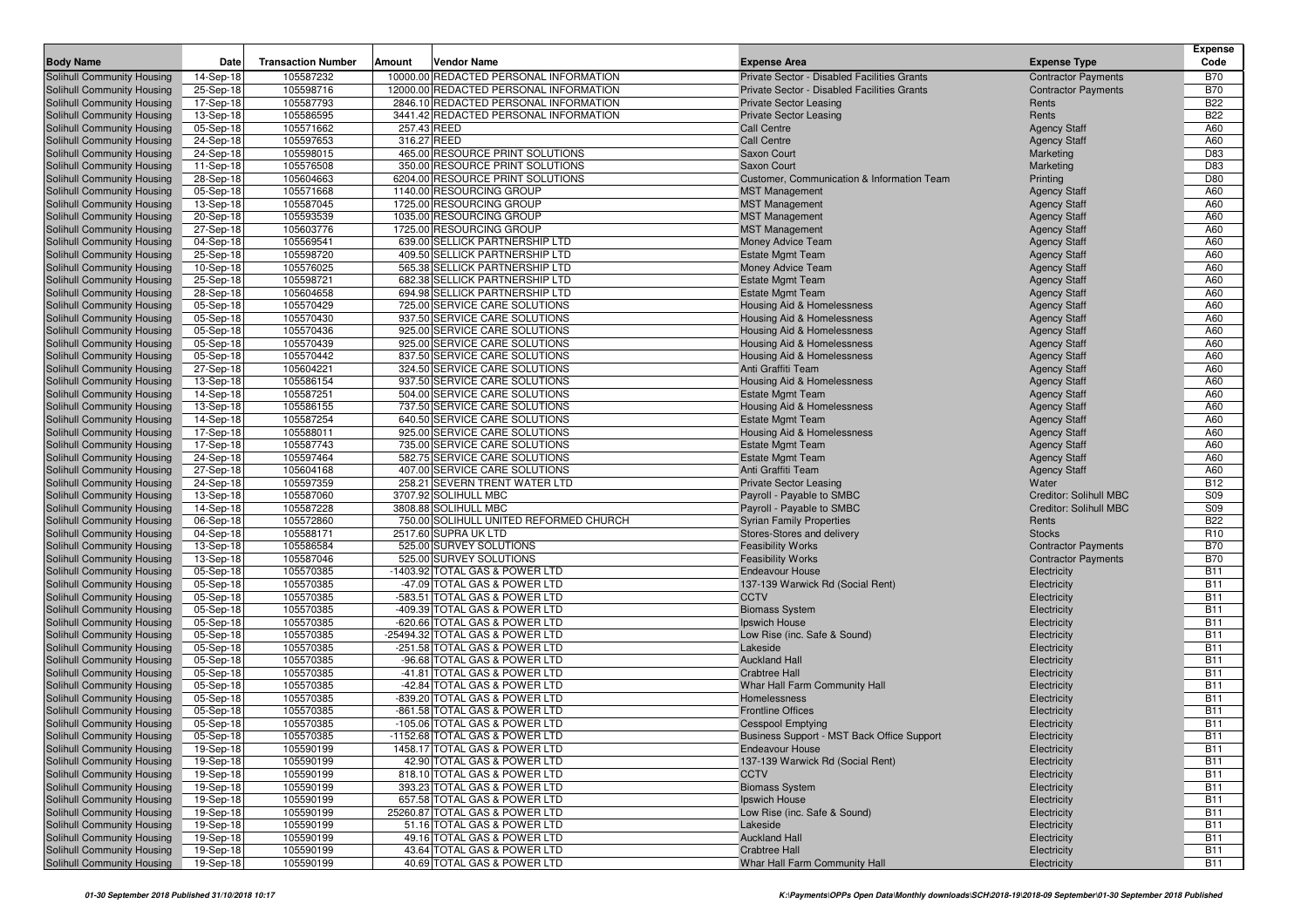| Body Name | Date | Transaction Number | Amount | Vendor Name | Expense Area | Expense Type | Expense Code |
|---|---|---|---|---|---|---|---|
| Solihull Community Housing | 14-Sep-18 | 105587232 | 10000.00 | REDACTED PERSONAL INFORMATION | Private Sector - Disabled Facilities Grants | Contractor Payments | B70 |
| Solihull Community Housing | 25-Sep-18 | 105598716 | 12000.00 | REDACTED PERSONAL INFORMATION | Private Sector - Disabled Facilities Grants | Contractor Payments | B70 |
| Solihull Community Housing | 17-Sep-18 | 105587793 | 2846.10 | REDACTED PERSONAL INFORMATION | Private Sector Leasing | Rents | B22 |
| Solihull Community Housing | 13-Sep-18 | 105586595 | 3441.42 | REDACTED PERSONAL INFORMATION | Private Sector Leasing | Rents | B22 |
| Solihull Community Housing | 05-Sep-18 | 105571662 | 257.43 | REED | Call Centre | Agency Staff | A60 |
| Solihull Community Housing | 24-Sep-18 | 105597653 | 316.27 | REED | Call Centre | Agency Staff | A60 |
| Solihull Community Housing | 24-Sep-18 | 105598015 | 465.00 | RESOURCE PRINT SOLUTIONS | Saxon Court | Marketing | D83 |
| Solihull Community Housing | 11-Sep-18 | 105576508 | 350.00 | RESOURCE PRINT SOLUTIONS | Saxon Court | Marketing | D83 |
| Solihull Community Housing | 28-Sep-18 | 105604663 | 6204.00 | RESOURCE PRINT SOLUTIONS | Customer, Communication & Information Team | Printing | D80 |
| Solihull Community Housing | 05-Sep-18 | 105571668 | 1140.00 | RESOURCING GROUP | MST Management | Agency Staff | A60 |
| Solihull Community Housing | 13-Sep-18 | 105587045 | 1725.00 | RESOURCING GROUP | MST Management | Agency Staff | A60 |
| Solihull Community Housing | 20-Sep-18 | 105593539 | 1035.00 | RESOURCING GROUP | MST Management | Agency Staff | A60 |
| Solihull Community Housing | 27-Sep-18 | 105603776 | 1725.00 | RESOURCING GROUP | MST Management | Agency Staff | A60 |
| Solihull Community Housing | 04-Sep-18 | 105569541 | 639.00 | SELLICK PARTNERSHIP LTD | Money Advice Team | Agency Staff | A60 |
| Solihull Community Housing | 25-Sep-18 | 105598720 | 409.50 | SELLICK PARTNERSHIP LTD | Estate Mgmt Team | Agency Staff | A60 |
| Solihull Community Housing | 10-Sep-18 | 105576025 | 565.38 | SELLICK PARTNERSHIP LTD | Money Advice Team | Agency Staff | A60 |
| Solihull Community Housing | 25-Sep-18 | 105598721 | 682.38 | SELLICK PARTNERSHIP LTD | Estate Mgmt Team | Agency Staff | A60 |
| Solihull Community Housing | 28-Sep-18 | 105604658 | 694.98 | SELLICK PARTNERSHIP LTD | Estate Mgmt Team | Agency Staff | A60 |
| Solihull Community Housing | 05-Sep-18 | 105570429 | 725.00 | SERVICE CARE SOLUTIONS | Housing Aid & Homelessness | Agency Staff | A60 |
| Solihull Community Housing | 05-Sep-18 | 105570430 | 937.50 | SERVICE CARE SOLUTIONS | Housing Aid & Homelessness | Agency Staff | A60 |
| Solihull Community Housing | 05-Sep-18 | 105570436 | 925.00 | SERVICE CARE SOLUTIONS | Housing Aid & Homelessness | Agency Staff | A60 |
| Solihull Community Housing | 05-Sep-18 | 105570439 | 925.00 | SERVICE CARE SOLUTIONS | Housing Aid & Homelessness | Agency Staff | A60 |
| Solihull Community Housing | 05-Sep-18 | 105570442 | 837.50 | SERVICE CARE SOLUTIONS | Housing Aid & Homelessness | Agency Staff | A60 |
| Solihull Community Housing | 27-Sep-18 | 105604221 | 324.50 | SERVICE CARE SOLUTIONS | Anti Graffiti Team | Agency Staff | A60 |
| Solihull Community Housing | 13-Sep-18 | 105586154 | 937.50 | SERVICE CARE SOLUTIONS | Housing Aid & Homelessness | Agency Staff | A60 |
| Solihull Community Housing | 14-Sep-18 | 105587251 | 504.00 | SERVICE CARE SOLUTIONS | Estate Mgmt Team | Agency Staff | A60 |
| Solihull Community Housing | 13-Sep-18 | 105586155 | 737.50 | SERVICE CARE SOLUTIONS | Housing Aid & Homelessness | Agency Staff | A60 |
| Solihull Community Housing | 14-Sep-18 | 105587254 | 640.50 | SERVICE CARE SOLUTIONS | Estate Mgmt Team | Agency Staff | A60 |
| Solihull Community Housing | 17-Sep-18 | 105588011 | 925.00 | SERVICE CARE SOLUTIONS | Housing Aid & Homelessness | Agency Staff | A60 |
| Solihull Community Housing | 17-Sep-18 | 105587743 | 735.00 | SERVICE CARE SOLUTIONS | Estate Mgmt Team | Agency Staff | A60 |
| Solihull Community Housing | 24-Sep-18 | 105597464 | 582.75 | SERVICE CARE SOLUTIONS | Estate Mgmt Team | Agency Staff | A60 |
| Solihull Community Housing | 27-Sep-18 | 105604168 | 407.00 | SERVICE CARE SOLUTIONS | Anti Graffiti Team | Agency Staff | A60 |
| Solihull Community Housing | 24-Sep-18 | 105597359 | 258.21 | SEVERN TRENT WATER LTD | Private Sector Leasing | Water | B12 |
| Solihull Community Housing | 13-Sep-18 | 105587060 | 3707.92 | SOLIHULL MBC | Payroll - Payable to SMBC | Creditor: Solihull MBC | S09 |
| Solihull Community Housing | 14-Sep-18 | 105587228 | 3808.88 | SOLIHULL MBC | Payroll - Payable to SMBC | Creditor: Solihull MBC | S09 |
| Solihull Community Housing | 06-Sep-18 | 105572860 | 750.00 | SOLIHULL UNITED REFORMED CHURCH | Syrian Family Properties | Rents | B22 |
| Solihull Community Housing | 04-Sep-18 | 105588171 | 2517.60 | SUPRA UK LTD | Stores-Stores and delivery | Stocks | R10 |
| Solihull Community Housing | 13-Sep-18 | 105586584 | 525.00 | SURVEY SOLUTIONS | Feasibility Works | Contractor Payments | B70 |
| Solihull Community Housing | 13-Sep-18 | 105587046 | 525.00 | SURVEY SOLUTIONS | Feasibility Works | Contractor Payments | B70 |
| Solihull Community Housing | 05-Sep-18 | 105570385 | -1403.92 | TOTAL GAS & POWER LTD | Endeavour House | Electricity | B11 |
| Solihull Community Housing | 05-Sep-18 | 105570385 | -47.09 | TOTAL GAS & POWER LTD | 137-139 Warwick Rd (Social Rent) | Electricity | B11 |
| Solihull Community Housing | 05-Sep-18 | 105570385 | -583.51 | TOTAL GAS & POWER LTD | CCTV | Electricity | B11 |
| Solihull Community Housing | 05-Sep-18 | 105570385 | -409.39 | TOTAL GAS & POWER LTD | Biomass System | Electricity | B11 |
| Solihull Community Housing | 05-Sep-18 | 105570385 | -620.66 | TOTAL GAS & POWER LTD | Ipswich House | Electricity | B11 |
| Solihull Community Housing | 05-Sep-18 | 105570385 | -25494.32 | TOTAL GAS & POWER LTD | Low Rise (inc. Safe & Sound) | Electricity | B11 |
| Solihull Community Housing | 05-Sep-18 | 105570385 | -251.58 | TOTAL GAS & POWER LTD | Lakeside | Electricity | B11 |
| Solihull Community Housing | 05-Sep-18 | 105570385 | -96.68 | TOTAL GAS & POWER LTD | Auckland Hall | Electricity | B11 |
| Solihull Community Housing | 05-Sep-18 | 105570385 | -41.81 | TOTAL GAS & POWER LTD | Crabtree Hall | Electricity | B11 |
| Solihull Community Housing | 05-Sep-18 | 105570385 | -42.84 | TOTAL GAS & POWER LTD | Whar Hall Farm Community Hall | Electricity | B11 |
| Solihull Community Housing | 05-Sep-18 | 105570385 | -839.20 | TOTAL GAS & POWER LTD | Homelessness | Electricity | B11 |
| Solihull Community Housing | 05-Sep-18 | 105570385 | -861.58 | TOTAL GAS & POWER LTD | Frontline Offices | Electricity | B11 |
| Solihull Community Housing | 05-Sep-18 | 105570385 | -105.06 | TOTAL GAS & POWER LTD | Cesspool Emptying | Electricity | B11 |
| Solihull Community Housing | 05-Sep-18 | 105570385 | -1152.68 | TOTAL GAS & POWER LTD | Business Support - MST Back Office Support | Electricity | B11 |
| Solihull Community Housing | 19-Sep-18 | 105590199 | 1458.17 | TOTAL GAS & POWER LTD | Endeavour House | Electricity | B11 |
| Solihull Community Housing | 19-Sep-18 | 105590199 | 42.90 | TOTAL GAS & POWER LTD | 137-139 Warwick Rd (Social Rent) | Electricity | B11 |
| Solihull Community Housing | 19-Sep-18 | 105590199 | 818.10 | TOTAL GAS & POWER LTD | CCTV | Electricity | B11 |
| Solihull Community Housing | 19-Sep-18 | 105590199 | 393.23 | TOTAL GAS & POWER LTD | Biomass System | Electricity | B11 |
| Solihull Community Housing | 19-Sep-18 | 105590199 | 657.58 | TOTAL GAS & POWER LTD | Ipswich House | Electricity | B11 |
| Solihull Community Housing | 19-Sep-18 | 105590199 | 25260.87 | TOTAL GAS & POWER LTD | Low Rise (inc. Safe & Sound) | Electricity | B11 |
| Solihull Community Housing | 19-Sep-18 | 105590199 | 51.16 | TOTAL GAS & POWER LTD | Lakeside | Electricity | B11 |
| Solihull Community Housing | 19-Sep-18 | 105590199 | 49.16 | TOTAL GAS & POWER LTD | Auckland Hall | Electricity | B11 |
| Solihull Community Housing | 19-Sep-18 | 105590199 | 43.64 | TOTAL GAS & POWER LTD | Crabtree Hall | Electricity | B11 |
| Solihull Community Housing | 19-Sep-18 | 105590199 | 40.69 | TOTAL GAS & POWER LTD | Whar Hall Farm Community Hall | Electricity | B11 |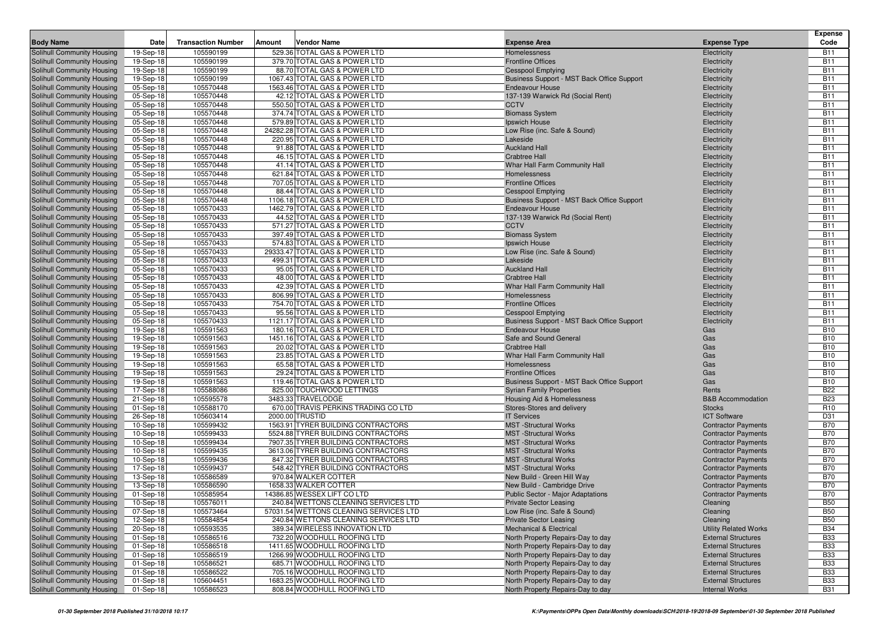| Body Name | Date | Transaction Number | Amount | Vendor Name | Expense Area | Expense Type | Expense Code |
|---|---|---|---|---|---|---|---|
| Solihull Community Housing | 19-Sep-18 | 105590199 | 529.36 | TOTAL GAS & POWER LTD | Homelessness | Electricity | B11 |
| Solihull Community Housing | 19-Sep-18 | 105590199 | 379.70 | TOTAL GAS & POWER LTD | Frontline Offices | Electricity | B11 |
| Solihull Community Housing | 19-Sep-18 | 105590199 | 88.70 | TOTAL GAS & POWER LTD | Cesspool Emptying | Electricity | B11 |
| Solihull Community Housing | 19-Sep-18 | 105590199 | 1067.43 | TOTAL GAS & POWER LTD | Business Support - MST Back Office Support | Electricity | B11 |
| Solihull Community Housing | 05-Sep-18 | 105570448 | 1563.46 | TOTAL GAS & POWER LTD | Endeavour House | Electricity | B11 |
| Solihull Community Housing | 05-Sep-18 | 105570448 | 42.12 | TOTAL GAS & POWER LTD | 137-139 Warwick Rd (Social Rent) | Electricity | B11 |
| Solihull Community Housing | 05-Sep-18 | 105570448 | 550.50 | TOTAL GAS & POWER LTD | CCTV | Electricity | B11 |
| Solihull Community Housing | 05-Sep-18 | 105570448 | 374.74 | TOTAL GAS & POWER LTD | Biomass System | Electricity | B11 |
| Solihull Community Housing | 05-Sep-18 | 105570448 | 579.89 | TOTAL GAS & POWER LTD | Ipswich House | Electricity | B11 |
| Solihull Community Housing | 05-Sep-18 | 105570448 | 24282.28 | TOTAL GAS & POWER LTD | Low Rise (inc. Safe & Sound) | Electricity | B11 |
| Solihull Community Housing | 05-Sep-18 | 105570448 | 220.95 | TOTAL GAS & POWER LTD | Lakeside | Electricity | B11 |
| Solihull Community Housing | 05-Sep-18 | 105570448 | 91.88 | TOTAL GAS & POWER LTD | Auckland Hall | Electricity | B11 |
| Solihull Community Housing | 05-Sep-18 | 105570448 | 46.15 | TOTAL GAS & POWER LTD | Crabtree Hall | Electricity | B11 |
| Solihull Community Housing | 05-Sep-18 | 105570448 | 41.14 | TOTAL GAS & POWER LTD | Whar Hall Farm Community Hall | Electricity | B11 |
| Solihull Community Housing | 05-Sep-18 | 105570448 | 621.84 | TOTAL GAS & POWER LTD | Homelessness | Electricity | B11 |
| Solihull Community Housing | 05-Sep-18 | 105570448 | 707.05 | TOTAL GAS & POWER LTD | Frontline Offices | Electricity | B11 |
| Solihull Community Housing | 05-Sep-18 | 105570448 | 88.44 | TOTAL GAS & POWER LTD | Cesspool Emptying | Electricity | B11 |
| Solihull Community Housing | 05-Sep-18 | 105570448 | 1106.18 | TOTAL GAS & POWER LTD | Business Support - MST Back Office Support | Electricity | B11 |
| Solihull Community Housing | 05-Sep-18 | 105570433 | 1462.79 | TOTAL GAS & POWER LTD | Endeavour House | Electricity | B11 |
| Solihull Community Housing | 05-Sep-18 | 105570433 | 44.52 | TOTAL GAS & POWER LTD | 137-139 Warwick Rd (Social Rent) | Electricity | B11 |
| Solihull Community Housing | 05-Sep-18 | 105570433 | 571.27 | TOTAL GAS & POWER LTD | CCTV | Electricity | B11 |
| Solihull Community Housing | 05-Sep-18 | 105570433 | 397.49 | TOTAL GAS & POWER LTD | Biomass System | Electricity | B11 |
| Solihull Community Housing | 05-Sep-18 | 105570433 | 574.83 | TOTAL GAS & POWER LTD | Ipswich House | Electricity | B11 |
| Solihull Community Housing | 05-Sep-18 | 105570433 | 29333.47 | TOTAL GAS & POWER LTD | Low Rise (inc. Safe & Sound) | Electricity | B11 |
| Solihull Community Housing | 05-Sep-18 | 105570433 | 499.31 | TOTAL GAS & POWER LTD | Lakeside | Electricity | B11 |
| Solihull Community Housing | 05-Sep-18 | 105570433 | 95.05 | TOTAL GAS & POWER LTD | Auckland Hall | Electricity | B11 |
| Solihull Community Housing | 05-Sep-18 | 105570433 | 48.00 | TOTAL GAS & POWER LTD | Crabtree Hall | Electricity | B11 |
| Solihull Community Housing | 05-Sep-18 | 105570433 | 42.39 | TOTAL GAS & POWER LTD | Whar Hall Farm Community Hall | Electricity | B11 |
| Solihull Community Housing | 05-Sep-18 | 105570433 | 806.99 | TOTAL GAS & POWER LTD | Homelessness | Electricity | B11 |
| Solihull Community Housing | 05-Sep-18 | 105570433 | 754.70 | TOTAL GAS & POWER LTD | Frontline Offices | Electricity | B11 |
| Solihull Community Housing | 05-Sep-18 | 105570433 | 95.56 | TOTAL GAS & POWER LTD | Cesspool Emptying | Electricity | B11 |
| Solihull Community Housing | 05-Sep-18 | 105570433 | 1121.17 | TOTAL GAS & POWER LTD | Business Support - MST Back Office Support | Electricity | B11 |
| Solihull Community Housing | 19-Sep-18 | 105591563 | 180.16 | TOTAL GAS & POWER LTD | Endeavour House | Gas | B10 |
| Solihull Community Housing | 19-Sep-18 | 105591563 | 1451.16 | TOTAL GAS & POWER LTD | Safe and Sound General | Gas | B10 |
| Solihull Community Housing | 19-Sep-18 | 105591563 | 20.02 | TOTAL GAS & POWER LTD | Crabtree Hall | Gas | B10 |
| Solihull Community Housing | 19-Sep-18 | 105591563 | 23.85 | TOTAL GAS & POWER LTD | Whar Hall Farm Community Hall | Gas | B10 |
| Solihull Community Housing | 19-Sep-18 | 105591563 | 65.58 | TOTAL GAS & POWER LTD | Homelessness | Gas | B10 |
| Solihull Community Housing | 19-Sep-18 | 105591563 | 29.24 | TOTAL GAS & POWER LTD | Frontline Offices | Gas | B10 |
| Solihull Community Housing | 19-Sep-18 | 105591563 | 119.46 | TOTAL GAS & POWER LTD | Business Support - MST Back Office Support | Gas | B10 |
| Solihull Community Housing | 17-Sep-18 | 105588086 | 825.00 | TOUCHWOOD LETTINGS | Syrian Family Properties | Rents | B22 |
| Solihull Community Housing | 21-Sep-18 | 105595578 | 3483.33 | TRAVELODGE | Housing Aid & Homelessness | B&B Accommodation | B23 |
| Solihull Community Housing | 01-Sep-18 | 105588170 | 670.00 | TRAVIS PERKINS TRADING CO LTD | Stores-Stores and delivery | Stocks | R10 |
| Solihull Community Housing | 26-Sep-18 | 105603414 | 2000.00 | TRUSTID | IT Services | ICT Software | D31 |
| Solihull Community Housing | 10-Sep-18 | 105599432 | 1563.91 | TYRER BUILDING CONTRACTORS | MST -Structural Works | Contractor Payments | B70 |
| Solihull Community Housing | 10-Sep-18 | 105599433 | 5524.88 | TYRER BUILDING CONTRACTORS | MST -Structural Works | Contractor Payments | B70 |
| Solihull Community Housing | 10-Sep-18 | 105599434 | 7907.35 | TYRER BUILDING CONTRACTORS | MST -Structural Works | Contractor Payments | B70 |
| Solihull Community Housing | 10-Sep-18 | 105599435 | 3613.06 | TYRER BUILDING CONTRACTORS | MST -Structural Works | Contractor Payments | B70 |
| Solihull Community Housing | 10-Sep-18 | 105599436 | 847.32 | TYRER BUILDING CONTRACTORS | MST -Structural Works | Contractor Payments | B70 |
| Solihull Community Housing | 17-Sep-18 | 105599437 | 548.42 | TYRER BUILDING CONTRACTORS | MST -Structural Works | Contractor Payments | B70 |
| Solihull Community Housing | 13-Sep-18 | 105586589 | 970.84 | WALKER COTTER | New Build - Green Hill Way | Contractor Payments | B70 |
| Solihull Community Housing | 13-Sep-18 | 105586590 | 1658.33 | WALKER COTTER | New Build - Cambridge Drive | Contractor Payments | B70 |
| Solihull Community Housing | 01-Sep-18 | 105585954 | 14386.85 | WESSEX LIFT CO LTD | Public Sector - Major Adaptations | Contractor Payments | B70 |
| Solihull Community Housing | 10-Sep-18 | 105576011 | 240.84 | WETTONS CLEANING SERVICES LTD | Private Sector Leasing | Cleaning | B50 |
| Solihull Community Housing | 07-Sep-18 | 105573464 | 57031.54 | WETTONS CLEANING SERVICES LTD | Low Rise (inc. Safe & Sound) | Cleaning | B50 |
| Solihull Community Housing | 12-Sep-18 | 105584854 | 240.84 | WETTONS CLEANING SERVICES LTD | Private Sector Leasing | Cleaning | B50 |
| Solihull Community Housing | 20-Sep-18 | 105593535 | 389.34 | WIRELESS INNOVATION LTD | Mechanical & Electrical | Utility Related Works | B34 |
| Solihull Community Housing | 01-Sep-18 | 105586516 | 732.20 | WOODHULL ROOFING LTD | North Property Repairs-Day to day | External Structures | B33 |
| Solihull Community Housing | 01-Sep-18 | 105586518 | 1411.65 | WOODHULL ROOFING LTD | North Property Repairs-Day to day | External Structures | B33 |
| Solihull Community Housing | 01-Sep-18 | 105586519 | 1266.99 | WOODHULL ROOFING LTD | North Property Repairs-Day to day | External Structures | B33 |
| Solihull Community Housing | 01-Sep-18 | 105586521 | 685.71 | WOODHULL ROOFING LTD | North Property Repairs-Day to day | External Structures | B33 |
| Solihull Community Housing | 01-Sep-18 | 105586522 | 705.16 | WOODHULL ROOFING LTD | North Property Repairs-Day to day | External Structures | B33 |
| Solihull Community Housing | 01-Sep-18 | 105604451 | 1683.25 | WOODHULL ROOFING LTD | North Property Repairs-Day to day | External Structures | B33 |
| Solihull Community Housing | 01-Sep-18 | 105586523 | 808.84 | WOODHULL ROOFING LTD | North Property Repairs-Day to day | Internal Works | B31 |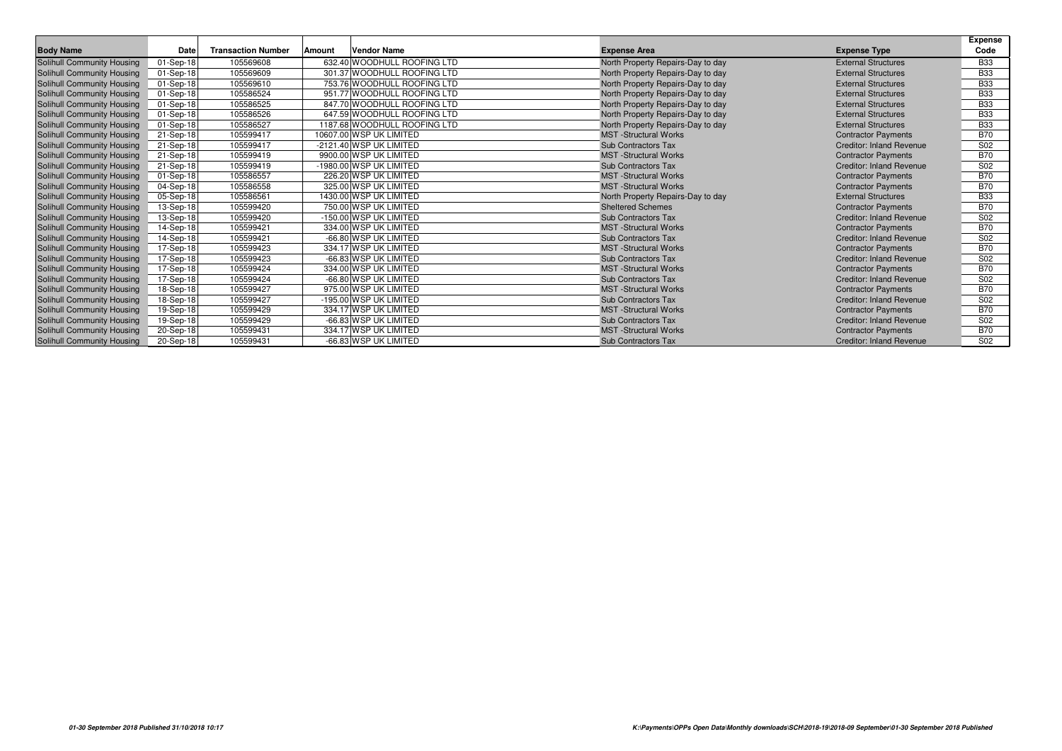| Body Name | Date | Transaction Number | Amount | Vendor Name | Expense Area | Expense Type | Expense Code |
|---|---|---|---|---|---|---|---|
| Solihull Community Housing | 01-Sep-18 | 105569608 | 632.40 | WOODHULL ROOFING LTD | North Property Repairs-Day to day | External Structures | B33 |
| Solihull Community Housing | 01-Sep-18 | 105569609 | 301.37 | WOODHULL ROOFING LTD | North Property Repairs-Day to day | External Structures | B33 |
| Solihull Community Housing | 01-Sep-18 | 105569610 | 753.76 | WOODHULL ROOFING LTD | North Property Repairs-Day to day | External Structures | B33 |
| Solihull Community Housing | 01-Sep-18 | 105586524 | 951.77 | WOODHULL ROOFING LTD | North Property Repairs-Day to day | External Structures | B33 |
| Solihull Community Housing | 01-Sep-18 | 105586525 | 847.70 | WOODHULL ROOFING LTD | North Property Repairs-Day to day | External Structures | B33 |
| Solihull Community Housing | 01-Sep-18 | 105586526 | 647.59 | WOODHULL ROOFING LTD | North Property Repairs-Day to day | External Structures | B33 |
| Solihull Community Housing | 01-Sep-18 | 105586527 | 1187.68 | WOODHULL ROOFING LTD | North Property Repairs-Day to day | External Structures | B33 |
| Solihull Community Housing | 21-Sep-18 | 105599417 | 10607.00 | WSP UK LIMITED | MST -Structural Works | Contractor Payments | B70 |
| Solihull Community Housing | 21-Sep-18 | 105599417 | -2121.40 | WSP UK LIMITED | Sub Contractors Tax | Creditor: Inland Revenue | S02 |
| Solihull Community Housing | 21-Sep-18 | 105599419 | 9900.00 | WSP UK LIMITED | MST -Structural Works | Contractor Payments | B70 |
| Solihull Community Housing | 21-Sep-18 | 105599419 | -1980.00 | WSP UK LIMITED | Sub Contractors Tax | Creditor: Inland Revenue | S02 |
| Solihull Community Housing | 01-Sep-18 | 105586557 | 226.20 | WSP UK LIMITED | MST -Structural Works | Contractor Payments | B70 |
| Solihull Community Housing | 04-Sep-18 | 105586558 | 325.00 | WSP UK LIMITED | MST -Structural Works | Contractor Payments | B70 |
| Solihull Community Housing | 05-Sep-18 | 105586561 | 1430.00 | WSP UK LIMITED | North Property Repairs-Day to day | External Structures | B33 |
| Solihull Community Housing | 13-Sep-18 | 105599420 | 750.00 | WSP UK LIMITED | Sheltered Schemes | Contractor Payments | B70 |
| Solihull Community Housing | 13-Sep-18 | 105599420 | -150.00 | WSP UK LIMITED | Sub Contractors Tax | Creditor: Inland Revenue | S02 |
| Solihull Community Housing | 14-Sep-18 | 105599421 | 334.00 | WSP UK LIMITED | MST -Structural Works | Contractor Payments | B70 |
| Solihull Community Housing | 14-Sep-18 | 105599421 | -66.80 | WSP UK LIMITED | Sub Contractors Tax | Creditor: Inland Revenue | S02 |
| Solihull Community Housing | 17-Sep-18 | 105599423 | 334.17 | WSP UK LIMITED | MST -Structural Works | Contractor Payments | B70 |
| Solihull Community Housing | 17-Sep-18 | 105599423 | -66.83 | WSP UK LIMITED | Sub Contractors Tax | Creditor: Inland Revenue | S02 |
| Solihull Community Housing | 17-Sep-18 | 105599424 | 334.00 | WSP UK LIMITED | MST -Structural Works | Contractor Payments | B70 |
| Solihull Community Housing | 17-Sep-18 | 105599424 | -66.80 | WSP UK LIMITED | Sub Contractors Tax | Creditor: Inland Revenue | S02 |
| Solihull Community Housing | 18-Sep-18 | 105599427 | 975.00 | WSP UK LIMITED | MST -Structural Works | Contractor Payments | B70 |
| Solihull Community Housing | 18-Sep-18 | 105599427 | -195.00 | WSP UK LIMITED | Sub Contractors Tax | Creditor: Inland Revenue | S02 |
| Solihull Community Housing | 19-Sep-18 | 105599429 | 334.17 | WSP UK LIMITED | MST -Structural Works | Contractor Payments | B70 |
| Solihull Community Housing | 19-Sep-18 | 105599429 | -66.83 | WSP UK LIMITED | Sub Contractors Tax | Creditor: Inland Revenue | S02 |
| Solihull Community Housing | 20-Sep-18 | 105599431 | 334.17 | WSP UK LIMITED | MST -Structural Works | Contractor Payments | B70 |
| Solihull Community Housing | 20-Sep-18 | 105599431 | -66.83 | WSP UK LIMITED | Sub Contractors Tax | Creditor: Inland Revenue | S02 |